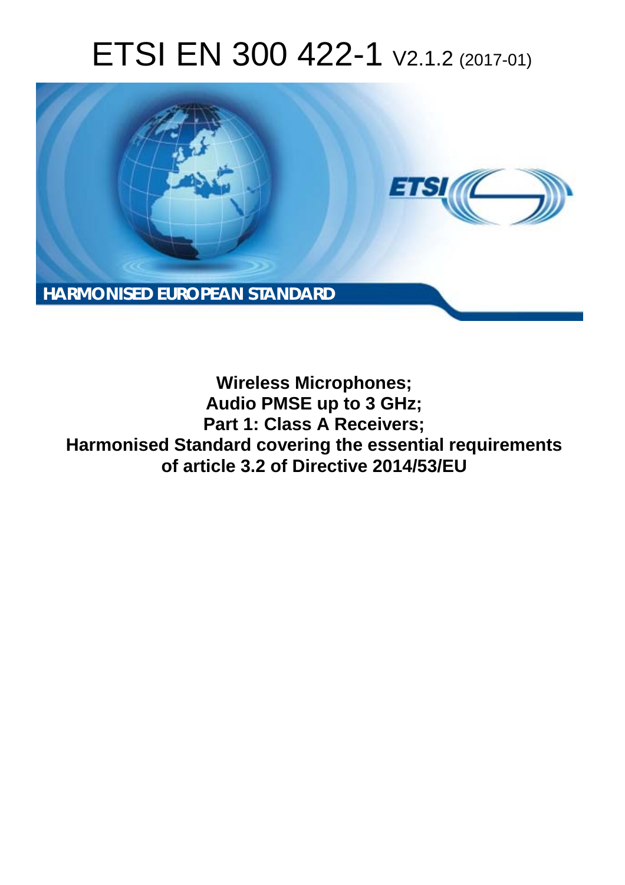# ETSI EN 300 422-1 V2.1.2 (2017-01)

**HARMONISED EUROPEAN STANDARD**

**Wireless Microphones;**
**Audio PMSE up to 3 GHz;**
**Part 1: Class A Receivers;**
**Harmonised Standard covering the essential requirements of article 3.2 of Directive 2014/53/EU**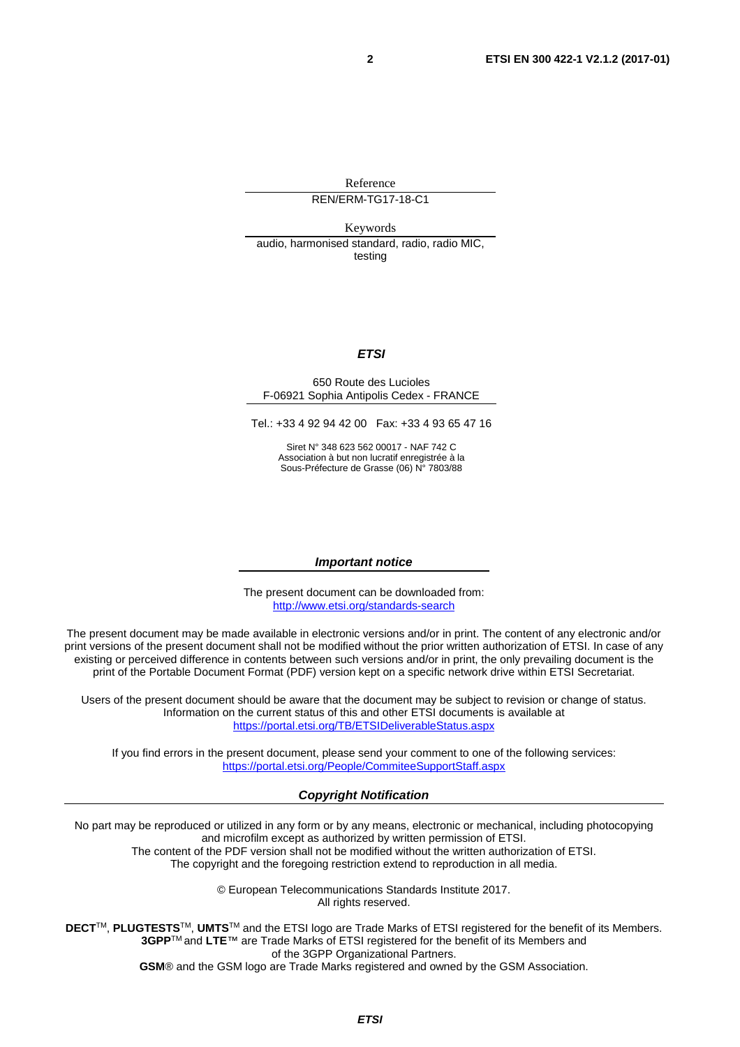Reference

REN/ERM-TG17-18-C1

Keywords

audio, harmonised standard, radio, radio MIC, testing

***ETSI***

650 Route des Lucioles
F-06921 Sophia Antipolis Cedex - FRANCE

Tel.: +33 4 92 94 42 00 Fax: +33 4 93 65 47 16

Siret N° 348 623 562 00017 - NAF 742 C
Association à but non lucratif enregistrée à la
Sous-Préfecture de Grasse (06) N° 7803/88

***Important notice***

The present document can be downloaded from:
http://www.etsi.org/standards-search

The present document may be made available in electronic versions and/or in print. The content of any electronic and/or print versions of the present document shall not be modified without the prior written authorization of ETSI. In case of any existing or perceived difference in contents between such versions and/or in print, the only prevailing document is the print of the Portable Document Format (PDF) version kept on a specific network drive within ETSI Secretariat.

Users of the present document should be aware that the document may be subject to revision or change of status. Information on the current status of this and other ETSI documents is available at
https://portal.etsi.org/TB/ETSIDeliverableStatus.aspx

If you find errors in the present document, please send your comment to one of the following services:
https://portal.etsi.org/People/CommiteeSupportStaff.aspx

***Copyright Notification***

No part may be reproduced or utilized in any form or by any means, electronic or mechanical, including photocopying and microfilm except as authorized by written permission of ETSI.
The content of the PDF version shall not be modified without the written authorization of ETSI.
The copyright and the foregoing restriction extend to reproduction in all media.

© European Telecommunications Standards Institute 2017.
All rights reserved.

**DECT**™, **PLUGTESTS**™, **UMTS**™ and the ETSI logo are Trade Marks of ETSI registered for the benefit of its Members.
**3GPP**™ and **LTE**™ are Trade Marks of ETSI registered for the benefit of its Members and of the 3GPP Organizational Partners.
**GSM**® and the GSM logo are Trade Marks registered and owned by the GSM Association.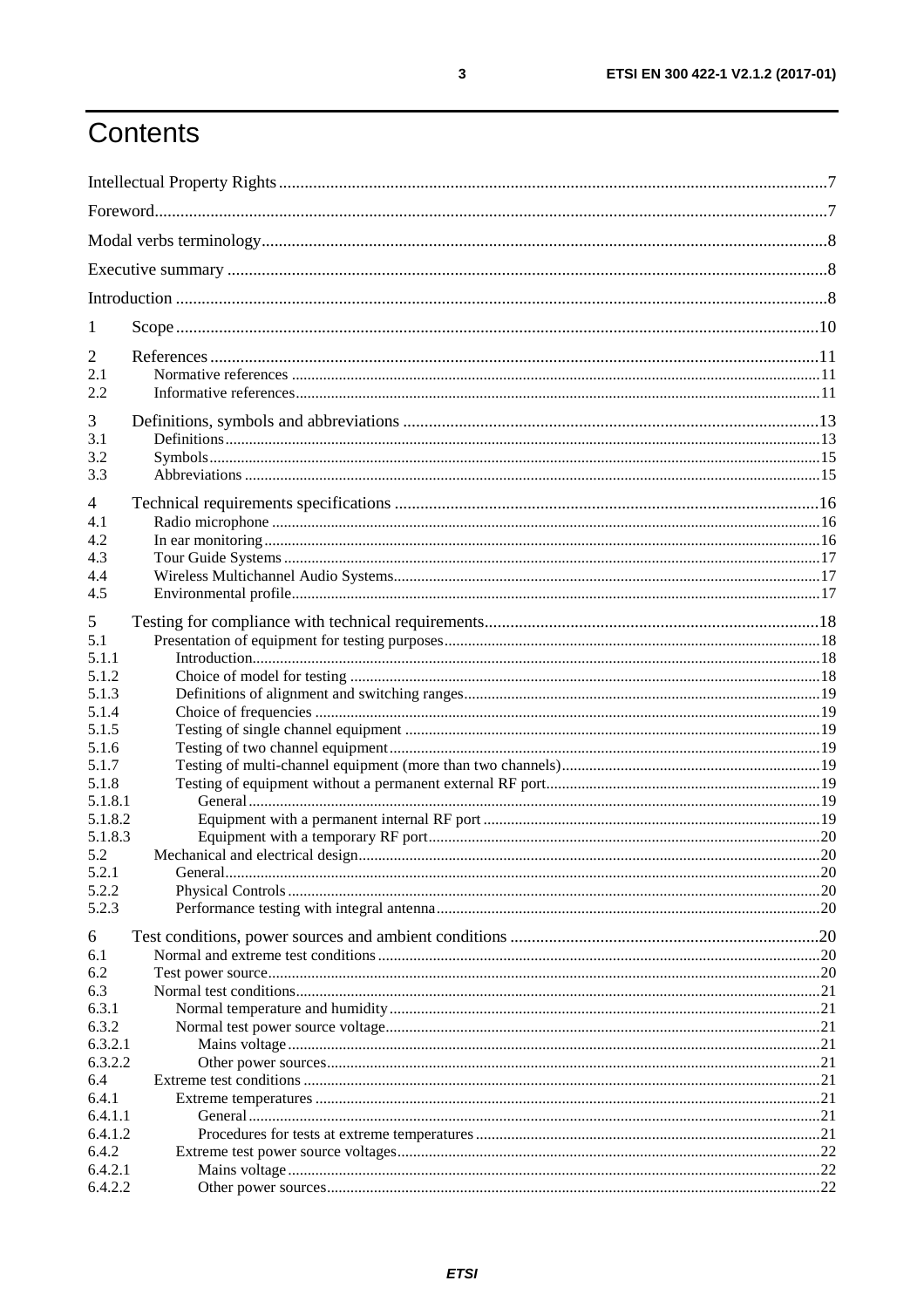# Contents

Intellectual Property Rights ............................................................................................................................7

Foreword.........................................................................................................................................................7

Modal verbs terminology................................................................................................................................8

Executive summary .........................................................................................................................................8

Introduction ....................................................................................................................................................8

1 Scope ..........................................................................................................................................................10

2 References ..................................................................................................................................................11
- 2.1 Normative references ..............................................................................................................................11
- 2.2 Informative references.............................................................................................................................11

3 Definitions, symbols and abbreviations .......................................................................................................13
- 3.1 Definitions ...............................................................................................................................................13
- 3.2 Symbols....................................................................................................................................................15
- 3.3 Abbreviations ..........................................................................................................................................15

4 Technical requirements specifications ........................................................................................................16
- 4.1 Radio microphone ...................................................................................................................................16
- 4.2 In ear monitoring.....................................................................................................................................16
- 4.3 Tour Guide Systems ................................................................................................................................17
- 4.4 Wireless Multichannel Audio Systems.....................................................................................................17
- 4.5 Environmental profile..............................................................................................................................17

5 Testing for compliance with technical requirements....................................................................................18
- 5.1 Presentation of equipment for testing purposes........................................................................................18
  - 5.1.1 Introduction.......................................................................................................................................18
  - 5.1.2 Choice of model for testing ................................................................................................................18
  - 5.1.3 Definitions of alignment and switching ranges...................................................................................19
  - 5.1.4 Choice of frequencies ........................................................................................................................19
  - 5.1.5 Testing of single channel equipment ..................................................................................................19
  - 5.1.6 Testing of two channel equipment......................................................................................................19
  - 5.1.7 Testing of multi-channel equipment (more than two channels)............................................................19
  - 5.1.8 Testing of equipment without a permanent external RF port...............................................................19
    - 5.1.8.1 General ........................................................................................................................................19
    - 5.1.8.2 Equipment with a permanent internal RF port ..............................................................................19
    - 5.1.8.3 Equipment with a temporary RF port............................................................................................20
- 5.2 Mechanical and electrical design..............................................................................................................20
  - 5.2.1 General...............................................................................................................................................20
  - 5.2.2 Physical Controls ...............................................................................................................................20
  - 5.2.3 Performance testing with integral antenna..........................................................................................20

6 Test conditions, power sources and ambient conditions ................................................................................20
- 6.1 Normal and extreme test conditions .........................................................................................................20
- 6.2 Test power source.....................................................................................................................................20
- 6.3 Normal test conditions..............................................................................................................................21
  - 6.3.1 Normal temperature and humidity......................................................................................................21
  - 6.3.2 Normal test power source voltage.......................................................................................................21
    - 6.3.2.1 Mains voltage ...............................................................................................................................21
    - 6.3.2.2 Other power sources......................................................................................................................21
- 6.4 Extreme test conditions ............................................................................................................................21
  - 6.4.1 Extreme temperatures ........................................................................................................................21
    - 6.4.1.1 General ........................................................................................................................................21
    - 6.4.1.2 Procedures for tests at extreme temperatures ................................................................................21
  - 6.4.2 Extreme test power source voltages....................................................................................................22
    - 6.4.2.1 Mains voltage ...............................................................................................................................22
    - 6.4.2.2 Other power sources......................................................................................................................22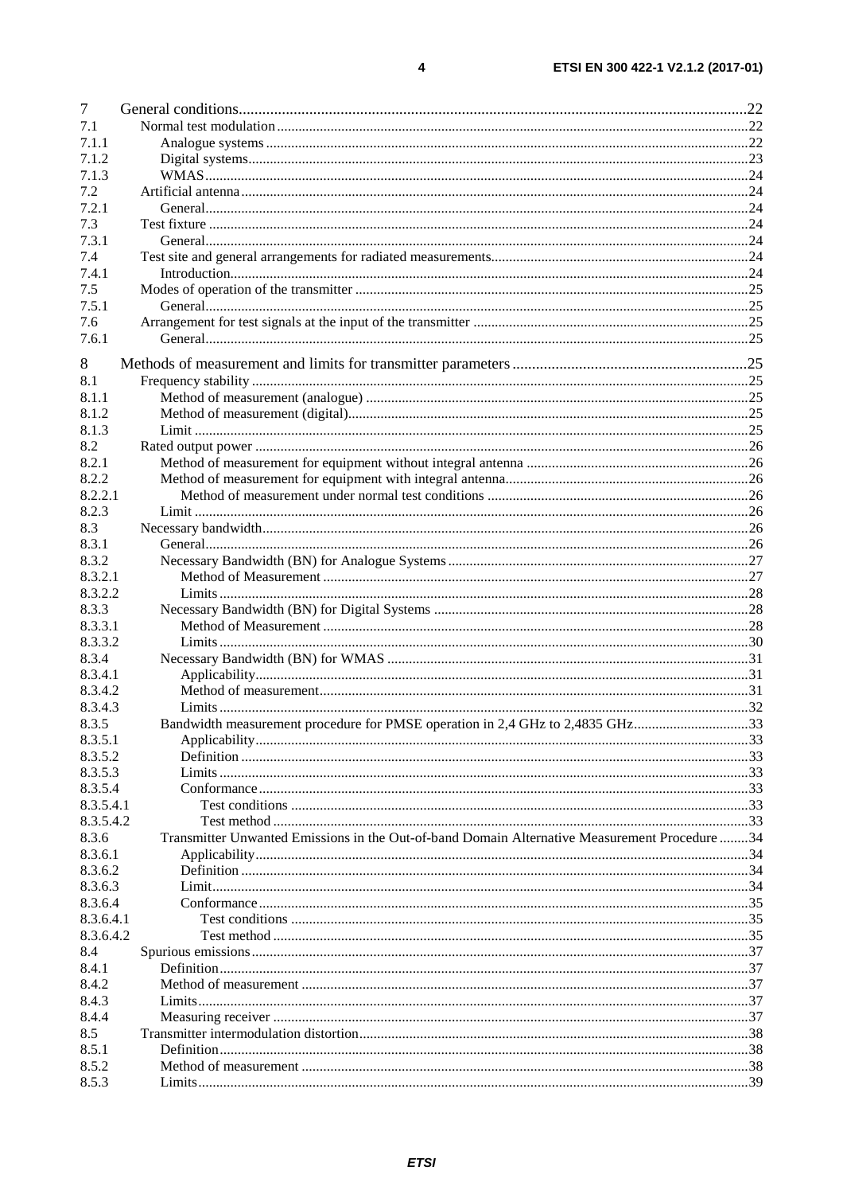7 General conditions ......... 22
7.1 Normal test modulation ......... 22
7.1.1 Analogue systems ......... 22
7.1.2 Digital systems ......... 23
7.1.3 WMAS ......... 24
7.2 Artificial antenna ......... 24
7.2.1 General ......... 24
7.3 Test fixture ......... 24
7.3.1 General ......... 24
7.4 Test site and general arrangements for radiated measurements ......... 24
7.4.1 Introduction ......... 24
7.5 Modes of operation of the transmitter ......... 25
7.5.1 General ......... 25
7.6 Arrangement for test signals at the input of the transmitter ......... 25
7.6.1 General ......... 25

8 Methods of measurement and limits for transmitter parameters ......... 25
8.1 Frequency stability ......... 25
8.1.1 Method of measurement (analogue) ......... 25
8.1.2 Method of measurement (digital) ......... 25
8.1.3 Limit ......... 25
8.2 Rated output power ......... 26
8.2.1 Method of measurement for equipment without integral antenna ......... 26
8.2.2 Method of measurement for equipment with integral antenna ......... 26
8.2.2.1 Method of measurement under normal test conditions ......... 26
8.2.3 Limit ......... 26
8.3 Necessary bandwidth ......... 26
8.3.1 General ......... 26
8.3.2 Necessary Bandwidth (BN) for Analogue Systems ......... 27
8.3.2.1 Method of Measurement ......... 27
8.3.2.2 Limits ......... 28
8.3.3 Necessary Bandwidth (BN) for Digital Systems ......... 28
8.3.3.1 Method of Measurement ......... 28
8.3.3.2 Limits ......... 30
8.3.4 Necessary Bandwidth (BN) for WMAS ......... 31
8.3.4.1 Applicability ......... 31
8.3.4.2 Method of measurement ......... 31
8.3.4.3 Limits ......... 32
8.3.5 Bandwidth measurement procedure for PMSE operation in 2,4 GHz to 2,4835 GHz ......... 33
8.3.5.1 Applicability ......... 33
8.3.5.2 Definition ......... 33
8.3.5.3 Limits ......... 33
8.3.5.4 Conformance ......... 33
8.3.5.4.1 Test conditions ......... 33
8.3.5.4.2 Test method ......... 33
8.3.6 Transmitter Unwanted Emissions in the Out-of-band Domain Alternative Measurement Procedure ......... 34
8.3.6.1 Applicability ......... 34
8.3.6.2 Definition ......... 34
8.3.6.3 Limit ......... 34
8.3.6.4 Conformance ......... 35
8.3.6.4.1 Test conditions ......... 35
8.3.6.4.2 Test method ......... 35
8.4 Spurious emissions ......... 37
8.4.1 Definition ......... 37
8.4.2 Method of measurement ......... 37
8.4.3 Limits ......... 37
8.4.4 Measuring receiver ......... 37
8.5 Transmitter intermodulation distortion ......... 38
8.5.1 Definition ......... 38
8.5.2 Method of measurement ......... 38
8.5.3 Limits ......... 39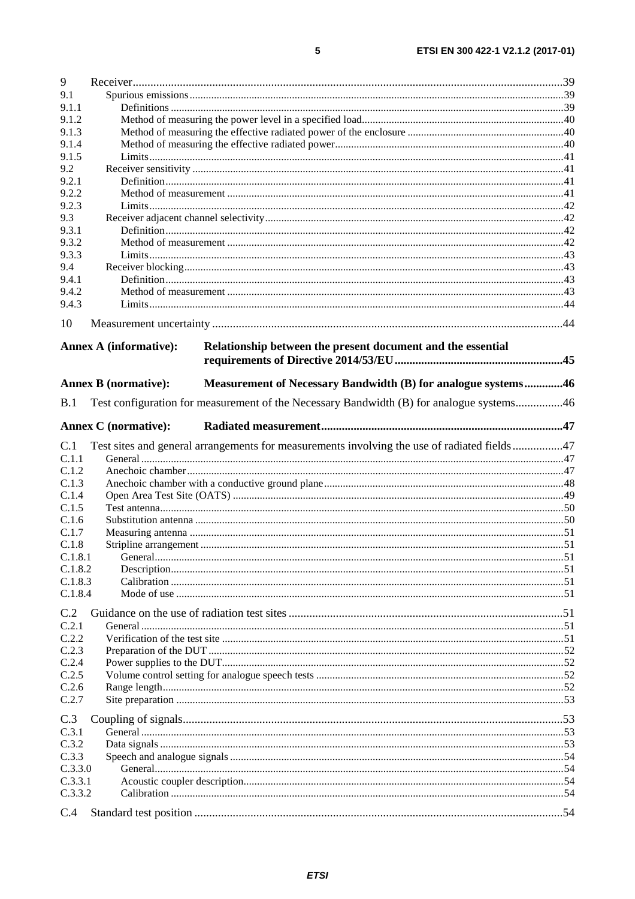9 Receiver .....39
9.1 Spurious emissions .....39
9.1.1 Definitions .....39
9.1.2 Method of measuring the power level in a specified load .....40
9.1.3 Method of measuring the effective radiated power of the enclosure .....40
9.1.4 Method of measuring the effective radiated power .....40
9.1.5 Limits .....41
9.2 Receiver sensitivity .....41
9.2.1 Definition .....41
9.2.2 Method of measurement .....41
9.2.3 Limits .....42
9.3 Receiver adjacent channel selectivity .....42
9.3.1 Definition .....42
9.3.2 Method of measurement .....42
9.3.3 Limits .....43
9.4 Receiver blocking .....43
9.4.1 Definition .....43
9.4.2 Method of measurement .....43
9.4.3 Limits .....44

10 Measurement uncertainty .....44

**Annex A (informative): Relationship between the present document and the essential requirements of Directive 2014/53/EU .....45**

**Annex B (normative): Measurement of Necessary Bandwidth (B) for analogue systems .....46**

B.1 Test configuration for measurement of the Necessary Bandwidth (B) for analogue systems .....46

**Annex C (normative): Radiated measurement .....47**

C.1 Test sites and general arrangements for measurements involving the use of radiated fields .....47
C.1.1 General .....47
C.1.2 Anechoic chamber .....47
C.1.3 Anechoic chamber with a conductive ground plane .....48
C.1.4 Open Area Test Site (OATS) .....49
C.1.5 Test antenna .....50
C.1.6 Substitution antenna .....50
C.1.7 Measuring antenna .....51
C.1.8 Stripline arrangement .....51
C.1.8.1 General .....51
C.1.8.2 Description .....51
C.1.8.3 Calibration .....51
C.1.8.4 Mode of use .....51

C.2 Guidance on the use of radiation test sites .....51
C.2.1 General .....51
C.2.2 Verification of the test site .....51
C.2.3 Preparation of the DUT .....52
C.2.4 Power supplies to the DUT .....52
C.2.5 Volume control setting for analogue speech tests .....52
C.2.6 Range length .....52
C.2.7 Site preparation .....53

C.3 Coupling of signals .....53
C.3.1 General .....53
C.3.2 Data signals .....53
C.3.3 Speech and analogue signals .....54
C.3.3.0 General .....54
C.3.3.1 Acoustic coupler description .....54
C.3.3.2 Calibration .....54

C.4 Standard test position .....54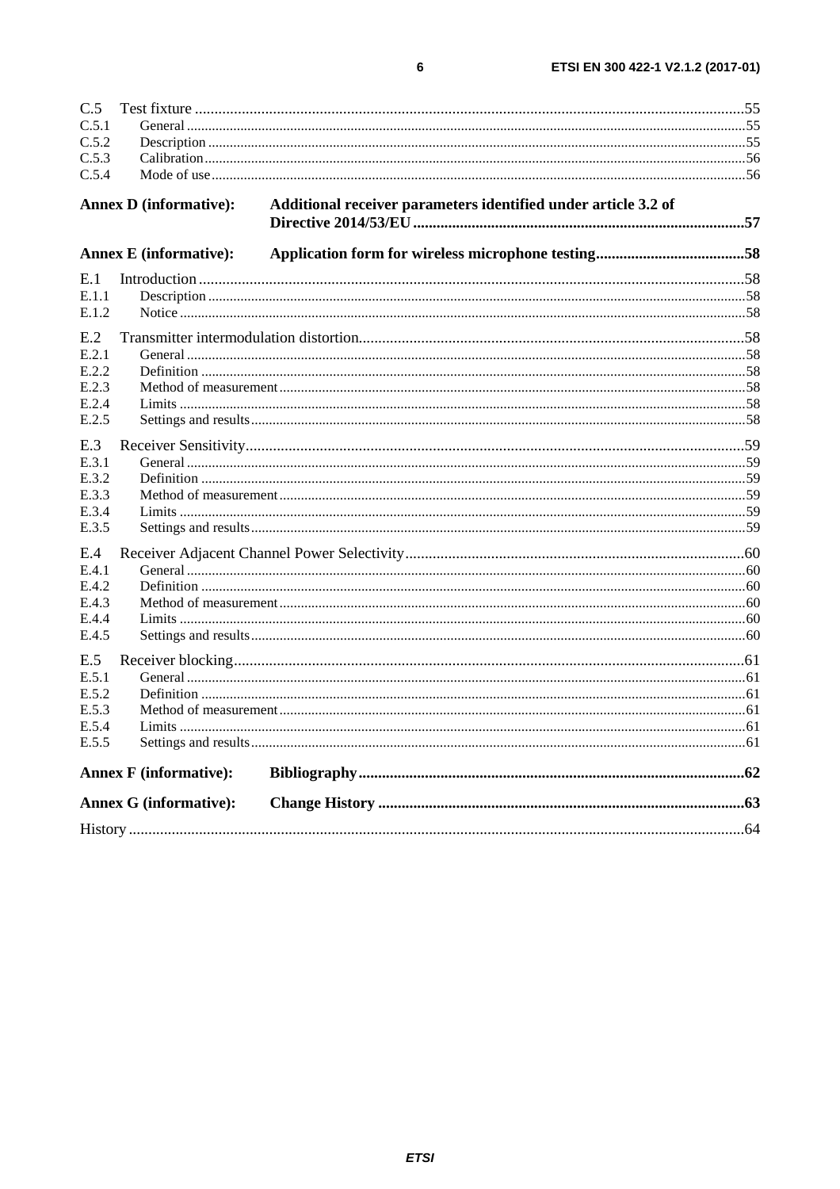C.5 Test fixture .....55
C.5.1 General .....55
C.5.2 Description .....55
C.5.3 Calibration .....56
C.5.4 Mode of use .....56

**Annex D (informative): Additional receiver parameters identified under article 3.2 of Directive 2014/53/EU .....57**

**Annex E (informative): Application form for wireless microphone testing .....58**

E.1 Introduction .....58
E.1.1 Description .....58
E.1.2 Notice .....58

E.2 Transmitter intermodulation distortion .....58
E.2.1 General .....58
E.2.2 Definition .....58
E.2.3 Method of measurement .....58
E.2.4 Limits .....58
E.2.5 Settings and results .....58

E.3 Receiver Sensitivity .....59
E.3.1 General .....59
E.3.2 Definition .....59
E.3.3 Method of measurement .....59
E.3.4 Limits .....59
E.3.5 Settings and results .....59

E.4 Receiver Adjacent Channel Power Selectivity .....60
E.4.1 General .....60
E.4.2 Definition .....60
E.4.3 Method of measurement .....60
E.4.4 Limits .....60
E.4.5 Settings and results .....60

E.5 Receiver blocking .....61
E.5.1 General .....61
E.5.2 Definition .....61
E.5.3 Method of measurement .....61
E.5.4 Limits .....61
E.5.5 Settings and results .....61

**Annex F (informative): Bibliography .....62**

**Annex G (informative): Change History .....63**

History .....64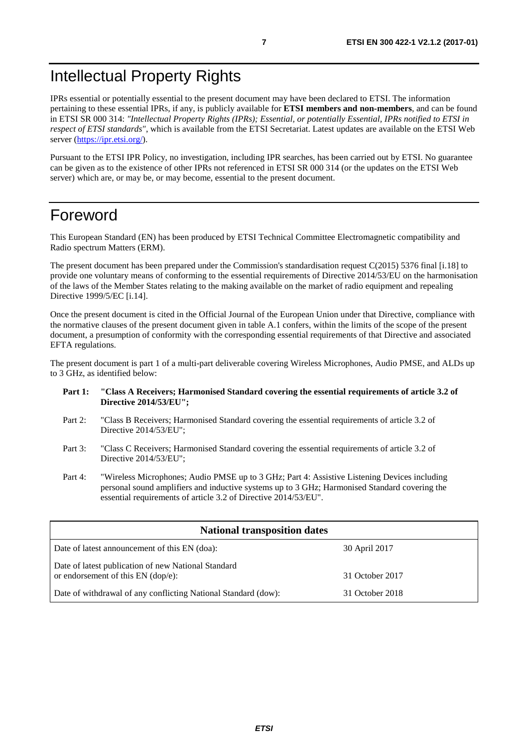# Intellectual Property Rights

IPRs essential or potentially essential to the present document may have been declared to ETSI. The information pertaining to these essential IPRs, if any, is publicly available for **ETSI members and non-members**, and can be found in ETSI SR 000 314: *"Intellectual Property Rights (IPRs); Essential, or potentially Essential, IPRs notified to ETSI in respect of ETSI standards"*, which is available from the ETSI Secretariat. Latest updates are available on the ETSI Web server (https://ipr.etsi.org/).

Pursuant to the ETSI IPR Policy, no investigation, including IPR searches, has been carried out by ETSI. No guarantee can be given as to the existence of other IPRs not referenced in ETSI SR 000 314 (or the updates on the ETSI Web server) which are, or may be, or may become, essential to the present document.

# Foreword

This European Standard (EN) has been produced by ETSI Technical Committee Electromagnetic compatibility and Radio spectrum Matters (ERM).

The present document has been prepared under the Commission's standardisation request C(2015) 5376 final [i.18] to provide one voluntary means of conforming to the essential requirements of Directive 2014/53/EU on the harmonisation of the laws of the Member States relating to the making available on the market of radio equipment and repealing Directive 1999/5/EC [i.14].

Once the present document is cited in the Official Journal of the European Union under that Directive, compliance with the normative clauses of the present document given in table A.1 confers, within the limits of the scope of the present document, a presumption of conformity with the corresponding essential requirements of that Directive and associated EFTA regulations.

The present document is part 1 of a multi-part deliverable covering Wireless Microphones, Audio PMSE, and ALDs up to 3 GHz, as identified below:

**Part 1: "Class A Receivers; Harmonised Standard covering the essential requirements of article 3.2 of Directive 2014/53/EU";**

Part 2: "Class B Receivers; Harmonised Standard covering the essential requirements of article 3.2 of Directive 2014/53/EU";

Part 3: "Class C Receivers; Harmonised Standard covering the essential requirements of article 3.2 of Directive 2014/53/EU";

Part 4: "Wireless Microphones; Audio PMSE up to 3 GHz; Part 4: Assistive Listening Devices including personal sound amplifiers and inductive systems up to 3 GHz; Harmonised Standard covering the essential requirements of article 3.2 of Directive 2014/53/EU".

| National transposition dates | |
|---|---|
| Date of latest announcement of this EN (doa): | 30 April 2017 |
| Date of latest publication of new National Standard or endorsement of this EN (dop/e): | 31 October 2017 |
| Date of withdrawal of any conflicting National Standard (dow): | 31 October 2018 |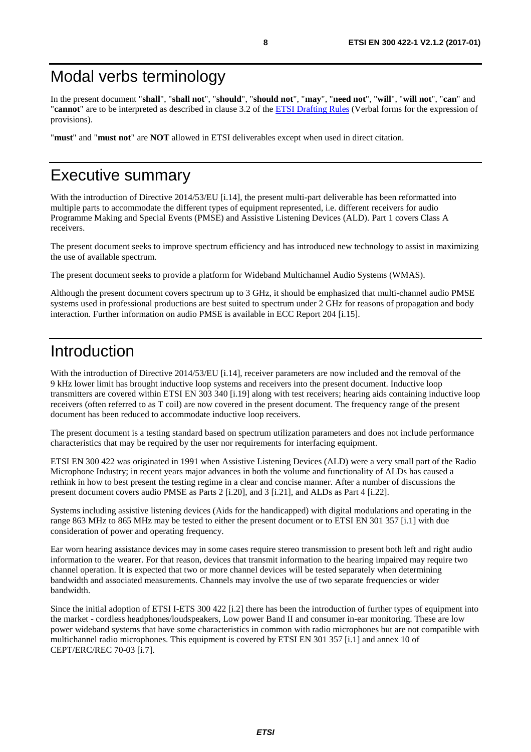# Modal verbs terminology

In the present document "**shall**", "**shall not**", "**should**", "**should not**", "**may**", "**need not**", "**will**", "**will not**", "**can**" and "**cannot**" are to be interpreted as described in clause 3.2 of the ETSI Drafting Rules (Verbal forms for the expression of provisions).

"**must**" and "**must not**" are **NOT** allowed in ETSI deliverables except when used in direct citation.

# Executive summary

With the introduction of Directive 2014/53/EU [i.14], the present multi-part deliverable has been reformatted into multiple parts to accommodate the different types of equipment represented, i.e. different receivers for audio Programme Making and Special Events (PMSE) and Assistive Listening Devices (ALD). Part 1 covers Class A receivers.

The present document seeks to improve spectrum efficiency and has introduced new technology to assist in maximizing the use of available spectrum.

The present document seeks to provide a platform for Wideband Multichannel Audio Systems (WMAS).

Although the present document covers spectrum up to 3 GHz, it should be emphasized that multi-channel audio PMSE systems used in professional productions are best suited to spectrum under 2 GHz for reasons of propagation and body interaction. Further information on audio PMSE is available in ECC Report 204 [i.15].

# Introduction

With the introduction of Directive 2014/53/EU [i.14], receiver parameters are now included and the removal of the 9 kHz lower limit has brought inductive loop systems and receivers into the present document. Inductive loop transmitters are covered within ETSI EN 303 340 [i.19] along with test receivers; hearing aids containing inductive loop receivers (often referred to as T coil) are now covered in the present document. The frequency range of the present document has been reduced to accommodate inductive loop receivers.

The present document is a testing standard based on spectrum utilization parameters and does not include performance characteristics that may be required by the user nor requirements for interfacing equipment.

ETSI EN 300 422 was originated in 1991 when Assistive Listening Devices (ALD) were a very small part of the Radio Microphone Industry; in recent years major advances in both the volume and functionality of ALDs has caused a rethink in how to best present the testing regime in a clear and concise manner. After a number of discussions the present document covers audio PMSE as Parts 2 [i.20], and 3 [i.21], and ALDs as Part 4 [i.22].

Systems including assistive listening devices (Aids for the handicapped) with digital modulations and operating in the range 863 MHz to 865 MHz may be tested to either the present document or to ETSI EN 301 357 [i.1] with due consideration of power and operating frequency.

Ear worn hearing assistance devices may in some cases require stereo transmission to present both left and right audio information to the wearer. For that reason, devices that transmit information to the hearing impaired may require two channel operation. It is expected that two or more channel devices will be tested separately when determining bandwidth and associated measurements. Channels may involve the use of two separate frequencies or wider bandwidth.

Since the initial adoption of ETSI I-ETS 300 422 [i.2] there has been the introduction of further types of equipment into the market - cordless headphones/loudspeakers, Low power Band II and consumer in-ear monitoring. These are low power wideband systems that have some characteristics in common with radio microphones but are not compatible with multichannel radio microphones. This equipment is covered by ETSI EN 301 357 [i.1] and annex 10 of CEPT/ERC/REC 70-03 [i.7].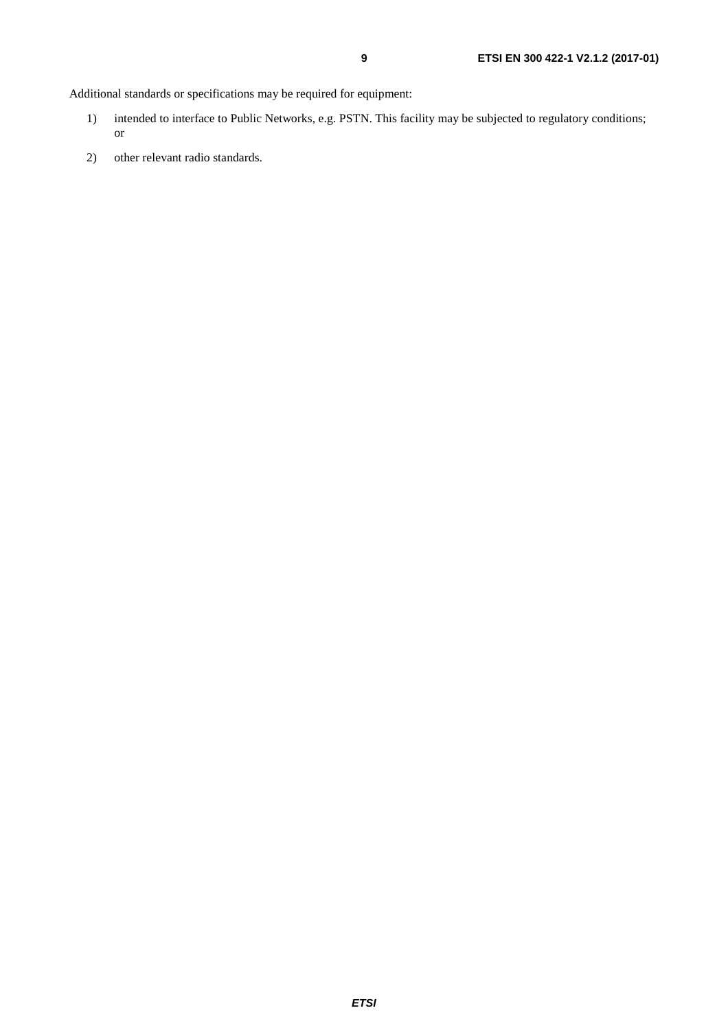Additional standards or specifications may be required for equipment:

1) intended to interface to Public Networks, e.g. PSTN. This facility may be subjected to regulatory conditions; or

2) other relevant radio standards.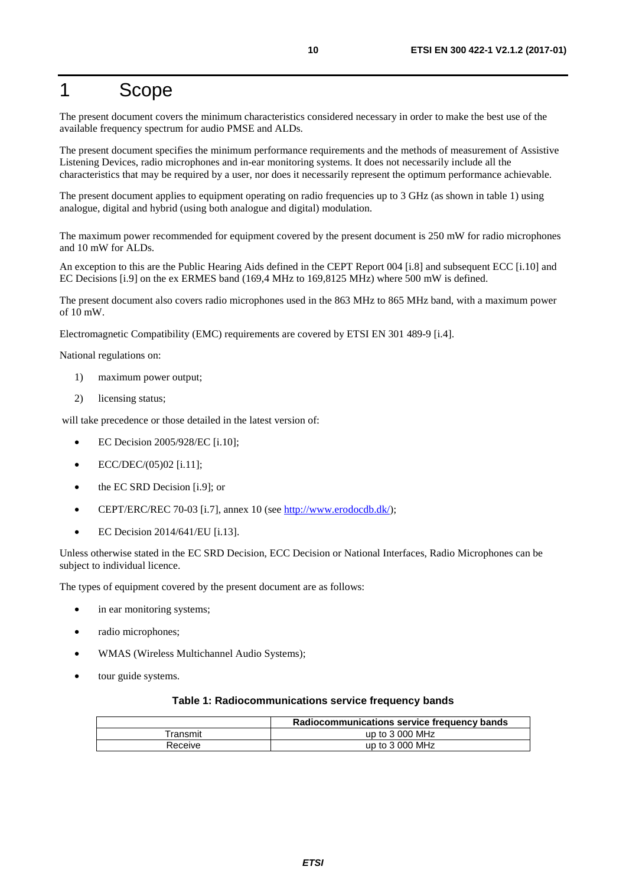# 1 Scope

The present document covers the minimum characteristics considered necessary in order to make the best use of the available frequency spectrum for audio PMSE and ALDs.

The present document specifies the minimum performance requirements and the methods of measurement of Assistive Listening Devices, radio microphones and in-ear monitoring systems. It does not necessarily include all the characteristics that may be required by a user, nor does it necessarily represent the optimum performance achievable.

The present document applies to equipment operating on radio frequencies up to 3 GHz (as shown in table 1) using analogue, digital and hybrid (using both analogue and digital) modulation.

The maximum power recommended for equipment covered by the present document is 250 mW for radio microphones and 10 mW for ALDs.

An exception to this are the Public Hearing Aids defined in the CEPT Report 004 [i.8] and subsequent ECC [i.10] and EC Decisions [i.9] on the ex ERMES band (169,4 MHz to 169,8125 MHz) where 500 mW is defined.

The present document also covers radio microphones used in the 863 MHz to 865 MHz band, with a maximum power of 10 mW.

Electromagnetic Compatibility (EMC) requirements are covered by ETSI EN 301 489-9 [i.4].

National regulations on:

1) maximum power output;
2) licensing status;

will take precedence or those detailed in the latest version of:

- EC Decision 2005/928/EC [i.10];
- ECC/DEC/(05)02 [i.11];
- the EC SRD Decision [i.9]; or
- CEPT/ERC/REC 70-03 [i.7], annex 10 (see http://www.erodocdb.dk/);
- EC Decision 2014/641/EU [i.13].

Unless otherwise stated in the EC SRD Decision, ECC Decision or National Interfaces, Radio Microphones can be subject to individual licence.

The types of equipment covered by the present document are as follows:

- in ear monitoring systems;
- radio microphones;
- WMAS (Wireless Multichannel Audio Systems);
- tour guide systems.

**Table 1: Radiocommunications service frequency bands**

| | Radiocommunications service frequency bands |
|---|---|
| Transmit | up to 3 000 MHz |
| Receive | up to 3 000 MHz |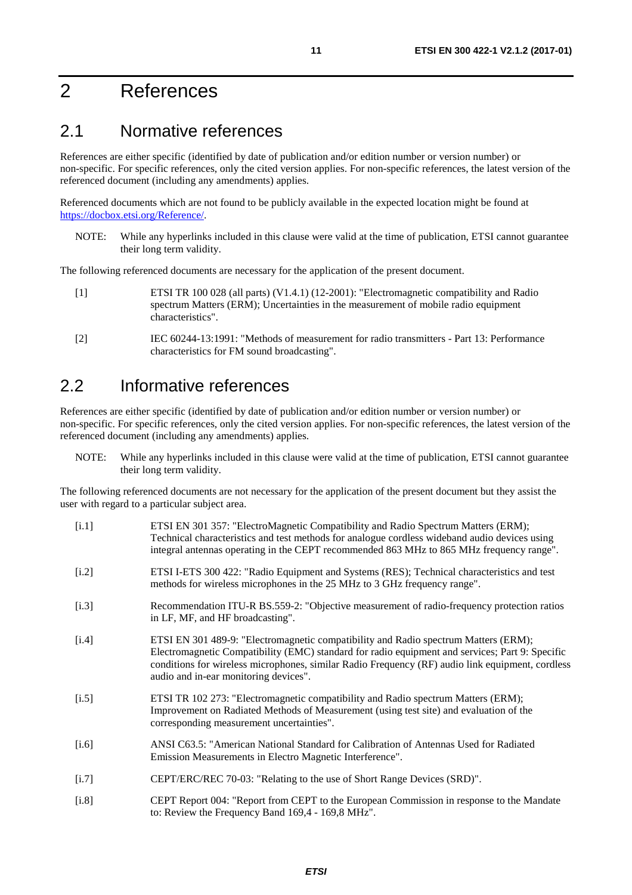# 2 References

## 2.1 Normative references

References are either specific (identified by date of publication and/or edition number or version number) or non-specific. For specific references, only the cited version applies. For non-specific references, the latest version of the referenced document (including any amendments) applies.

Referenced documents which are not found to be publicly available in the expected location might be found at https://docbox.etsi.org/Reference/.

NOTE: While any hyperlinks included in this clause were valid at the time of publication, ETSI cannot guarantee their long term validity.

The following referenced documents are necessary for the application of the present document.

[1] ETSI TR 100 028 (all parts) (V1.4.1) (12-2001): "Electromagnetic compatibility and Radio spectrum Matters (ERM); Uncertainties in the measurement of mobile radio equipment characteristics".

[2] IEC 60244-13:1991: "Methods of measurement for radio transmitters - Part 13: Performance characteristics for FM sound broadcasting".

## 2.2 Informative references

References are either specific (identified by date of publication and/or edition number or version number) or non-specific. For specific references, only the cited version applies. For non-specific references, the latest version of the referenced document (including any amendments) applies.

NOTE: While any hyperlinks included in this clause were valid at the time of publication, ETSI cannot guarantee their long term validity.

The following referenced documents are not necessary for the application of the present document but they assist the user with regard to a particular subject area.

[i.1] ETSI EN 301 357: "ElectroMagnetic Compatibility and Radio Spectrum Matters (ERM); Technical characteristics and test methods for analogue cordless wideband audio devices using integral antennas operating in the CEPT recommended 863 MHz to 865 MHz frequency range".

[i.2] ETSI I-ETS 300 422: "Radio Equipment and Systems (RES); Technical characteristics and test methods for wireless microphones in the 25 MHz to 3 GHz frequency range".

[i.3] Recommendation ITU-R BS.559-2: "Objective measurement of radio-frequency protection ratios in LF, MF, and HF broadcasting".

[i.4] ETSI EN 301 489-9: "Electromagnetic compatibility and Radio spectrum Matters (ERM); Electromagnetic Compatibility (EMC) standard for radio equipment and services; Part 9: Specific conditions for wireless microphones, similar Radio Frequency (RF) audio link equipment, cordless audio and in-ear monitoring devices".

[i.5] ETSI TR 102 273: "Electromagnetic compatibility and Radio spectrum Matters (ERM); Improvement on Radiated Methods of Measurement (using test site) and evaluation of the corresponding measurement uncertainties".

[i.6] ANSI C63.5: "American National Standard for Calibration of Antennas Used for Radiated Emission Measurements in Electro Magnetic Interference".

[i.7] CEPT/ERC/REC 70-03: "Relating to the use of Short Range Devices (SRD)".

[i.8] CEPT Report 004: "Report from CEPT to the European Commission in response to the Mandate to: Review the Frequency Band 169,4 - 169,8 MHz".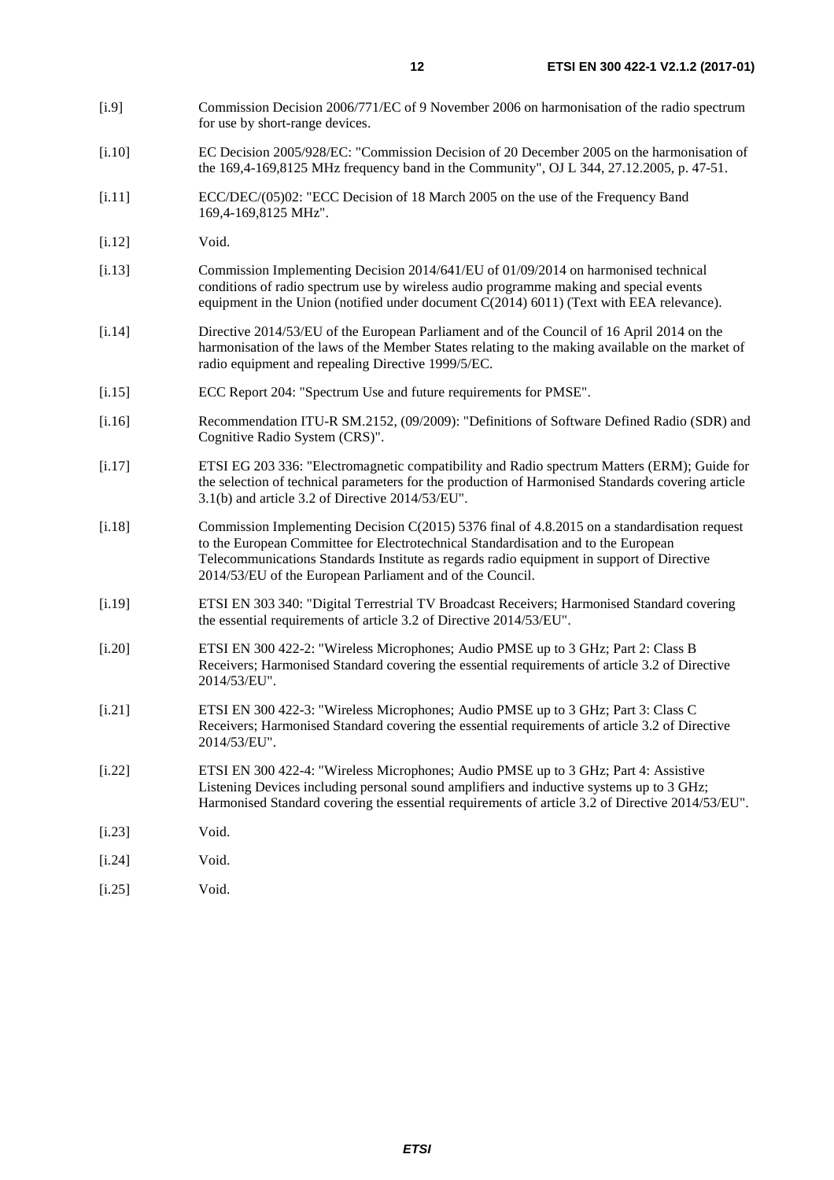[i.9] Commission Decision 2006/771/EC of 9 November 2006 on harmonisation of the radio spectrum for use by short-range devices.

[i.10] EC Decision 2005/928/EC: "Commission Decision of 20 December 2005 on the harmonisation of the 169,4-169,8125 MHz frequency band in the Community", OJ L 344, 27.12.2005, p. 47-51.

[i.11] ECC/DEC/(05)02: "ECC Decision of 18 March 2005 on the use of the Frequency Band 169,4-169,8125 MHz".

[i.12] Void.

[i.13] Commission Implementing Decision 2014/641/EU of 01/09/2014 on harmonised technical conditions of radio spectrum use by wireless audio programme making and special events equipment in the Union (notified under document C(2014) 6011) (Text with EEA relevance).

[i.14] Directive 2014/53/EU of the European Parliament and of the Council of 16 April 2014 on the harmonisation of the laws of the Member States relating to the making available on the market of radio equipment and repealing Directive 1999/5/EC.

[i.15] ECC Report 204: "Spectrum Use and future requirements for PMSE".

[i.16] Recommendation ITU-R SM.2152, (09/2009): "Definitions of Software Defined Radio (SDR) and Cognitive Radio System (CRS)".

[i.17] ETSI EG 203 336: "Electromagnetic compatibility and Radio spectrum Matters (ERM); Guide for the selection of technical parameters for the production of Harmonised Standards covering article 3.1(b) and article 3.2 of Directive 2014/53/EU".

[i.18] Commission Implementing Decision C(2015) 5376 final of 4.8.2015 on a standardisation request to the European Committee for Electrotechnical Standardisation and to the European Telecommunications Standards Institute as regards radio equipment in support of Directive 2014/53/EU of the European Parliament and of the Council.

[i.19] ETSI EN 303 340: "Digital Terrestrial TV Broadcast Receivers; Harmonised Standard covering the essential requirements of article 3.2 of Directive 2014/53/EU".

[i.20] ETSI EN 300 422-2: "Wireless Microphones; Audio PMSE up to 3 GHz; Part 2: Class B Receivers; Harmonised Standard covering the essential requirements of article 3.2 of Directive 2014/53/EU".

[i.21] ETSI EN 300 422-3: "Wireless Microphones; Audio PMSE up to 3 GHz; Part 3: Class C Receivers; Harmonised Standard covering the essential requirements of article 3.2 of Directive 2014/53/EU".

[i.22] ETSI EN 300 422-4: "Wireless Microphones; Audio PMSE up to 3 GHz; Part 4: Assistive Listening Devices including personal sound amplifiers and inductive systems up to 3 GHz; Harmonised Standard covering the essential requirements of article 3.2 of Directive 2014/53/EU".

[i.23] Void.

[i.24] Void.

[i.25] Void.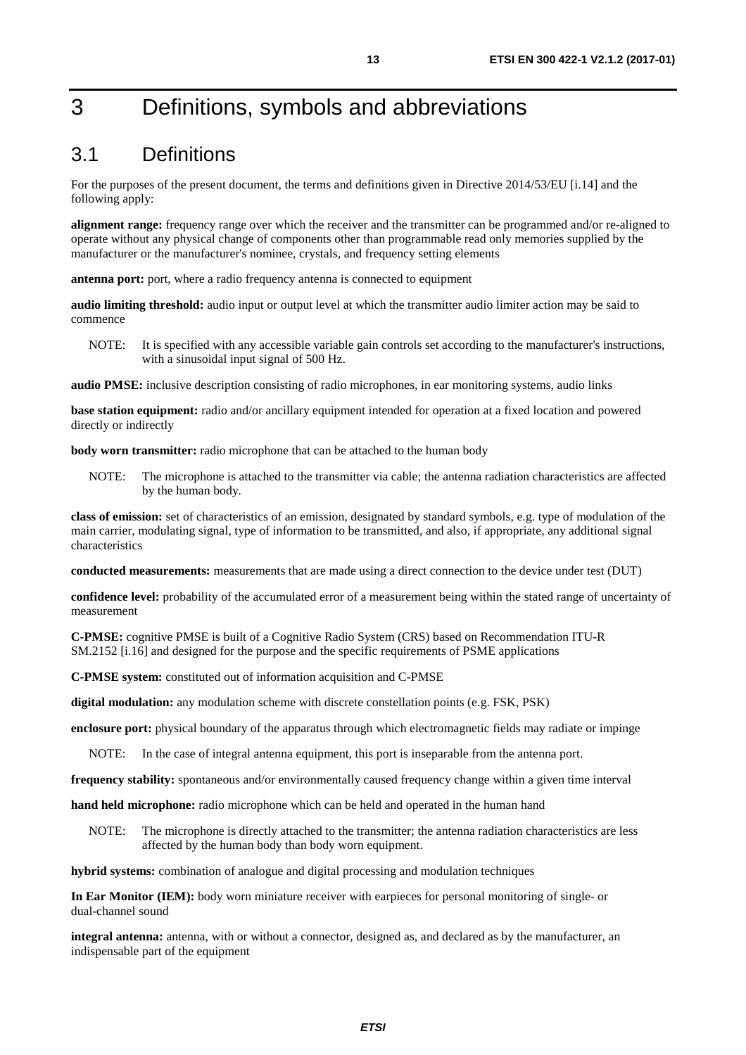# 3 Definitions, symbols and abbreviations

## 3.1 Definitions

For the purposes of the present document, the terms and definitions given in Directive 2014/53/EU [i.14] and the following apply:

**alignment range:** frequency range over which the receiver and the transmitter can be programmed and/or re-aligned to operate without any physical change of components other than programmable read only memories supplied by the manufacturer or the manufacturer's nominee, crystals, and frequency setting elements

**antenna port:** port, where a radio frequency antenna is connected to equipment

**audio limiting threshold:** audio input or output level at which the transmitter audio limiter action may be said to commence

NOTE: It is specified with any accessible variable gain controls set according to the manufacturer's instructions, with a sinusoidal input signal of 500 Hz.

**audio PMSE:** inclusive description consisting of radio microphones, in ear monitoring systems, audio links

**base station equipment:** radio and/or ancillary equipment intended for operation at a fixed location and powered directly or indirectly

**body worn transmitter:** radio microphone that can be attached to the human body

NOTE: The microphone is attached to the transmitter via cable; the antenna radiation characteristics are affected by the human body.

**class of emission:** set of characteristics of an emission, designated by standard symbols, e.g. type of modulation of the main carrier, modulating signal, type of information to be transmitted, and also, if appropriate, any additional signal characteristics

**conducted measurements:** measurements that are made using a direct connection to the device under test (DUT)

**confidence level:** probability of the accumulated error of a measurement being within the stated range of uncertainty of measurement

**C-PMSE:** cognitive PMSE is built of a Cognitive Radio System (CRS) based on Recommendation ITU-R SM.2152 [i.16] and designed for the purpose and the specific requirements of PSME applications

**C-PMSE system:** constituted out of information acquisition and C-PMSE

**digital modulation:** any modulation scheme with discrete constellation points (e.g. FSK, PSK)

**enclosure port:** physical boundary of the apparatus through which electromagnetic fields may radiate or impinge

NOTE: In the case of integral antenna equipment, this port is inseparable from the antenna port.

**frequency stability:** spontaneous and/or environmentally caused frequency change within a given time interval

**hand held microphone:** radio microphone which can be held and operated in the human hand

NOTE: The microphone is directly attached to the transmitter; the antenna radiation characteristics are less affected by the human body than body worn equipment.

**hybrid systems:** combination of analogue and digital processing and modulation techniques

**In Ear Monitor (IEM):** body worn miniature receiver with earpieces for personal monitoring of single- or dual-channel sound

**integral antenna:** antenna, with or without a connector, designed as, and declared as by the manufacturer, an indispensable part of the equipment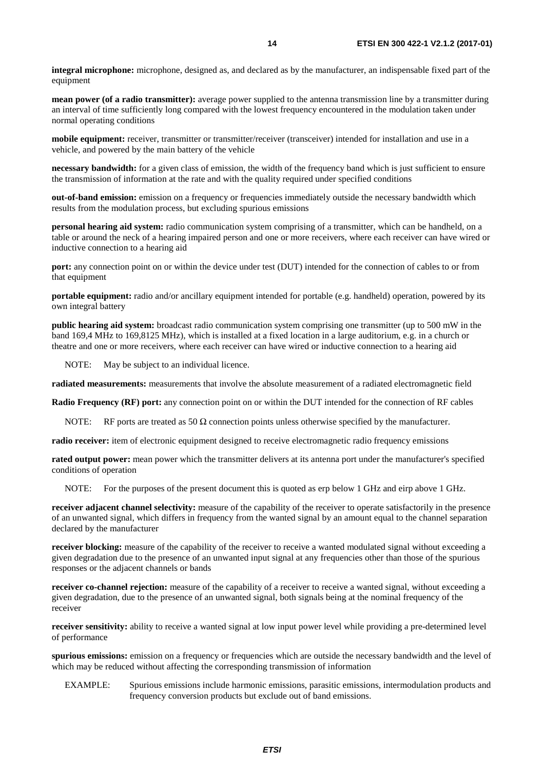**integral microphone:** microphone, designed as, and declared as by the manufacturer, an indispensable fixed part of the equipment

**mean power (of a radio transmitter):** average power supplied to the antenna transmission line by a transmitter during an interval of time sufficiently long compared with the lowest frequency encountered in the modulation taken under normal operating conditions

**mobile equipment:** receiver, transmitter or transmitter/receiver (transceiver) intended for installation and use in a vehicle, and powered by the main battery of the vehicle

**necessary bandwidth:** for a given class of emission, the width of the frequency band which is just sufficient to ensure the transmission of information at the rate and with the quality required under specified conditions

**out-of-band emission:** emission on a frequency or frequencies immediately outside the necessary bandwidth which results from the modulation process, but excluding spurious emissions

**personal hearing aid system:** radio communication system comprising of a transmitter, which can be handheld, on a table or around the neck of a hearing impaired person and one or more receivers, where each receiver can have wired or inductive connection to a hearing aid

**port:** any connection point on or within the device under test (DUT) intended for the connection of cables to or from that equipment

**portable equipment:** radio and/or ancillary equipment intended for portable (e.g. handheld) operation, powered by its own integral battery

**public hearing aid system:** broadcast radio communication system comprising one transmitter (up to 500 mW in the band 169,4 MHz to 169,8125 MHz), which is installed at a fixed location in a large auditorium, e.g. in a church or theatre and one or more receivers, where each receiver can have wired or inductive connection to a hearing aid

NOTE: May be subject to an individual licence.

**radiated measurements:** measurements that involve the absolute measurement of a radiated electromagnetic field

**Radio Frequency (RF) port:** any connection point on or within the DUT intended for the connection of RF cables

NOTE: RF ports are treated as 50 Ω connection points unless otherwise specified by the manufacturer.

**radio receiver:** item of electronic equipment designed to receive electromagnetic radio frequency emissions

**rated output power:** mean power which the transmitter delivers at its antenna port under the manufacturer's specified conditions of operation

NOTE: For the purposes of the present document this is quoted as erp below 1 GHz and eirp above 1 GHz.

**receiver adjacent channel selectivity:** measure of the capability of the receiver to operate satisfactorily in the presence of an unwanted signal, which differs in frequency from the wanted signal by an amount equal to the channel separation declared by the manufacturer

**receiver blocking:** measure of the capability of the receiver to receive a wanted modulated signal without exceeding a given degradation due to the presence of an unwanted input signal at any frequencies other than those of the spurious responses or the adjacent channels or bands

**receiver co-channel rejection:** measure of the capability of a receiver to receive a wanted signal, without exceeding a given degradation, due to the presence of an unwanted signal, both signals being at the nominal frequency of the receiver

**receiver sensitivity:** ability to receive a wanted signal at low input power level while providing a pre-determined level of performance

**spurious emissions:** emission on a frequency or frequencies which are outside the necessary bandwidth and the level of which may be reduced without affecting the corresponding transmission of information

EXAMPLE: Spurious emissions include harmonic emissions, parasitic emissions, intermodulation products and frequency conversion products but exclude out of band emissions.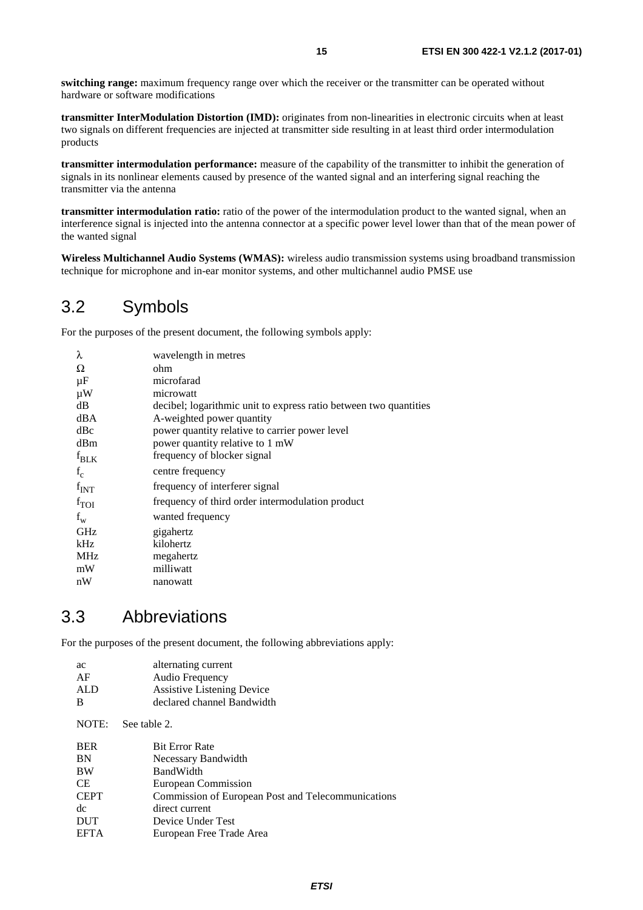**switching range:** maximum frequency range over which the receiver or the transmitter can be operated without hardware or software modifications

**transmitter InterModulation Distortion (IMD):** originates from non-linearities in electronic circuits when at least two signals on different frequencies are injected at transmitter side resulting in at least third order intermodulation products

**transmitter intermodulation performance:** measure of the capability of the transmitter to inhibit the generation of signals in its nonlinear elements caused by presence of the wanted signal and an interfering signal reaching the transmitter via the antenna

**transmitter intermodulation ratio:** ratio of the power of the intermodulation product to the wanted signal, when an interference signal is injected into the antenna connector at a specific power level lower than that of the mean power of the wanted signal

**Wireless Multichannel Audio Systems (WMAS):** wireless audio transmission systems using broadband transmission technique for microphone and in-ear monitor systems, and other multichannel audio PMSE use

## 3.2 Symbols

For the purposes of the present document, the following symbols apply:

| | |
|---|---|
| $\lambda$ | wavelength in metres |
| $\Omega$ | ohm |
| µF | microfarad |
| µW | microwatt |
| dB | decibel; logarithmic unit to express ratio between two quantities |
| dBA | A-weighted power quantity |
| dBc | power quantity relative to carrier power level |
| dBm | power quantity relative to 1 mW |
| $f_{BLK}$ | frequency of blocker signal |
| $f_c$ | centre frequency |
| $f_{INT}$ | frequency of interferer signal |
| $f_{TOI}$ | frequency of third order intermodulation product |
| $f_w$ | wanted frequency |
| GHz | gigahertz |
| kHz | kilohertz |
| MHz | megahertz |
| mW | milliwatt |
| nW | nanowatt |

## 3.3 Abbreviations

For the purposes of the present document, the following abbreviations apply:

| | |
|---|---|
| ac | alternating current |
| AF | Audio Frequency |
| ALD | Assistive Listening Device |
| B | declared channel Bandwidth |

NOTE: See table 2.

| | |
|---|---|
| BER | Bit Error Rate |
| BN | Necessary Bandwidth |
| BW | BandWidth |
| CE | European Commission |
| CEPT | Commission of European Post and Telecommunications |
| dc | direct current |
| DUT | Device Under Test |
| EFTA | European Free Trade Area |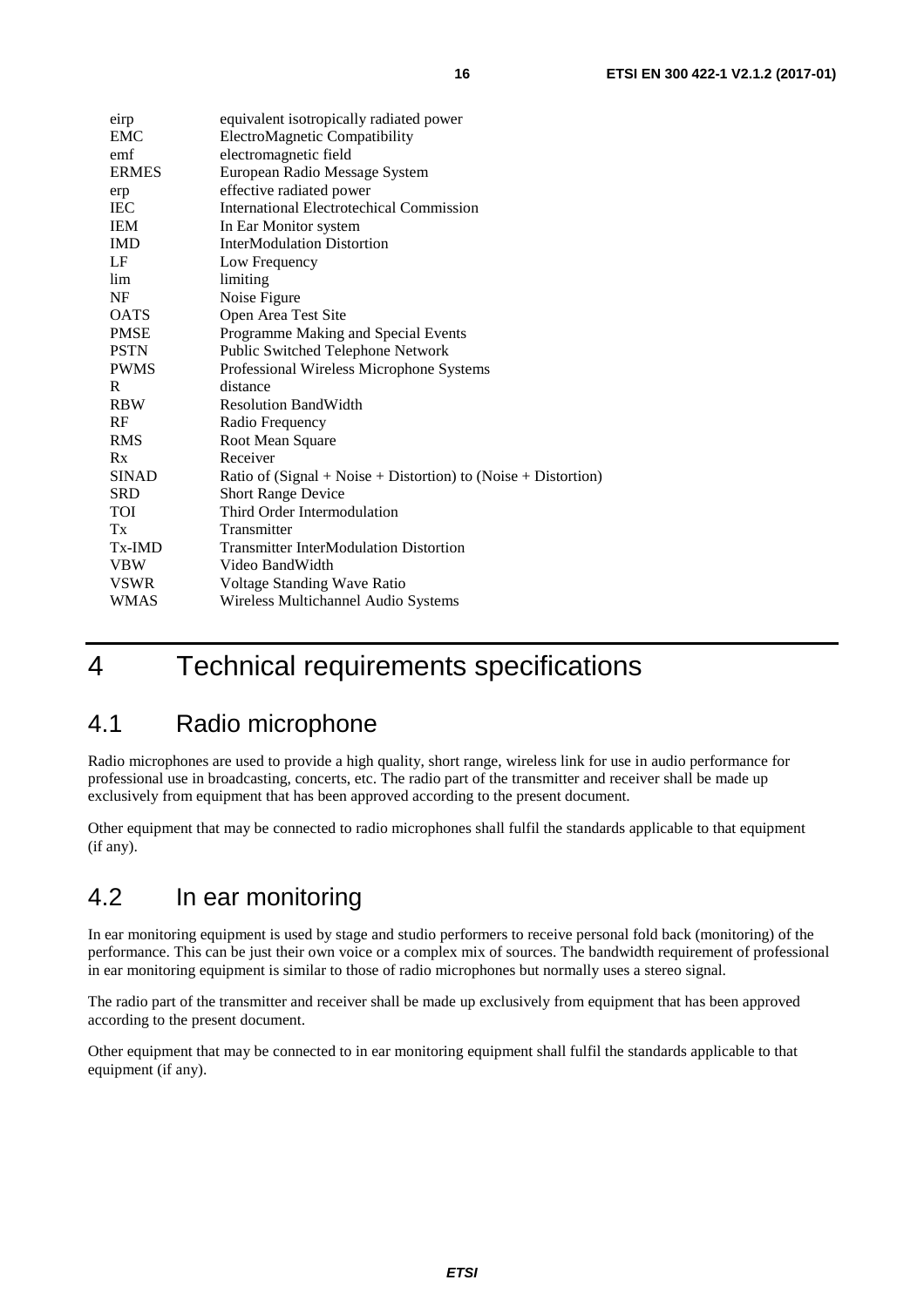| | |
|---|---|
| eirp | equivalent isotropically radiated power |
| EMC | ElectroMagnetic Compatibility |
| emf | electromagnetic field |
| ERMES | European Radio Message System |
| erp | effective radiated power |
| IEC | International Electrotechical Commission |
| IEM | In Ear Monitor system |
| IMD | InterModulation Distortion |
| LF | Low Frequency |
| lim | limiting |
| NF | Noise Figure |
| OATS | Open Area Test Site |
| PMSE | Programme Making and Special Events |
| PSTN | Public Switched Telephone Network |
| PWMS | Professional Wireless Microphone Systems |
| R | distance |
| RBW | Resolution BandWidth |
| RF | Radio Frequency |
| RMS | Root Mean Square |
| Rx | Receiver |
| SINAD | Ratio of (Signal + Noise + Distortion) to (Noise + Distortion) |
| SRD | Short Range Device |
| TOI | Third Order Intermodulation |
| Tx | Transmitter |
| Tx-IMD | Transmitter InterModulation Distortion |
| VBW | Video BandWidth |
| VSWR | Voltage Standing Wave Ratio |
| WMAS | Wireless Multichannel Audio Systems |

# 4 Technical requirements specifications

## 4.1 Radio microphone

Radio microphones are used to provide a high quality, short range, wireless link for use in audio performance for professional use in broadcasting, concerts, etc. The radio part of the transmitter and receiver shall be made up exclusively from equipment that has been approved according to the present document.

Other equipment that may be connected to radio microphones shall fulfil the standards applicable to that equipment (if any).

## 4.2 In ear monitoring

In ear monitoring equipment is used by stage and studio performers to receive personal fold back (monitoring) of the performance. This can be just their own voice or a complex mix of sources. The bandwidth requirement of professional in ear monitoring equipment is similar to those of radio microphones but normally uses a stereo signal.

The radio part of the transmitter and receiver shall be made up exclusively from equipment that has been approved according to the present document.

Other equipment that may be connected to in ear monitoring equipment shall fulfil the standards applicable to that equipment (if any).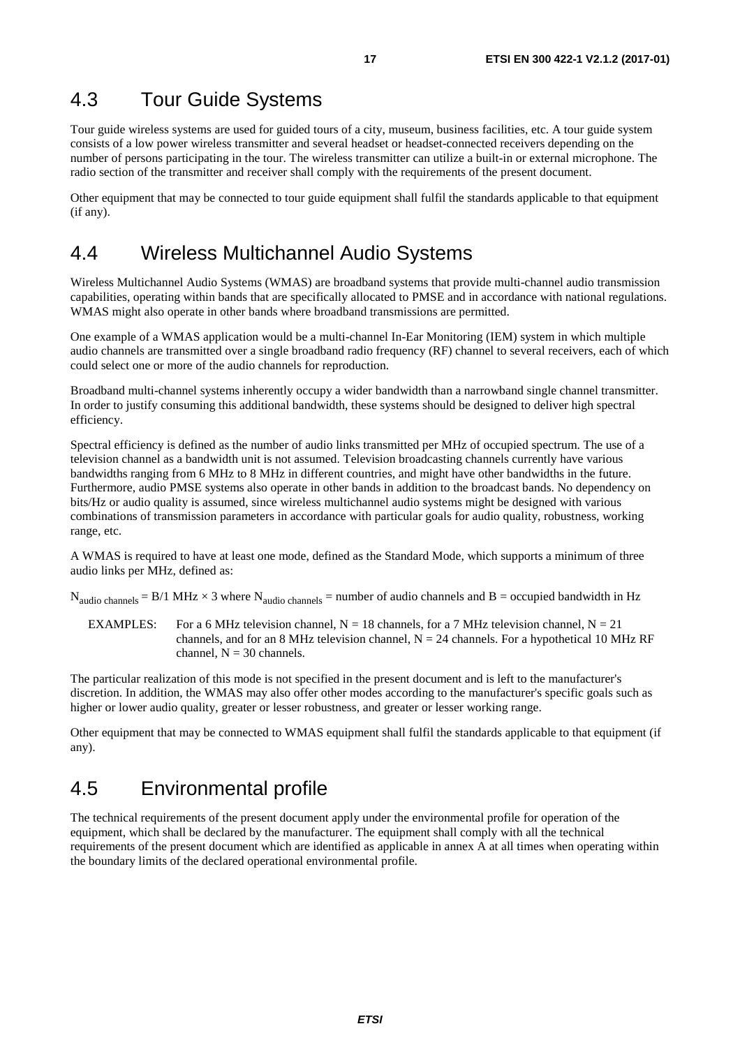## 4.3 Tour Guide Systems

Tour guide wireless systems are used for guided tours of a city, museum, business facilities, etc. A tour guide system consists of a low power wireless transmitter and several headset or headset-connected receivers depending on the number of persons participating in the tour. The wireless transmitter can utilize a built-in or external microphone. The radio section of the transmitter and receiver shall comply with the requirements of the present document.

Other equipment that may be connected to tour guide equipment shall fulfil the standards applicable to that equipment (if any).

## 4.4 Wireless Multichannel Audio Systems

Wireless Multichannel Audio Systems (WMAS) are broadband systems that provide multi-channel audio transmission capabilities, operating within bands that are specifically allocated to PMSE and in accordance with national regulations. WMAS might also operate in other bands where broadband transmissions are permitted.

One example of a WMAS application would be a multi-channel In-Ear Monitoring (IEM) system in which multiple audio channels are transmitted over a single broadband radio frequency (RF) channel to several receivers, each of which could select one or more of the audio channels for reproduction.

Broadband multi-channel systems inherently occupy a wider bandwidth than a narrowband single channel transmitter. In order to justify consuming this additional bandwidth, these systems should be designed to deliver high spectral efficiency.

Spectral efficiency is defined as the number of audio links transmitted per MHz of occupied spectrum. The use of a television channel as a bandwidth unit is not assumed. Television broadcasting channels currently have various bandwidths ranging from 6 MHz to 8 MHz in different countries, and might have other bandwidths in the future. Furthermore, audio PMSE systems also operate in other bands in addition to the broadcast bands. No dependency on bits/Hz or audio quality is assumed, since wireless multichannel audio systems might be designed with various combinations of transmission parameters in accordance with particular goals for audio quality, robustness, working range, etc.

A WMAS is required to have at least one mode, defined as the Standard Mode, which supports a minimum of three audio links per MHz, defined as:

$N_{\text{audio channels}} = B/1\text{ MHz} \times 3$ where $N_{\text{audio channels}}$ = number of audio channels and B = occupied bandwidth in Hz

EXAMPLES: For a 6 MHz television channel, N = 18 channels, for a 7 MHz television channel, N = 21 channels, and for an 8 MHz television channel, N = 24 channels. For a hypothetical 10 MHz RF channel, N = 30 channels.

The particular realization of this mode is not specified in the present document and is left to the manufacturer's discretion. In addition, the WMAS may also offer other modes according to the manufacturer's specific goals such as higher or lower audio quality, greater or lesser robustness, and greater or lesser working range.

Other equipment that may be connected to WMAS equipment shall fulfil the standards applicable to that equipment (if any).

## 4.5 Environmental profile

The technical requirements of the present document apply under the environmental profile for operation of the equipment, which shall be declared by the manufacturer. The equipment shall comply with all the technical requirements of the present document which are identified as applicable in annex A at all times when operating within the boundary limits of the declared operational environmental profile.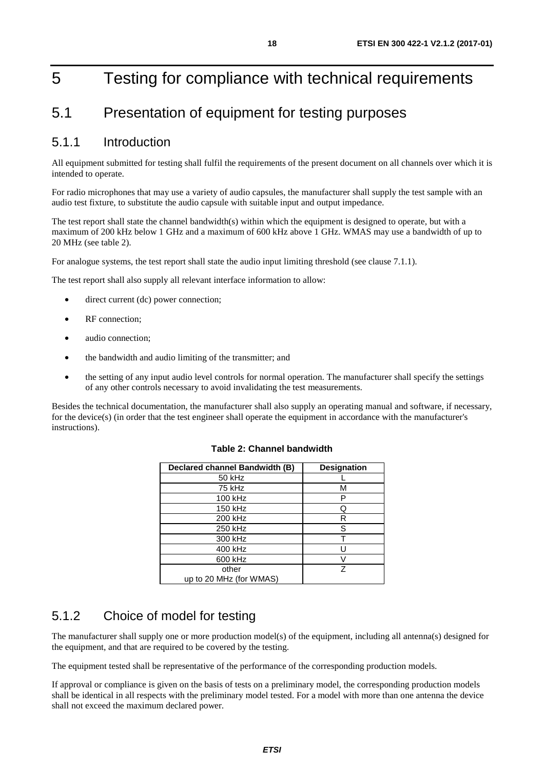# 5 Testing for compliance with technical requirements

## 5.1 Presentation of equipment for testing purposes

### 5.1.1 Introduction

All equipment submitted for testing shall fulfil the requirements of the present document on all channels over which it is intended to operate.

For radio microphones that may use a variety of audio capsules, the manufacturer shall supply the test sample with an audio test fixture, to substitute the audio capsule with suitable input and output impedance.

The test report shall state the channel bandwidth(s) within which the equipment is designed to operate, but with a maximum of 200 kHz below 1 GHz and a maximum of 600 kHz above 1 GHz. WMAS may use a bandwidth of up to 20 MHz (see table 2).

For analogue systems, the test report shall state the audio input limiting threshold (see clause 7.1.1).

The test report shall also supply all relevant interface information to allow:

- direct current (dc) power connection;
- RF connection;
- audio connection;
- the bandwidth and audio limiting of the transmitter; and
- the setting of any input audio level controls for normal operation. The manufacturer shall specify the settings of any other controls necessary to avoid invalidating the test measurements.

Besides the technical documentation, the manufacturer shall also supply an operating manual and software, if necessary, for the device(s) (in order that the test engineer shall operate the equipment in accordance with the manufacturer's instructions).

**Table 2: Channel bandwidth**

| Declared channel Bandwidth (B) | Designation |
|---|---|
| 50 kHz | L |
| 75 kHz | M |
| 100 kHz | P |
| 150 kHz | Q |
| 200 kHz | R |
| 250 kHz | S |
| 300 kHz | T |
| 400 kHz | U |
| 600 kHz | V |
| other up to 20 MHz (for WMAS) | Z |

### 5.1.2 Choice of model for testing

The manufacturer shall supply one or more production model(s) of the equipment, including all antenna(s) designed for the equipment, and that are required to be covered by the testing.

The equipment tested shall be representative of the performance of the corresponding production models.

If approval or compliance is given on the basis of tests on a preliminary model, the corresponding production models shall be identical in all respects with the preliminary model tested. For a model with more than one antenna the device shall not exceed the maximum declared power.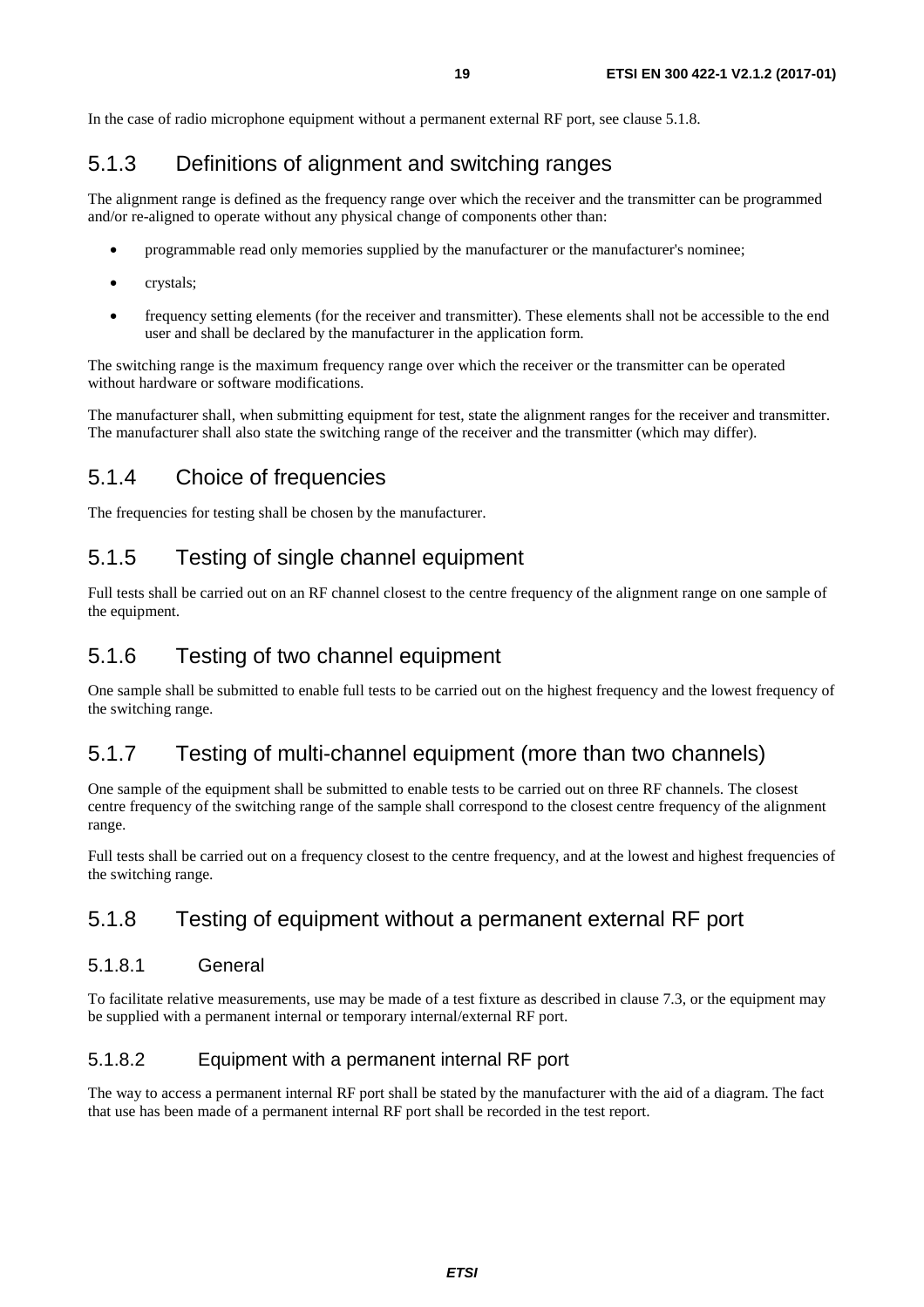In the case of radio microphone equipment without a permanent external RF port, see clause 5.1.8.

### 5.1.3 Definitions of alignment and switching ranges

The alignment range is defined as the frequency range over which the receiver and the transmitter can be programmed and/or re-aligned to operate without any physical change of components other than:

- programmable read only memories supplied by the manufacturer or the manufacturer's nominee;
- crystals;
- frequency setting elements (for the receiver and transmitter). These elements shall not be accessible to the end user and shall be declared by the manufacturer in the application form.

The switching range is the maximum frequency range over which the receiver or the transmitter can be operated without hardware or software modifications.

The manufacturer shall, when submitting equipment for test, state the alignment ranges for the receiver and transmitter. The manufacturer shall also state the switching range of the receiver and the transmitter (which may differ).

### 5.1.4 Choice of frequencies

The frequencies for testing shall be chosen by the manufacturer.

### 5.1.5 Testing of single channel equipment

Full tests shall be carried out on an RF channel closest to the centre frequency of the alignment range on one sample of the equipment.

### 5.1.6 Testing of two channel equipment

One sample shall be submitted to enable full tests to be carried out on the highest frequency and the lowest frequency of the switching range.

### 5.1.7 Testing of multi-channel equipment (more than two channels)

One sample of the equipment shall be submitted to enable tests to be carried out on three RF channels. The closest centre frequency of the switching range of the sample shall correspond to the closest centre frequency of the alignment range.

Full tests shall be carried out on a frequency closest to the centre frequency, and at the lowest and highest frequencies of the switching range.

### 5.1.8 Testing of equipment without a permanent external RF port

#### 5.1.8.1 General

To facilitate relative measurements, use may be made of a test fixture as described in clause 7.3, or the equipment may be supplied with a permanent internal or temporary internal/external RF port.

#### 5.1.8.2 Equipment with a permanent internal RF port

The way to access a permanent internal RF port shall be stated by the manufacturer with the aid of a diagram. The fact that use has been made of a permanent internal RF port shall be recorded in the test report.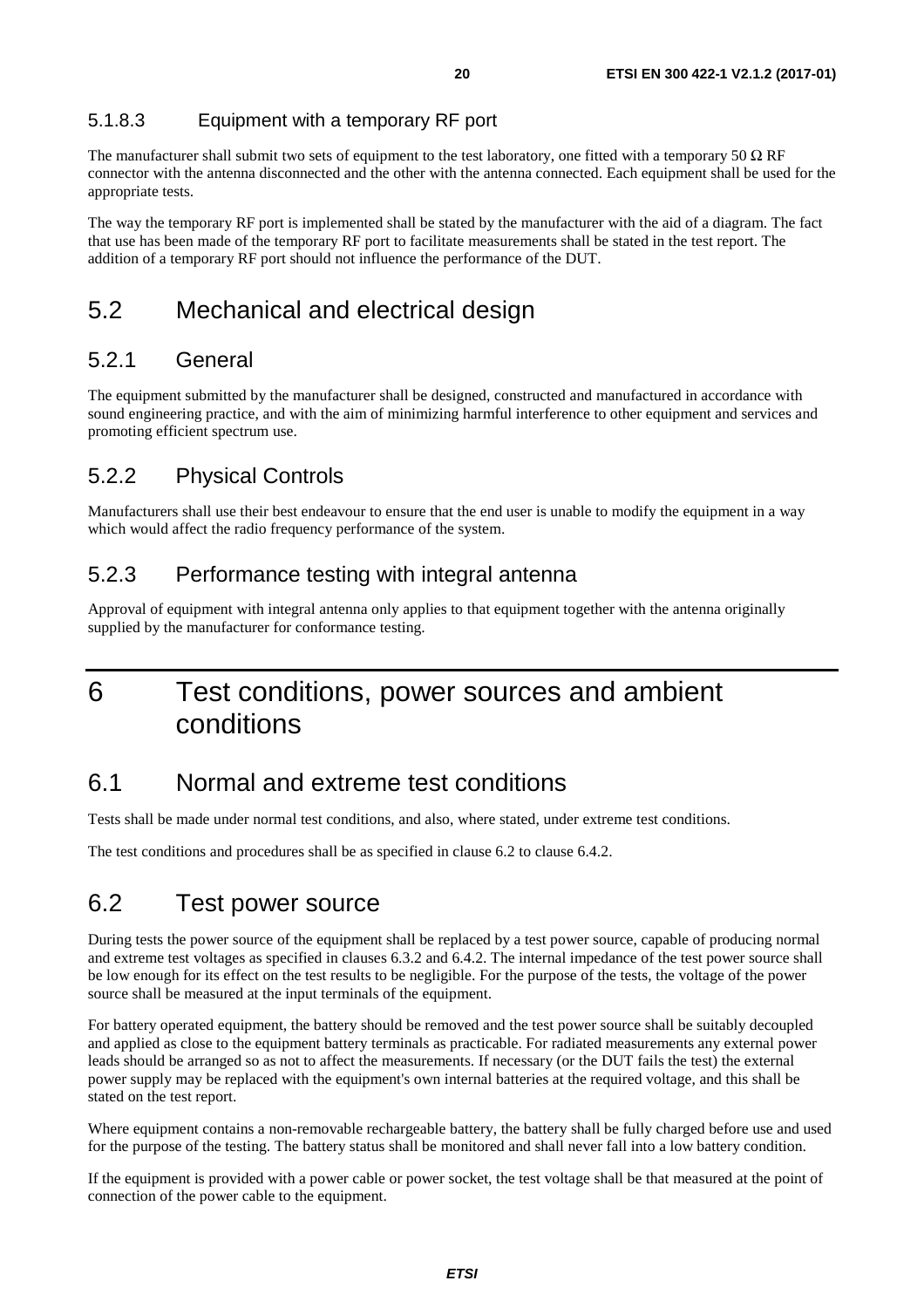#### 5.1.8.3 Equipment with a temporary RF port

The manufacturer shall submit two sets of equipment to the test laboratory, one fitted with a temporary 50 Ω RF connector with the antenna disconnected and the other with the antenna connected. Each equipment shall be used for the appropriate tests.

The way the temporary RF port is implemented shall be stated by the manufacturer with the aid of a diagram. The fact that use has been made of the temporary RF port to facilitate measurements shall be stated in the test report. The addition of a temporary RF port should not influence the performance of the DUT.

## 5.2 Mechanical and electrical design

### 5.2.1 General

The equipment submitted by the manufacturer shall be designed, constructed and manufactured in accordance with sound engineering practice, and with the aim of minimizing harmful interference to other equipment and services and promoting efficient spectrum use.

### 5.2.2 Physical Controls

Manufacturers shall use their best endeavour to ensure that the end user is unable to modify the equipment in a way which would affect the radio frequency performance of the system.

### 5.2.3 Performance testing with integral antenna

Approval of equipment with integral antenna only applies to that equipment together with the antenna originally supplied by the manufacturer for conformance testing.

# 6 Test conditions, power sources and ambient conditions

## 6.1 Normal and extreme test conditions

Tests shall be made under normal test conditions, and also, where stated, under extreme test conditions.

The test conditions and procedures shall be as specified in clause 6.2 to clause 6.4.2.

## 6.2 Test power source

During tests the power source of the equipment shall be replaced by a test power source, capable of producing normal and extreme test voltages as specified in clauses 6.3.2 and 6.4.2. The internal impedance of the test power source shall be low enough for its effect on the test results to be negligible. For the purpose of the tests, the voltage of the power source shall be measured at the input terminals of the equipment.

For battery operated equipment, the battery should be removed and the test power source shall be suitably decoupled and applied as close to the equipment battery terminals as practicable. For radiated measurements any external power leads should be arranged so as not to affect the measurements. If necessary (or the DUT fails the test) the external power supply may be replaced with the equipment's own internal batteries at the required voltage, and this shall be stated on the test report.

Where equipment contains a non-removable rechargeable battery, the battery shall be fully charged before use and used for the purpose of the testing. The battery status shall be monitored and shall never fall into a low battery condition.

If the equipment is provided with a power cable or power socket, the test voltage shall be that measured at the point of connection of the power cable to the equipment.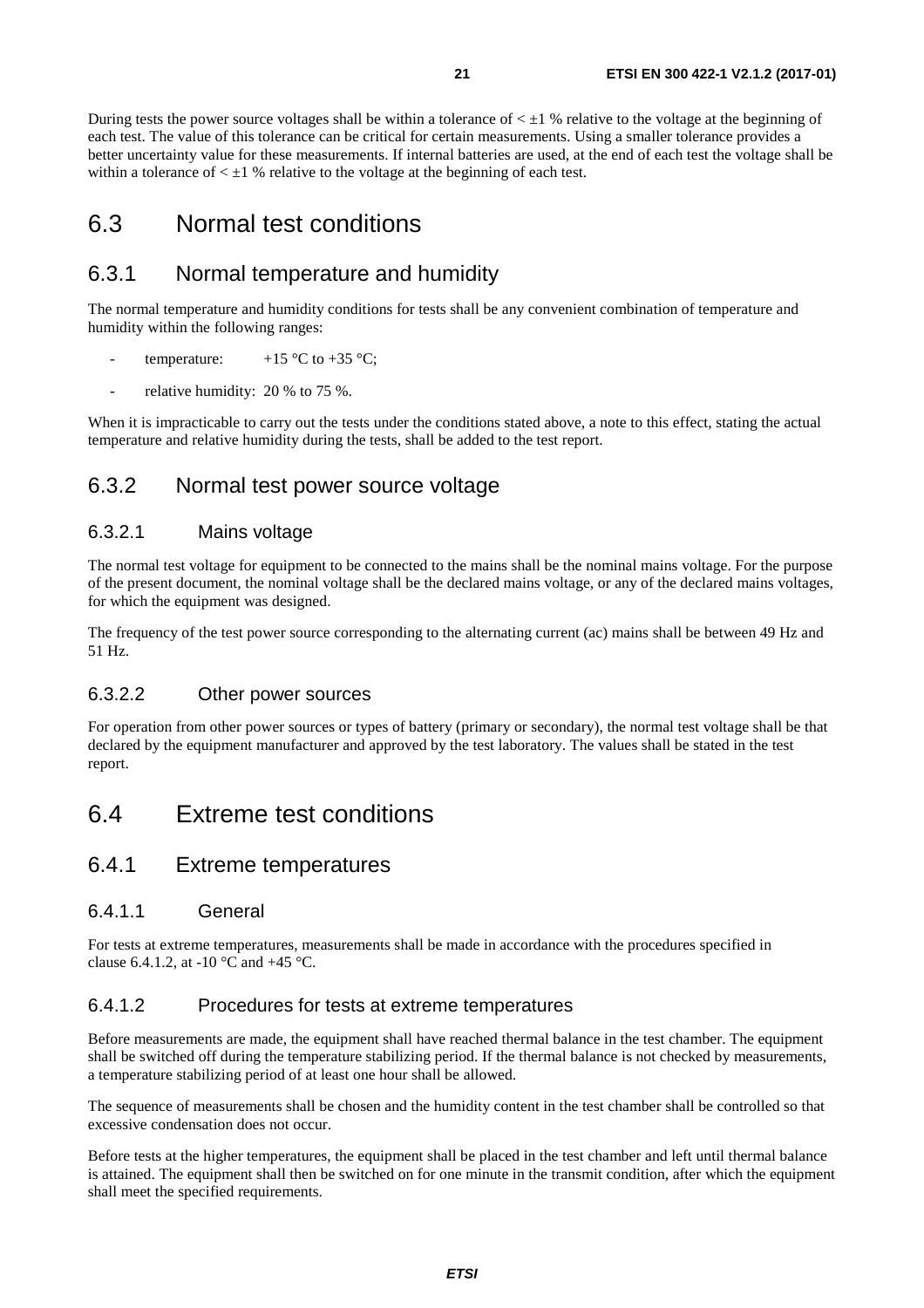During tests the power source voltages shall be within a tolerance of < ±1 % relative to the voltage at the beginning of each test. The value of this tolerance can be critical for certain measurements. Using a smaller tolerance provides a better uncertainty value for these measurements. If internal batteries are used, at the end of each test the voltage shall be within a tolerance of < ±1 % relative to the voltage at the beginning of each test.

# 6.3 Normal test conditions

## 6.3.1 Normal temperature and humidity

The normal temperature and humidity conditions for tests shall be any convenient combination of temperature and humidity within the following ranges:

- temperature: +15 °C to +35 °C;
- relative humidity: 20 % to 75 %.

When it is impracticable to carry out the tests under the conditions stated above, a note to this effect, stating the actual temperature and relative humidity during the tests, shall be added to the test report.

## 6.3.2 Normal test power source voltage

### 6.3.2.1 Mains voltage

The normal test voltage for equipment to be connected to the mains shall be the nominal mains voltage. For the purpose of the present document, the nominal voltage shall be the declared mains voltage, or any of the declared mains voltages, for which the equipment was designed.

The frequency of the test power source corresponding to the alternating current (ac) mains shall be between 49 Hz and 51 Hz.

### 6.3.2.2 Other power sources

For operation from other power sources or types of battery (primary or secondary), the normal test voltage shall be that declared by the equipment manufacturer and approved by the test laboratory. The values shall be stated in the test report.

# 6.4 Extreme test conditions

## 6.4.1 Extreme temperatures

### 6.4.1.1 General

For tests at extreme temperatures, measurements shall be made in accordance with the procedures specified in clause 6.4.1.2, at -10 °C and +45 °C.

### 6.4.1.2 Procedures for tests at extreme temperatures

Before measurements are made, the equipment shall have reached thermal balance in the test chamber. The equipment shall be switched off during the temperature stabilizing period. If the thermal balance is not checked by measurements, a temperature stabilizing period of at least one hour shall be allowed.

The sequence of measurements shall be chosen and the humidity content in the test chamber shall be controlled so that excessive condensation does not occur.

Before tests at the higher temperatures, the equipment shall be placed in the test chamber and left until thermal balance is attained. The equipment shall then be switched on for one minute in the transmit condition, after which the equipment shall meet the specified requirements.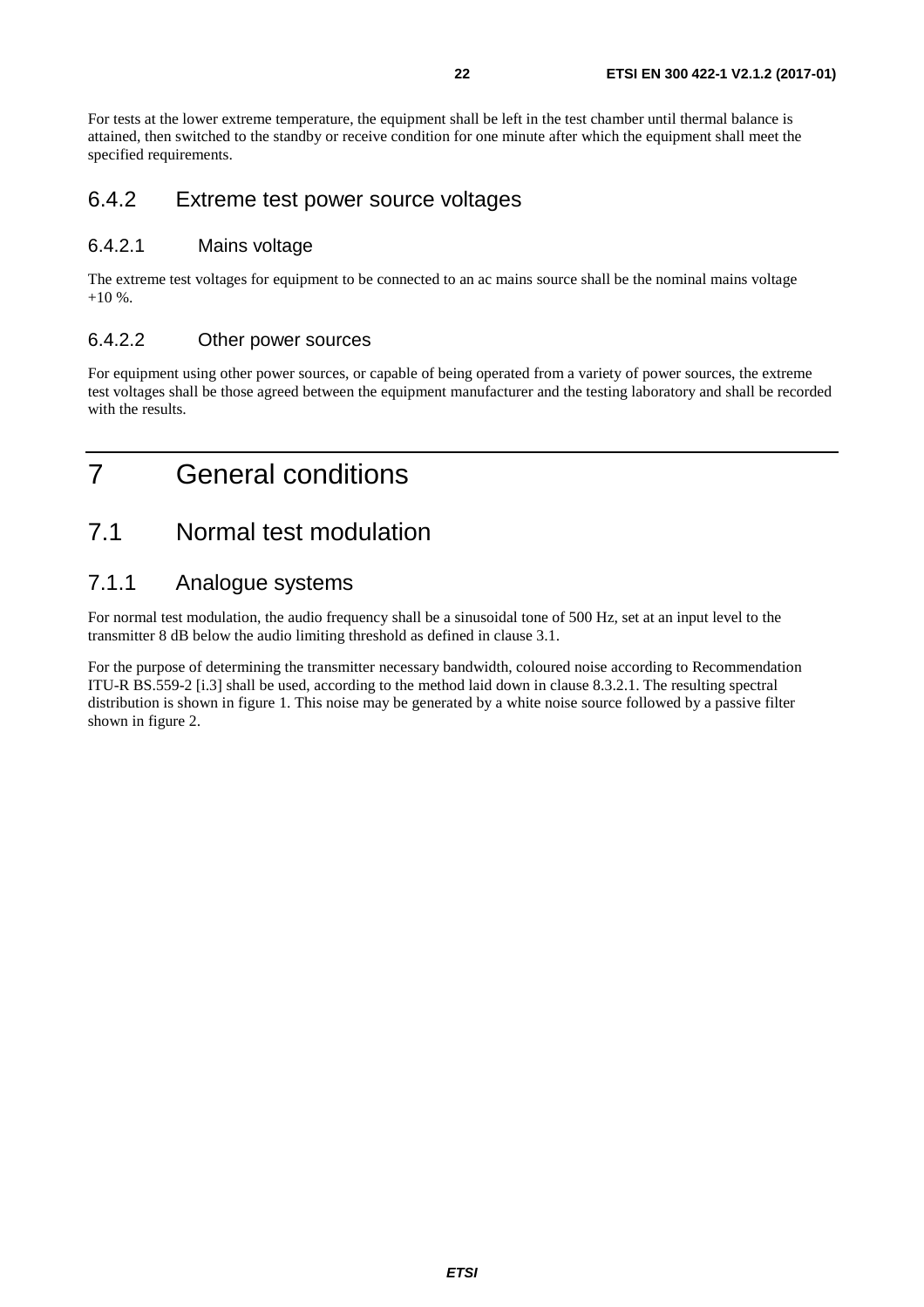For tests at the lower extreme temperature, the equipment shall be left in the test chamber until thermal balance is attained, then switched to the standby or receive condition for one minute after which the equipment shall meet the specified requirements.

### 6.4.2 Extreme test power source voltages

#### 6.4.2.1 Mains voltage

The extreme test voltages for equipment to be connected to an ac mains source shall be the nominal mains voltage +10 %.

#### 6.4.2.2 Other power sources

For equipment using other power sources, or capable of being operated from a variety of power sources, the extreme test voltages shall be those agreed between the equipment manufacturer and the testing laboratory and shall be recorded with the results.

# 7 General conditions

## 7.1 Normal test modulation

### 7.1.1 Analogue systems

For normal test modulation, the audio frequency shall be a sinusoidal tone of 500 Hz, set at an input level to the transmitter 8 dB below the audio limiting threshold as defined in clause 3.1.

For the purpose of determining the transmitter necessary bandwidth, coloured noise according to Recommendation ITU-R BS.559-2 [i.3] shall be used, according to the method laid down in clause 8.3.2.1. The resulting spectral distribution is shown in figure 1. This noise may be generated by a white noise source followed by a passive filter shown in figure 2.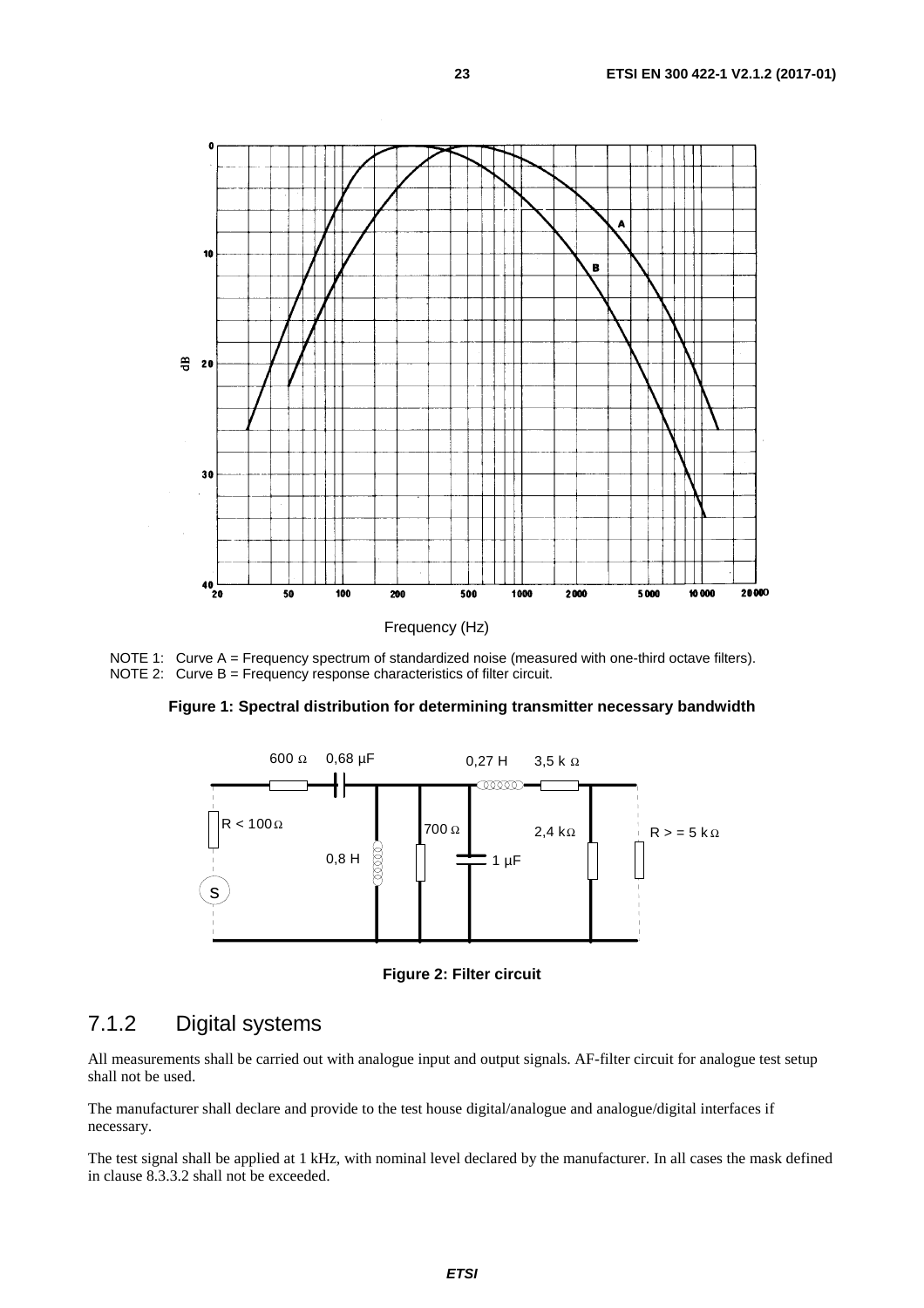NOTE 1: Curve A = Frequency spectrum of standardized noise (measured with one-third octave filters).
NOTE 2: Curve B = Frequency response characteristics of filter circuit.

**Figure 1: Spectral distribution for determining transmitter necessary bandwidth**

**Figure 2: Filter circuit**

## 7.1.2 Digital systems

All measurements shall be carried out with analogue input and output signals. AF-filter circuit for analogue test setup shall not be used.

The manufacturer shall declare and provide to the test house digital/analogue and analogue/digital interfaces if necessary.

The test signal shall be applied at 1 kHz, with nominal level declared by the manufacturer. In all cases the mask defined in clause 8.3.3.2 shall not be exceeded.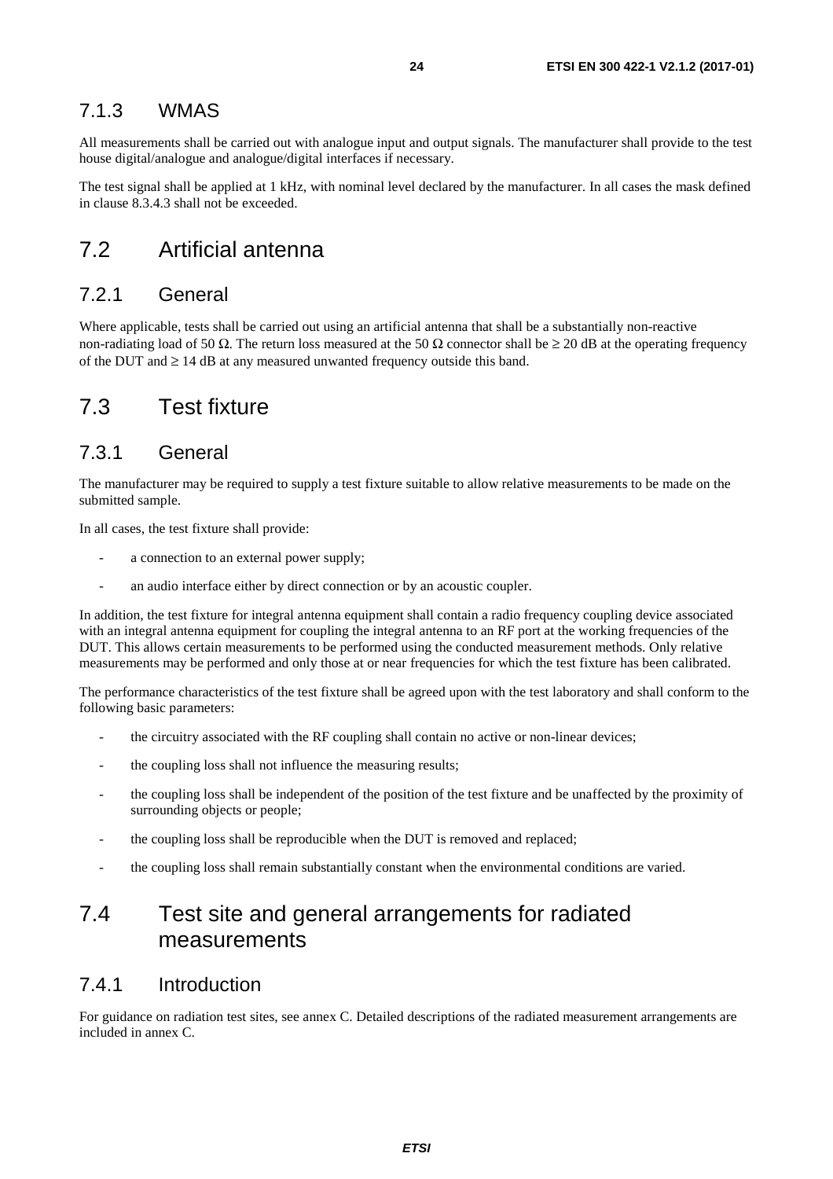### 7.1.3 WMAS

All measurements shall be carried out with analogue input and output signals. The manufacturer shall provide to the test house digital/analogue and analogue/digital interfaces if necessary.

The test signal shall be applied at 1 kHz, with nominal level declared by the manufacturer. In all cases the mask defined in clause 8.3.4.3 shall not be exceeded.

## 7.2 Artificial antenna

### 7.2.1 General

Where applicable, tests shall be carried out using an artificial antenna that shall be a substantially non-reactive non-radiating load of 50 Ω. The return loss measured at the 50 Ω connector shall be ≥ 20 dB at the operating frequency of the DUT and ≥ 14 dB at any measured unwanted frequency outside this band.

## 7.3 Test fixture

### 7.3.1 General

The manufacturer may be required to supply a test fixture suitable to allow relative measurements to be made on the submitted sample.

In all cases, the test fixture shall provide:

- a connection to an external power supply;
- an audio interface either by direct connection or by an acoustic coupler.

In addition, the test fixture for integral antenna equipment shall contain a radio frequency coupling device associated with an integral antenna equipment for coupling the integral antenna to an RF port at the working frequencies of the DUT. This allows certain measurements to be performed using the conducted measurement methods. Only relative measurements may be performed and only those at or near frequencies for which the test fixture has been calibrated.

The performance characteristics of the test fixture shall be agreed upon with the test laboratory and shall conform to the following basic parameters:

- the circuitry associated with the RF coupling shall contain no active or non-linear devices;
- the coupling loss shall not influence the measuring results;
- the coupling loss shall be independent of the position of the test fixture and be unaffected by the proximity of surrounding objects or people;
- the coupling loss shall be reproducible when the DUT is removed and replaced;
- the coupling loss shall remain substantially constant when the environmental conditions are varied.

## 7.4 Test site and general arrangements for radiated measurements

### 7.4.1 Introduction

For guidance on radiation test sites, see annex C. Detailed descriptions of the radiated measurement arrangements are included in annex C.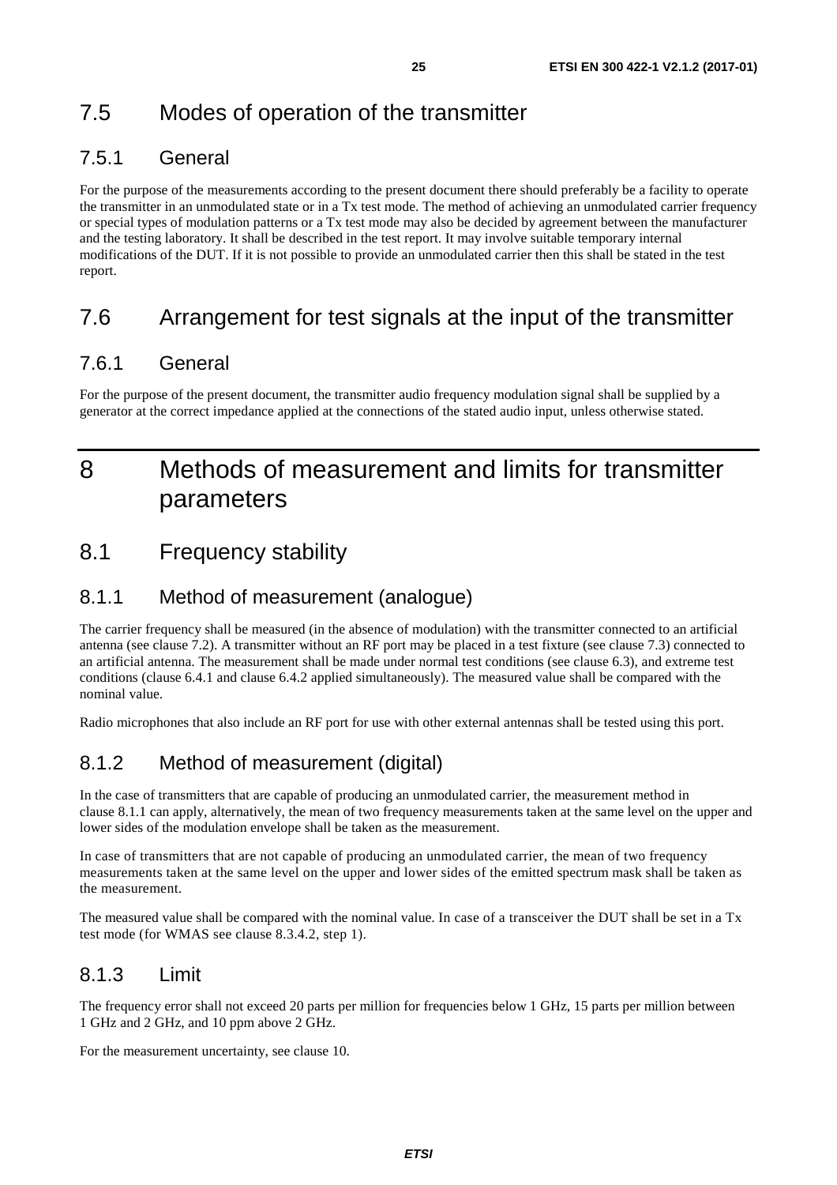## 7.5 Modes of operation of the transmitter

### 7.5.1 General

For the purpose of the measurements according to the present document there should preferably be a facility to operate the transmitter in an unmodulated state or in a Tx test mode. The method of achieving an unmodulated carrier frequency or special types of modulation patterns or a Tx test mode may also be decided by agreement between the manufacturer and the testing laboratory. It shall be described in the test report. It may involve suitable temporary internal modifications of the DUT. If it is not possible to provide an unmodulated carrier then this shall be stated in the test report.

## 7.6 Arrangement for test signals at the input of the transmitter

### 7.6.1 General

For the purpose of the present document, the transmitter audio frequency modulation signal shall be supplied by a generator at the correct impedance applied at the connections of the stated audio input, unless otherwise stated.

# 8 Methods of measurement and limits for transmitter parameters

## 8.1 Frequency stability

### 8.1.1 Method of measurement (analogue)

The carrier frequency shall be measured (in the absence of modulation) with the transmitter connected to an artificial antenna (see clause 7.2). A transmitter without an RF port may be placed in a test fixture (see clause 7.3) connected to an artificial antenna. The measurement shall be made under normal test conditions (see clause 6.3), and extreme test conditions (clause 6.4.1 and clause 6.4.2 applied simultaneously). The measured value shall be compared with the nominal value.

Radio microphones that also include an RF port for use with other external antennas shall be tested using this port.

### 8.1.2 Method of measurement (digital)

In the case of transmitters that are capable of producing an unmodulated carrier, the measurement method in clause 8.1.1 can apply, alternatively, the mean of two frequency measurements taken at the same level on the upper and lower sides of the modulation envelope shall be taken as the measurement.

In case of transmitters that are not capable of producing an unmodulated carrier, the mean of two frequency measurements taken at the same level on the upper and lower sides of the emitted spectrum mask shall be taken as the measurement.

The measured value shall be compared with the nominal value. In case of a transceiver the DUT shall be set in a Tx test mode (for WMAS see clause 8.3.4.2, step 1).

### 8.1.3 Limit

The frequency error shall not exceed 20 parts per million for frequencies below 1 GHz, 15 parts per million between 1 GHz and 2 GHz, and 10 ppm above 2 GHz.

For the measurement uncertainty, see clause 10.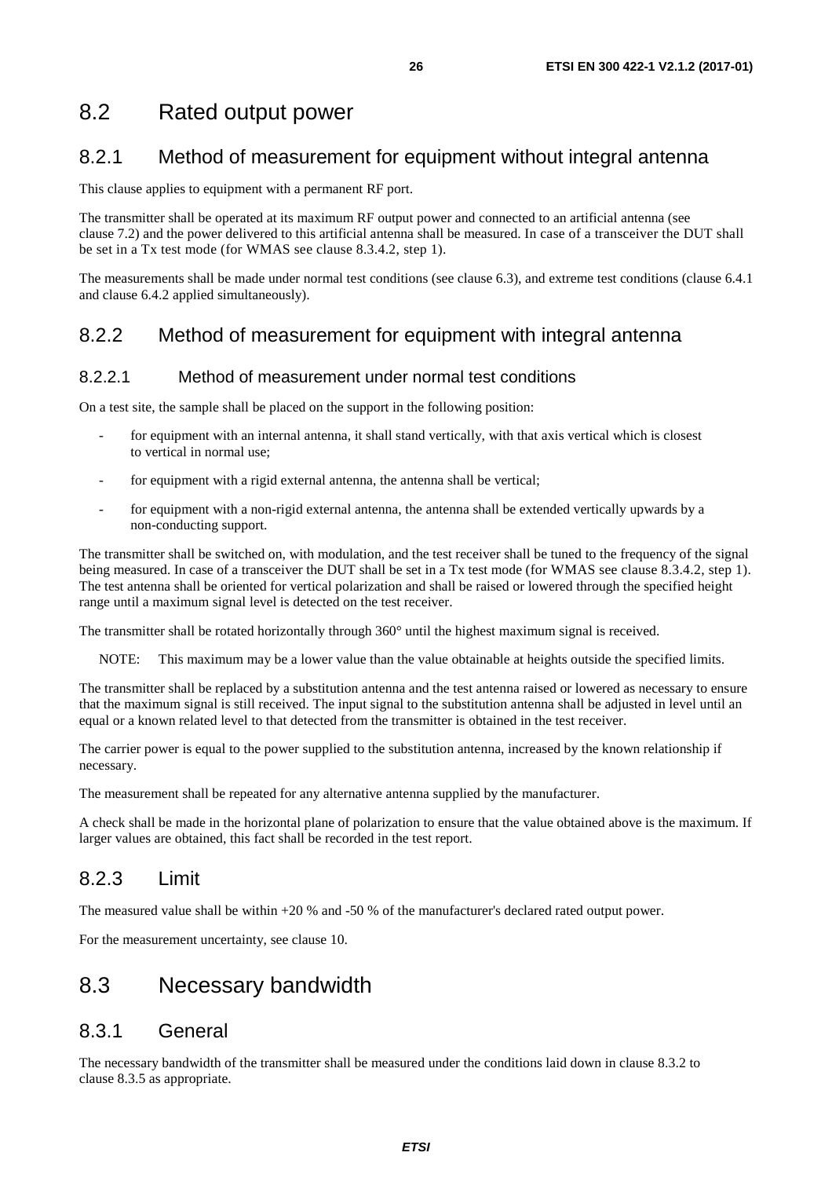## 8.2 Rated output power

### 8.2.1 Method of measurement for equipment without integral antenna

This clause applies to equipment with a permanent RF port.

The transmitter shall be operated at its maximum RF output power and connected to an artificial antenna (see clause 7.2) and the power delivered to this artificial antenna shall be measured. In case of a transceiver the DUT shall be set in a Tx test mode (for WMAS see clause 8.3.4.2, step 1).

The measurements shall be made under normal test conditions (see clause 6.3), and extreme test conditions (clause 6.4.1 and clause 6.4.2 applied simultaneously).

### 8.2.2 Method of measurement for equipment with integral antenna

#### 8.2.2.1 Method of measurement under normal test conditions

On a test site, the sample shall be placed on the support in the following position:

- for equipment with an internal antenna, it shall stand vertically, with that axis vertical which is closest to vertical in normal use;
- for equipment with a rigid external antenna, the antenna shall be vertical;
- for equipment with a non-rigid external antenna, the antenna shall be extended vertically upwards by a non-conducting support.

The transmitter shall be switched on, with modulation, and the test receiver shall be tuned to the frequency of the signal being measured. In case of a transceiver the DUT shall be set in a Tx test mode (for WMAS see clause 8.3.4.2, step 1). The test antenna shall be oriented for vertical polarization and shall be raised or lowered through the specified height range until a maximum signal level is detected on the test receiver.

The transmitter shall be rotated horizontally through 360° until the highest maximum signal is received.

NOTE: This maximum may be a lower value than the value obtainable at heights outside the specified limits.

The transmitter shall be replaced by a substitution antenna and the test antenna raised or lowered as necessary to ensure that the maximum signal is still received. The input signal to the substitution antenna shall be adjusted in level until an equal or a known related level to that detected from the transmitter is obtained in the test receiver.

The carrier power is equal to the power supplied to the substitution antenna, increased by the known relationship if necessary.

The measurement shall be repeated for any alternative antenna supplied by the manufacturer.

A check shall be made in the horizontal plane of polarization to ensure that the value obtained above is the maximum. If larger values are obtained, this fact shall be recorded in the test report.

### 8.2.3 Limit

The measured value shall be within +20 % and -50 % of the manufacturer's declared rated output power.

For the measurement uncertainty, see clause 10.

## 8.3 Necessary bandwidth

### 8.3.1 General

The necessary bandwidth of the transmitter shall be measured under the conditions laid down in clause 8.3.2 to clause 8.3.5 as appropriate.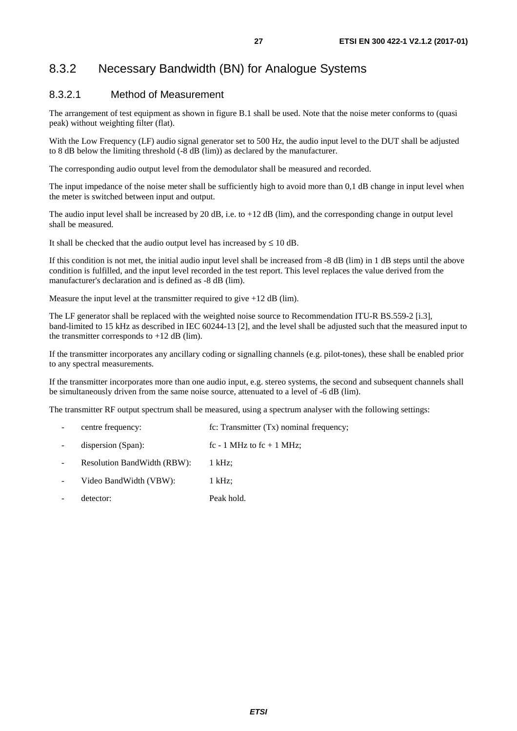## 8.3.2 Necessary Bandwidth (BN) for Analogue Systems

### 8.3.2.1 Method of Measurement

The arrangement of test equipment as shown in figure B.1 shall be used. Note that the noise meter conforms to (quasi peak) without weighting filter (flat).

With the Low Frequency (LF) audio signal generator set to 500 Hz, the audio input level to the DUT shall be adjusted to 8 dB below the limiting threshold (-8 dB (lim)) as declared by the manufacturer.

The corresponding audio output level from the demodulator shall be measured and recorded.

The input impedance of the noise meter shall be sufficiently high to avoid more than 0,1 dB change in input level when the meter is switched between input and output.

The audio input level shall be increased by 20 dB, i.e. to +12 dB (lim), and the corresponding change in output level shall be measured.

It shall be checked that the audio output level has increased by ≤ 10 dB.

If this condition is not met, the initial audio input level shall be increased from -8 dB (lim) in 1 dB steps until the above condition is fulfilled, and the input level recorded in the test report. This level replaces the value derived from the manufacturer's declaration and is defined as -8 dB (lim).

Measure the input level at the transmitter required to give +12 dB (lim).

The LF generator shall be replaced with the weighted noise source to Recommendation ITU-R BS.559-2 [i.3], band-limited to 15 kHz as described in IEC 60244-13 [2], and the level shall be adjusted such that the measured input to the transmitter corresponds to +12 dB (lim).

If the transmitter incorporates any ancillary coding or signalling channels (e.g. pilot-tones), these shall be enabled prior to any spectral measurements.

If the transmitter incorporates more than one audio input, e.g. stereo systems, the second and subsequent channels shall be simultaneously driven from the same noise source, attenuated to a level of -6 dB (lim).

The transmitter RF output spectrum shall be measured, using a spectrum analyser with the following settings:

- centre frequency: fc: Transmitter (Tx) nominal frequency;
- dispersion (Span): fc - 1 MHz to fc + 1 MHz;
- Resolution BandWidth (RBW): 1 kHz;
- Video BandWidth (VBW): 1 kHz;
- detector: Peak hold.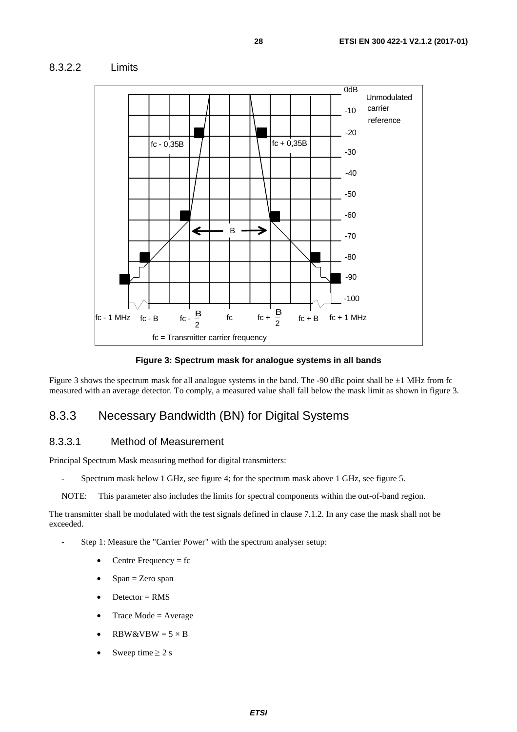#### 8.3.2.2 Limits

**Figure 3: Spectrum mask for analogue systems in all bands**

Figure 3 shows the spectrum mask for all analogue systems in the band. The -90 dBc point shall be ±1 MHz from fc measured with an average detector. To comply, a measured value shall fall below the mask limit as shown in figure 3.

## 8.3.3 Necessary Bandwidth (BN) for Digital Systems

### 8.3.3.1 Method of Measurement

Principal Spectrum Mask measuring method for digital transmitters:

- Spectrum mask below 1 GHz, see figure 4; for the spectrum mask above 1 GHz, see figure 5.

NOTE: This parameter also includes the limits for spectral components within the out-of-band region.

The transmitter shall be modulated with the test signals defined in clause 7.1.2. In any case the mask shall not be exceeded.

- Step 1: Measure the "Carrier Power" with the spectrum analyser setup:
  - Centre Frequency = fc
  - Span = Zero span
  - Detector = RMS
  - Trace Mode = Average
  - RBW&VBW = 5 × B
  - Sweep time ≥ 2 s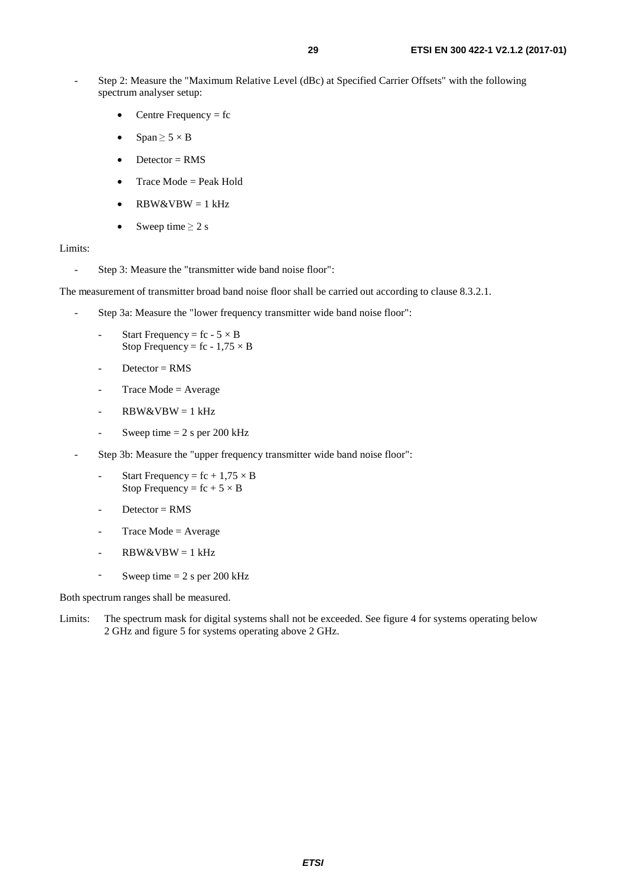- Step 2: Measure the "Maximum Relative Level (dBc) at Specified Carrier Offsets" with the following spectrum analyser setup:

    - Centre Frequency = fc
    - Span $\geq 5 \times B$
    - Detector = RMS
    - Trace Mode = Peak Hold
    - RBW&VBW = 1 kHz
    - Sweep time $\geq 2$ s

Limits:

- Step 3: Measure the "transmitter wide band noise floor":

The measurement of transmitter broad band noise floor shall be carried out according to clause 8.3.2.1.

- Step 3a: Measure the "lower frequency transmitter wide band noise floor":

    - Start Frequency = fc - $5 \times B$
      Stop Frequency = fc - $1{,}75 \times B$
    - Detector = RMS
    - Trace Mode = Average
    - RBW&VBW = 1 kHz
    - Sweep time = 2 s per 200 kHz

- Step 3b: Measure the "upper frequency transmitter wide band noise floor":

    - Start Frequency = fc + $1{,}75 \times B$
      Stop Frequency = fc + $5 \times B$
    - Detector = RMS
    - Trace Mode = Average
    - RBW&VBW = 1 kHz
    - Sweep time = 2 s per 200 kHz

Both spectrum ranges shall be measured.

Limits: The spectrum mask for digital systems shall not be exceeded. See figure 4 for systems operating below 2 GHz and figure 5 for systems operating above 2 GHz.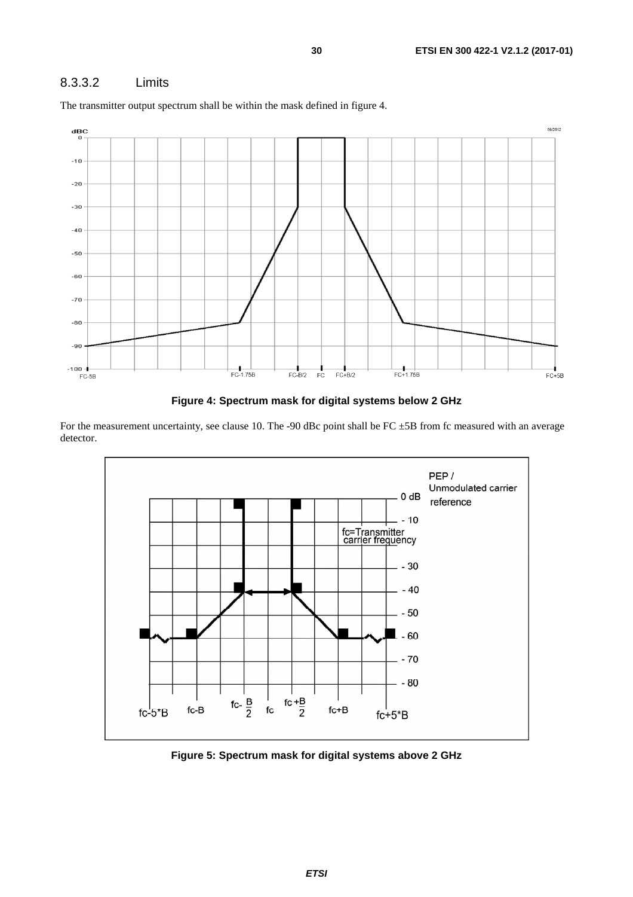### 8.3.3.2 Limits

The transmitter output spectrum shall be within the mask defined in figure 4.

**Figure 4: Spectrum mask for digital systems below 2 GHz**

For the measurement uncertainty, see clause 10. The -90 dBc point shall be FC ±5B from fc measured with an average detector.

**Figure 5: Spectrum mask for digital systems above 2 GHz**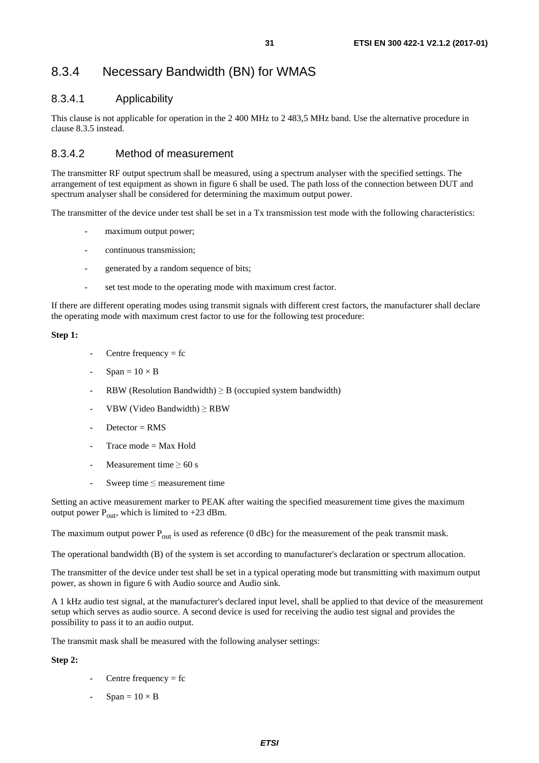### 8.3.4 Necessary Bandwidth (BN) for WMAS

#### 8.3.4.1 Applicability

This clause is not applicable for operation in the 2 400 MHz to 2 483,5 MHz band. Use the alternative procedure in clause 8.3.5 instead.

#### 8.3.4.2 Method of measurement

The transmitter RF output spectrum shall be measured, using a spectrum analyser with the specified settings. The arrangement of test equipment as shown in figure 6 shall be used. The path loss of the connection between DUT and spectrum analyser shall be considered for determining the maximum output power.

The transmitter of the device under test shall be set in a Tx transmission test mode with the following characteristics:

- maximum output power;
- continuous transmission;
- generated by a random sequence of bits;
- set test mode to the operating mode with maximum crest factor.

If there are different operating modes using transmit signals with different crest factors, the manufacturer shall declare the operating mode with maximum crest factor to use for the following test procedure:

**Step 1:**

- Centre frequency = fc
- Span = 10 × B
- RBW (Resolution Bandwidth) ≥ B (occupied system bandwidth)
- VBW (Video Bandwidth) ≥ RBW
- Detector = RMS
- Trace mode = Max Hold
- Measurement time ≥ 60 s
- Sweep time ≤ measurement time

Setting an active measurement marker to PEAK after waiting the specified measurement time gives the maximum output power $P_{out}$, which is limited to +23 dBm.

The maximum output power $P_{out}$ is used as reference (0 dBc) for the measurement of the peak transmit mask.

The operational bandwidth (B) of the system is set according to manufacturer's declaration or spectrum allocation.

The transmitter of the device under test shall be set in a typical operating mode but transmitting with maximum output power, as shown in figure 6 with Audio source and Audio sink.

A 1 kHz audio test signal, at the manufacturer's declared input level, shall be applied to that device of the measurement setup which serves as audio source. A second device is used for receiving the audio test signal and provides the possibility to pass it to an audio output.

The transmit mask shall be measured with the following analyser settings:

**Step 2:**

- Centre frequency = fc
- Span = 10 × B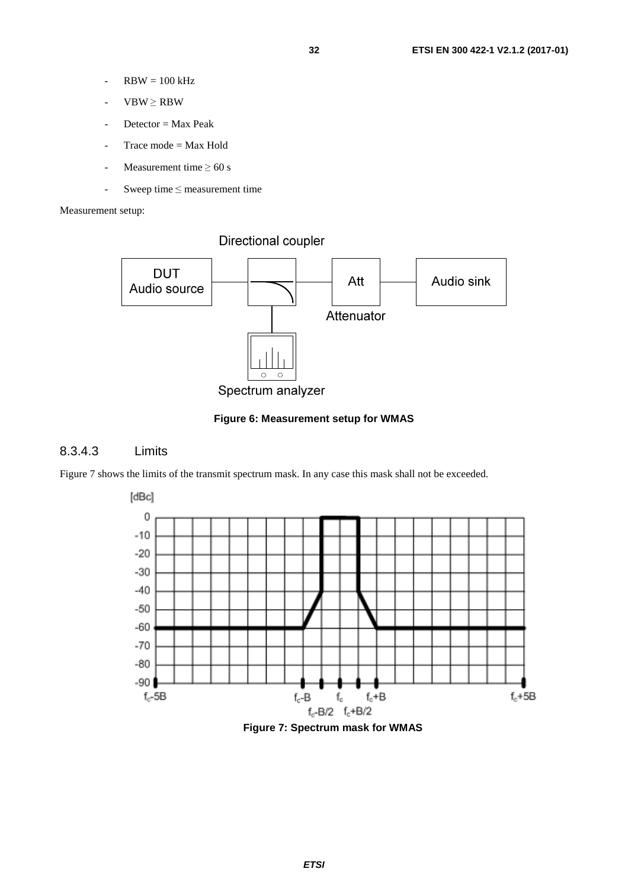- RBW = 100 kHz
- VBW ≥ RBW
- Detector = Max Peak
- Trace mode = Max Hold
- Measurement time ≥ 60 s
- Sweep time ≤ measurement time

Measurement setup:

**Figure 6: Measurement setup for WMAS**

### 8.3.4.3 Limits

Figure 7 shows the limits of the transmit spectrum mask. In any case this mask shall not be exceeded.

**Figure 7: Spectrum mask for WMAS**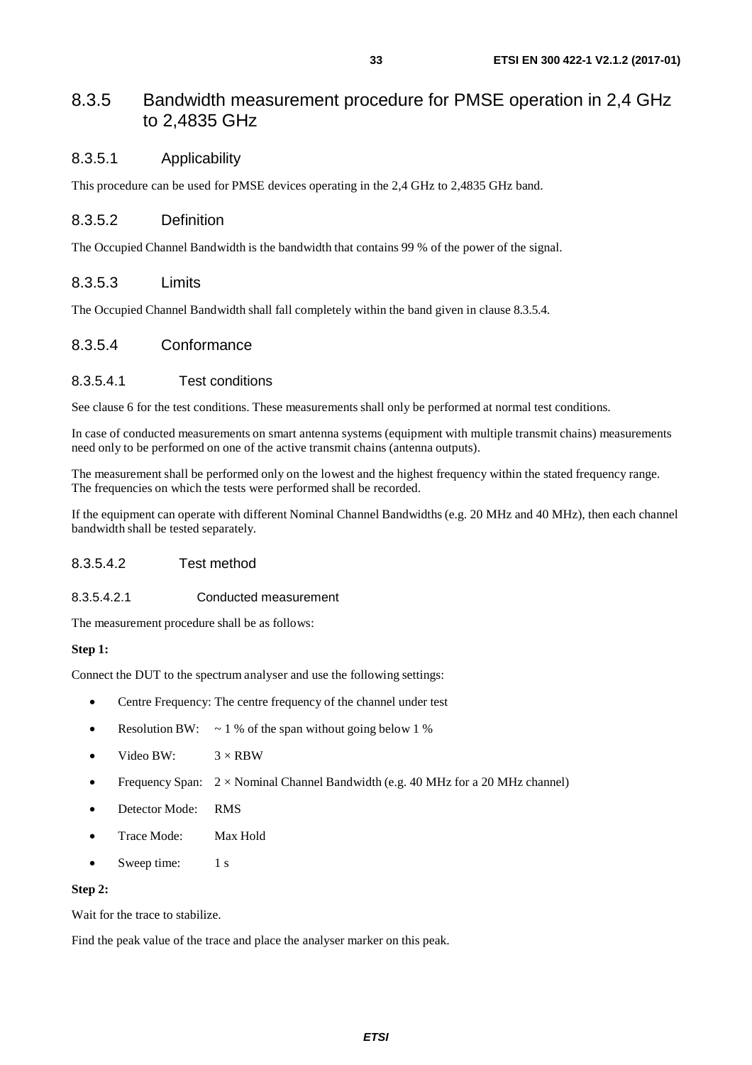### 8.3.5 Bandwidth measurement procedure for PMSE operation in 2,4 GHz to 2,4835 GHz

#### 8.3.5.1 Applicability

This procedure can be used for PMSE devices operating in the 2,4 GHz to 2,4835 GHz band.

#### 8.3.5.2 Definition

The Occupied Channel Bandwidth is the bandwidth that contains 99 % of the power of the signal.

#### 8.3.5.3 Limits

The Occupied Channel Bandwidth shall fall completely within the band given in clause 8.3.5.4.

#### 8.3.5.4 Conformance

##### 8.3.5.4.1 Test conditions

See clause 6 for the test conditions. These measurements shall only be performed at normal test conditions.

In case of conducted measurements on smart antenna systems (equipment with multiple transmit chains) measurements need only to be performed on one of the active transmit chains (antenna outputs).

The measurement shall be performed only on the lowest and the highest frequency within the stated frequency range. The frequencies on which the tests were performed shall be recorded.

If the equipment can operate with different Nominal Channel Bandwidths (e.g. 20 MHz and 40 MHz), then each channel bandwidth shall be tested separately.

##### 8.3.5.4.2 Test method

###### 8.3.5.4.2.1 Conducted measurement

The measurement procedure shall be as follows:

**Step 1:**

Connect the DUT to the spectrum analyser and use the following settings:

- Centre Frequency: The centre frequency of the channel under test
- Resolution BW: ~ 1 % of the span without going below 1 %
- Video BW: 3 × RBW
- Frequency Span: 2 × Nominal Channel Bandwidth (e.g. 40 MHz for a 20 MHz channel)
- Detector Mode: RMS
- Trace Mode: Max Hold
- Sweep time: 1 s

**Step 2:**

Wait for the trace to stabilize.

Find the peak value of the trace and place the analyser marker on this peak.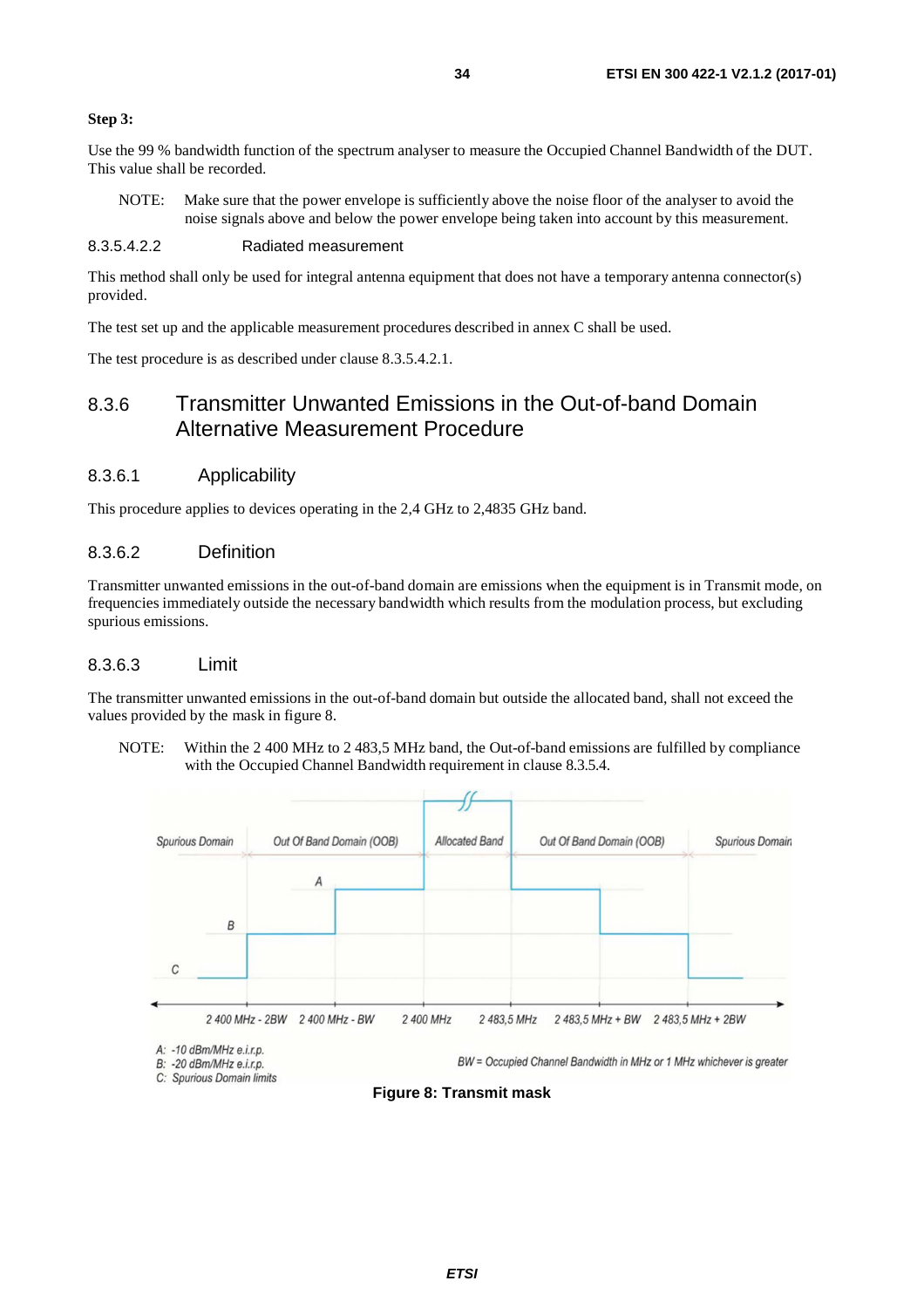**Step 3:**

Use the 99 % bandwidth function of the spectrum analyser to measure the Occupied Channel Bandwidth of the DUT. This value shall be recorded.

NOTE: Make sure that the power envelope is sufficiently above the noise floor of the analyser to avoid the noise signals above and below the power envelope being taken into account by this measurement.

##### 8.3.5.4.2.2 Radiated measurement

This method shall only be used for integral antenna equipment that does not have a temporary antenna connector(s) provided.

The test set up and the applicable measurement procedures described in annex C shall be used.

The test procedure is as described under clause 8.3.5.4.2.1.

## 8.3.6 Transmitter Unwanted Emissions in the Out-of-band Domain Alternative Measurement Procedure

### 8.3.6.1 Applicability

This procedure applies to devices operating in the 2,4 GHz to 2,4835 GHz band.

### 8.3.6.2 Definition

Transmitter unwanted emissions in the out-of-band domain are emissions when the equipment is in Transmit mode, on frequencies immediately outside the necessary bandwidth which results from the modulation process, but excluding spurious emissions.

### 8.3.6.3 Limit

The transmitter unwanted emissions in the out-of-band domain but outside the allocated band, shall not exceed the values provided by the mask in figure 8.

NOTE: Within the 2 400 MHz to 2 483,5 MHz band, the Out-of-band emissions are fulfilled by compliance with the Occupied Channel Bandwidth requirement in clause 8.3.5.4.

Spurious Domain | Out Of Band Domain (OOB) | Allocated Band | Out Of Band Domain (OOB) | Spurious Domain

2 400 MHz - 2BW | 2 400 MHz - BW | 2 400 MHz | 2 483,5 MHz | 2 483,5 MHz + BW | 2 483,5 MHz + 2BW

A: -10 dBm/MHz e.i.r.p.
B: -20 dBm/MHz e.i.r.p.
C: Spurious Domain limits

BW = Occupied Channel Bandwidth in MHz or 1 MHz whichever is greater

**Figure 8: Transmit mask**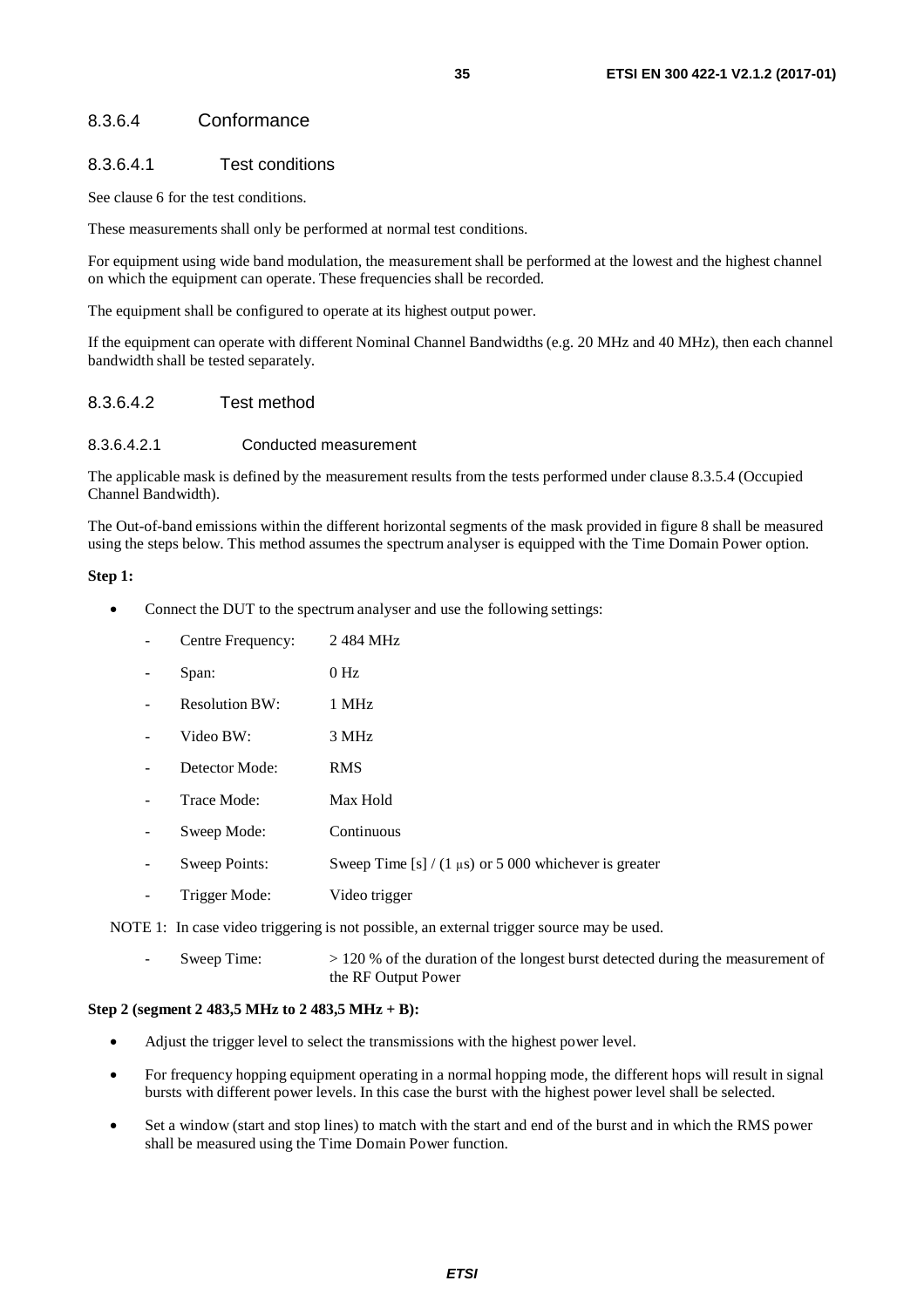#### 8.3.6.4 Conformance

##### 8.3.6.4.1 Test conditions

See clause 6 for the test conditions.

These measurements shall only be performed at normal test conditions.

For equipment using wide band modulation, the measurement shall be performed at the lowest and the highest channel on which the equipment can operate. These frequencies shall be recorded.

The equipment shall be configured to operate at its highest output power.

If the equipment can operate with different Nominal Channel Bandwidths (e.g. 20 MHz and 40 MHz), then each channel bandwidth shall be tested separately.

##### 8.3.6.4.2 Test method

###### 8.3.6.4.2.1 Conducted measurement

The applicable mask is defined by the measurement results from the tests performed under clause 8.3.5.4 (Occupied Channel Bandwidth).

The Out-of-band emissions within the different horizontal segments of the mask provided in figure 8 shall be measured using the steps below. This method assumes the spectrum analyser is equipped with the Time Domain Power option.

**Step 1:**

- Connect the DUT to the spectrum analyser and use the following settings:
  - Centre Frequency: 2 484 MHz
  - Span: 0 Hz
  - Resolution BW: 1 MHz
  - Video BW: 3 MHz
  - Detector Mode: RMS
  - Trace Mode: Max Hold
  - Sweep Mode: Continuous
  - Sweep Points: Sweep Time [s] / (1 μs) or 5 000 whichever is greater
  - Trigger Mode: Video trigger

NOTE 1: In case video triggering is not possible, an external trigger source may be used.

  - Sweep Time: > 120 % of the duration of the longest burst detected during the measurement of the RF Output Power

**Step 2 (segment 2 483,5 MHz to 2 483,5 MHz + B):**

- Adjust the trigger level to select the transmissions with the highest power level.
- For frequency hopping equipment operating in a normal hopping mode, the different hops will result in signal bursts with different power levels. In this case the burst with the highest power level shall be selected.
- Set a window (start and stop lines) to match with the start and end of the burst and in which the RMS power shall be measured using the Time Domain Power function.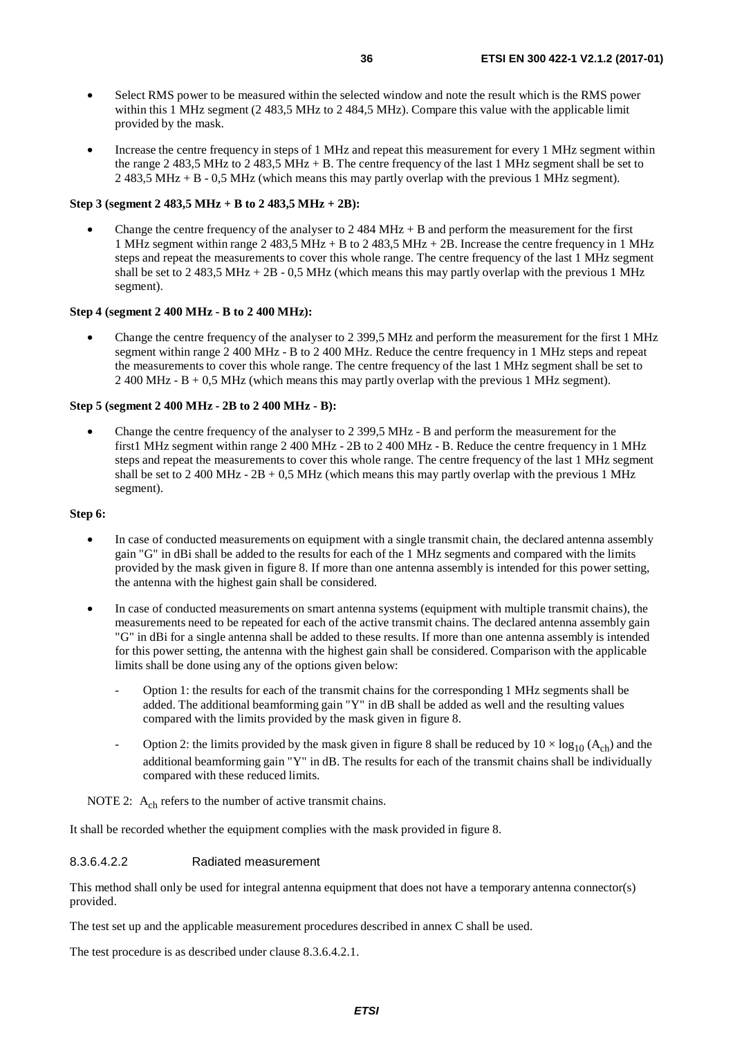- Select RMS power to be measured within the selected window and note the result which is the RMS power within this 1 MHz segment (2 483,5 MHz to 2 484,5 MHz). Compare this value with the applicable limit provided by the mask.
- Increase the centre frequency in steps of 1 MHz and repeat this measurement for every 1 MHz segment within the range 2 483,5 MHz to 2 483,5 MHz + B. The centre frequency of the last 1 MHz segment shall be set to 2 483,5 MHz + B - 0,5 MHz (which means this may partly overlap with the previous 1 MHz segment).

**Step 3 (segment 2 483,5 MHz + B to 2 483,5 MHz + 2B):**

- Change the centre frequency of the analyser to 2 484 MHz + B and perform the measurement for the first 1 MHz segment within range 2 483,5 MHz + B to 2 483,5 MHz + 2B. Increase the centre frequency in 1 MHz steps and repeat the measurements to cover this whole range. The centre frequency of the last 1 MHz segment shall be set to 2 483,5 MHz + 2B - 0,5 MHz (which means this may partly overlap with the previous 1 MHz segment).

**Step 4 (segment 2 400 MHz - B to 2 400 MHz):**

- Change the centre frequency of the analyser to 2 399,5 MHz and perform the measurement for the first 1 MHz segment within range 2 400 MHz - B to 2 400 MHz. Reduce the centre frequency in 1 MHz steps and repeat the measurements to cover this whole range. The centre frequency of the last 1 MHz segment shall be set to 2 400 MHz - B + 0,5 MHz (which means this may partly overlap with the previous 1 MHz segment).

**Step 5 (segment 2 400 MHz - 2B to 2 400 MHz - B):**

- Change the centre frequency of the analyser to 2 399,5 MHz - B and perform the measurement for the first1 MHz segment within range 2 400 MHz - 2B to 2 400 MHz - B. Reduce the centre frequency in 1 MHz steps and repeat the measurements to cover this whole range. The centre frequency of the last 1 MHz segment shall be set to 2 400 MHz - 2B + 0,5 MHz (which means this may partly overlap with the previous 1 MHz segment).

**Step 6:**

- In case of conducted measurements on equipment with a single transmit chain, the declared antenna assembly gain "G" in dBi shall be added to the results for each of the 1 MHz segments and compared with the limits provided by the mask given in figure 8. If more than one antenna assembly is intended for this power setting, the antenna with the highest gain shall be considered.
- In case of conducted measurements on smart antenna systems (equipment with multiple transmit chains), the measurements need to be repeated for each of the active transmit chains. The declared antenna assembly gain "G" in dBi for a single antenna shall be added to these results. If more than one antenna assembly is intended for this power setting, the antenna with the highest gain shall be considered. Comparison with the applicable limits shall be done using any of the options given below:
  - Option 1: the results for each of the transmit chains for the corresponding 1 MHz segments shall be added. The additional beamforming gain "Y" in dB shall be added as well and the resulting values compared with the limits provided by the mask given in figure 8.
  - Option 2: the limits provided by the mask given in figure 8 shall be reduced by $10 \times \log_{10} (A_{ch})$ and the additional beamforming gain "Y" in dB. The results for each of the transmit chains shall be individually compared with these reduced limits.

NOTE 2: $A_{ch}$ refers to the number of active transmit chains.

It shall be recorded whether the equipment complies with the mask provided in figure 8.

#### 8.3.6.4.2.2 Radiated measurement

This method shall only be used for integral antenna equipment that does not have a temporary antenna connector(s) provided.

The test set up and the applicable measurement procedures described in annex C shall be used.

The test procedure is as described under clause 8.3.6.4.2.1.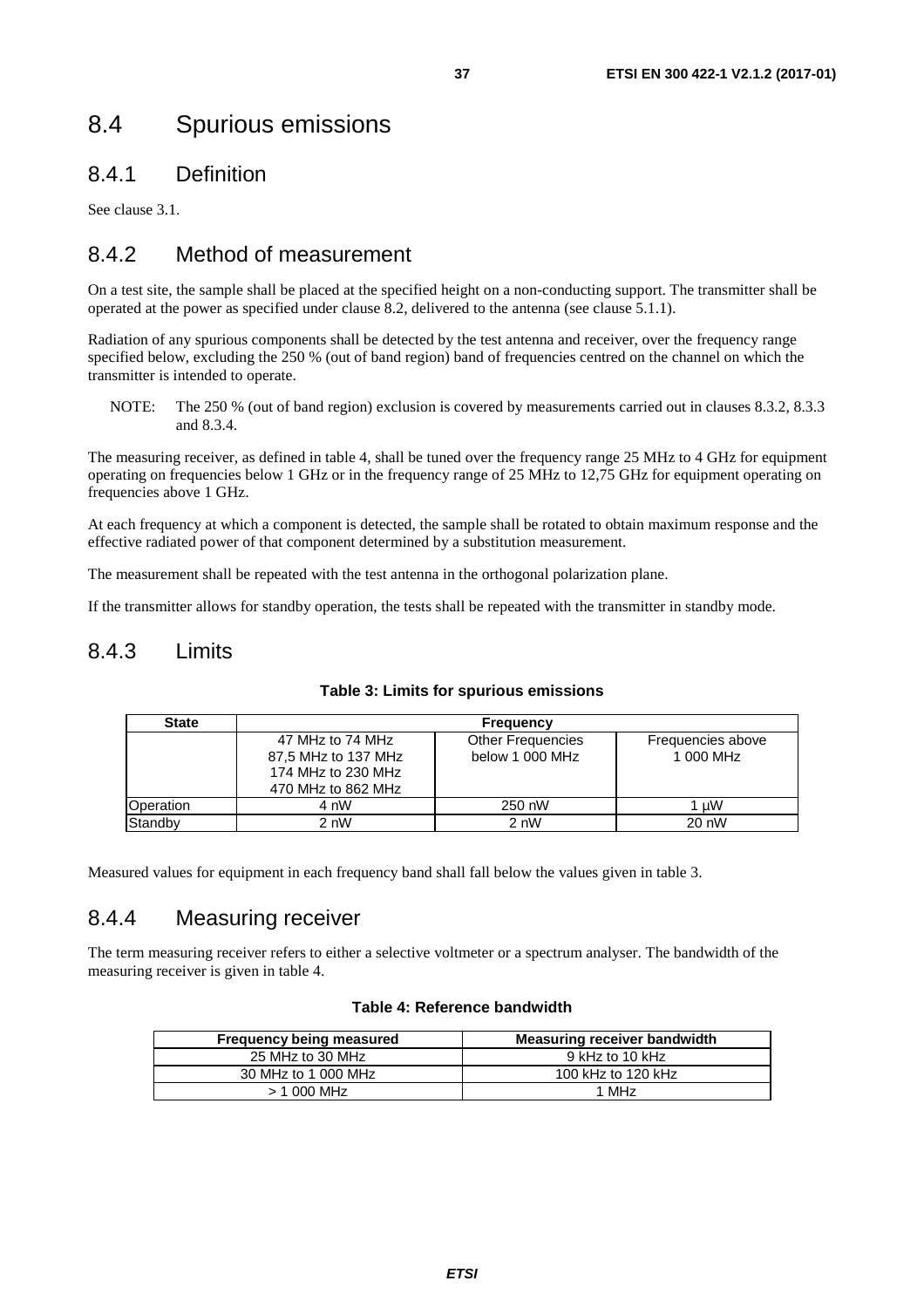# 8.4 Spurious emissions

## 8.4.1 Definition

See clause 3.1.

## 8.4.2 Method of measurement

On a test site, the sample shall be placed at the specified height on a non-conducting support. The transmitter shall be operated at the power as specified under clause 8.2, delivered to the antenna (see clause 5.1.1).

Radiation of any spurious components shall be detected by the test antenna and receiver, over the frequency range specified below, excluding the 250 % (out of band region) band of frequencies centred on the channel on which the transmitter is intended to operate.

NOTE: The 250 % (out of band region) exclusion is covered by measurements carried out in clauses 8.3.2, 8.3.3 and 8.3.4.

The measuring receiver, as defined in table 4, shall be tuned over the frequency range 25 MHz to 4 GHz for equipment operating on frequencies below 1 GHz or in the frequency range of 25 MHz to 12,75 GHz for equipment operating on frequencies above 1 GHz.

At each frequency at which a component is detected, the sample shall be rotated to obtain maximum response and the effective radiated power of that component determined by a substitution measurement.

The measurement shall be repeated with the test antenna in the orthogonal polarization plane.

If the transmitter allows for standby operation, the tests shall be repeated with the transmitter in standby mode.

## 8.4.3 Limits

**Table 3: Limits for spurious emissions**

| State | Frequency | | |
|---|---|---|---|
| | 47 MHz to 74 MHz<br>87,5 MHz to 137 MHz<br>174 MHz to 230 MHz<br>470 MHz to 862 MHz | Other Frequencies below 1 000 MHz | Frequencies above 1 000 MHz |
| Operation | 4 nW | 250 nW | 1 µW |
| Standby | 2 nW | 2 nW | 20 nW |

Measured values for equipment in each frequency band shall fall below the values given in table 3.

## 8.4.4 Measuring receiver

The term measuring receiver refers to either a selective voltmeter or a spectrum analyser. The bandwidth of the measuring receiver is given in table 4.

**Table 4: Reference bandwidth**

| Frequency being measured | Measuring receiver bandwidth |
|---|---|
| 25 MHz to 30 MHz | 9 kHz to 10 kHz |
| 30 MHz to 1 000 MHz | 100 kHz to 120 kHz |
| > 1 000 MHz | 1 MHz |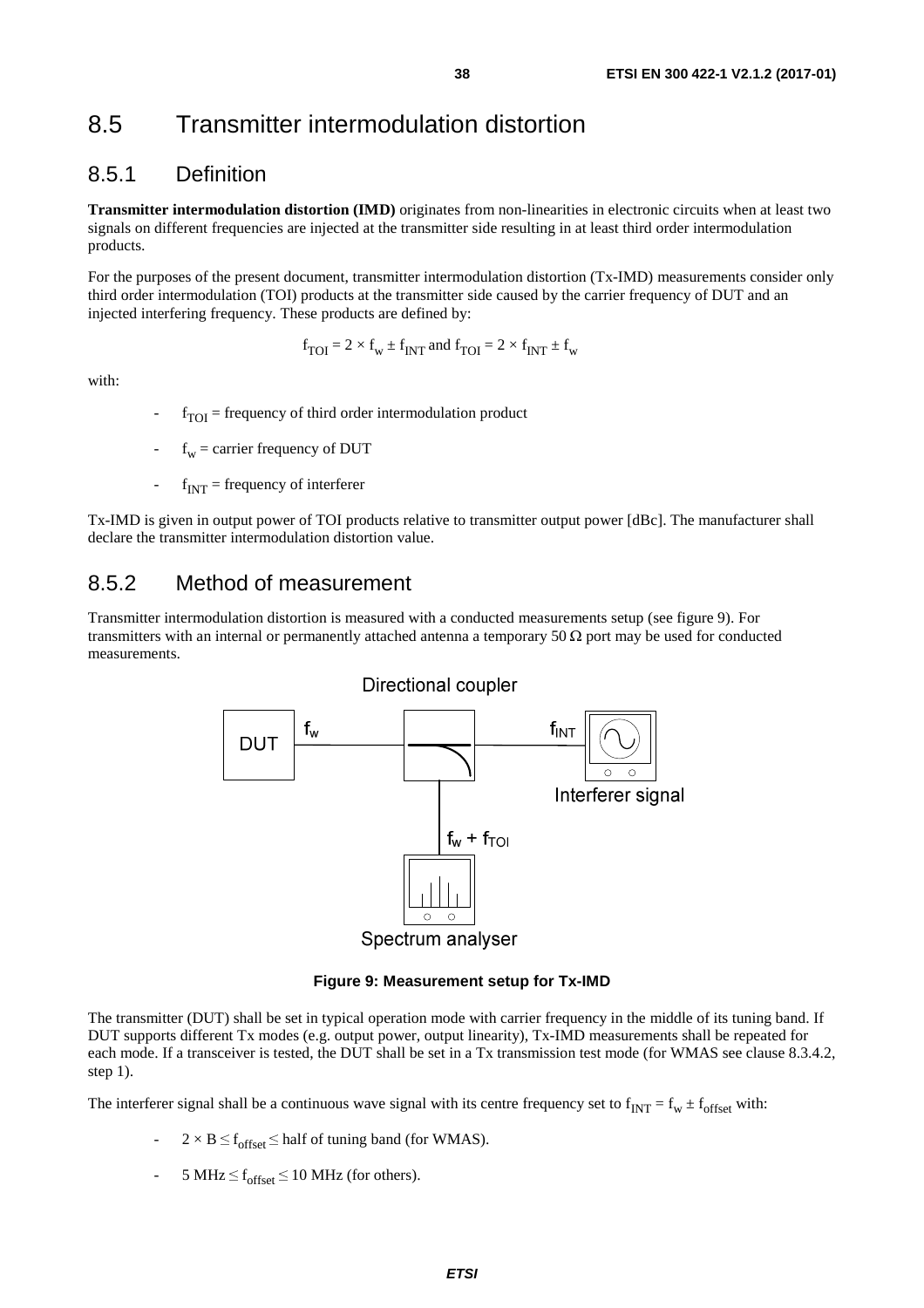# 8.5 Transmitter intermodulation distortion

## 8.5.1 Definition

**Transmitter intermodulation distortion (IMD)** originates from non-linearities in electronic circuits when at least two signals on different frequencies are injected at the transmitter side resulting in at least third order intermodulation products.

For the purposes of the present document, transmitter intermodulation distortion (Tx-IMD) measurements consider only third order intermodulation (TOI) products at the transmitter side caused by the carrier frequency of DUT and an injected interfering frequency. These products are defined by:

$$f_{TOI} = 2 \times f_w \pm f_{INT} \text{ and } f_{TOI} = 2 \times f_{INT} \pm f_w$$

with:

- $f_{TOI}$ = frequency of third order intermodulation product
- $f_w$ = carrier frequency of DUT
- $f_{INT}$ = frequency of interferer

Tx-IMD is given in output power of TOI products relative to transmitter output power [dBc]. The manufacturer shall declare the transmitter intermodulation distortion value.

## 8.5.2 Method of measurement

Transmitter intermodulation distortion is measured with a conducted measurements setup (see figure 9). For transmitters with an internal or permanently attached antenna a temporary 50 Ω port may be used for conducted measurements.

Directional coupler

DUT $f_w$ $f_{INT}$ Interferer signal

$f_w + f_{TOI}$

Spectrum analyser

**Figure 9: Measurement setup for Tx-IMD**

The transmitter (DUT) shall be set in typical operation mode with carrier frequency in the middle of its tuning band. If DUT supports different Tx modes (e.g. output power, output linearity), Tx-IMD measurements shall be repeated for each mode. If a transceiver is tested, the DUT shall be set in a Tx transmission test mode (for WMAS see clause 8.3.4.2, step 1).

The interferer signal shall be a continuous wave signal with its centre frequency set to $f_{INT} = f_w \pm f_{offset}$ with:

- $2 \times B \leq f_{offset} \leq$ half of tuning band (for WMAS).
- $5 \text{ MHz} \leq f_{offset} \leq 10 \text{ MHz}$ (for others).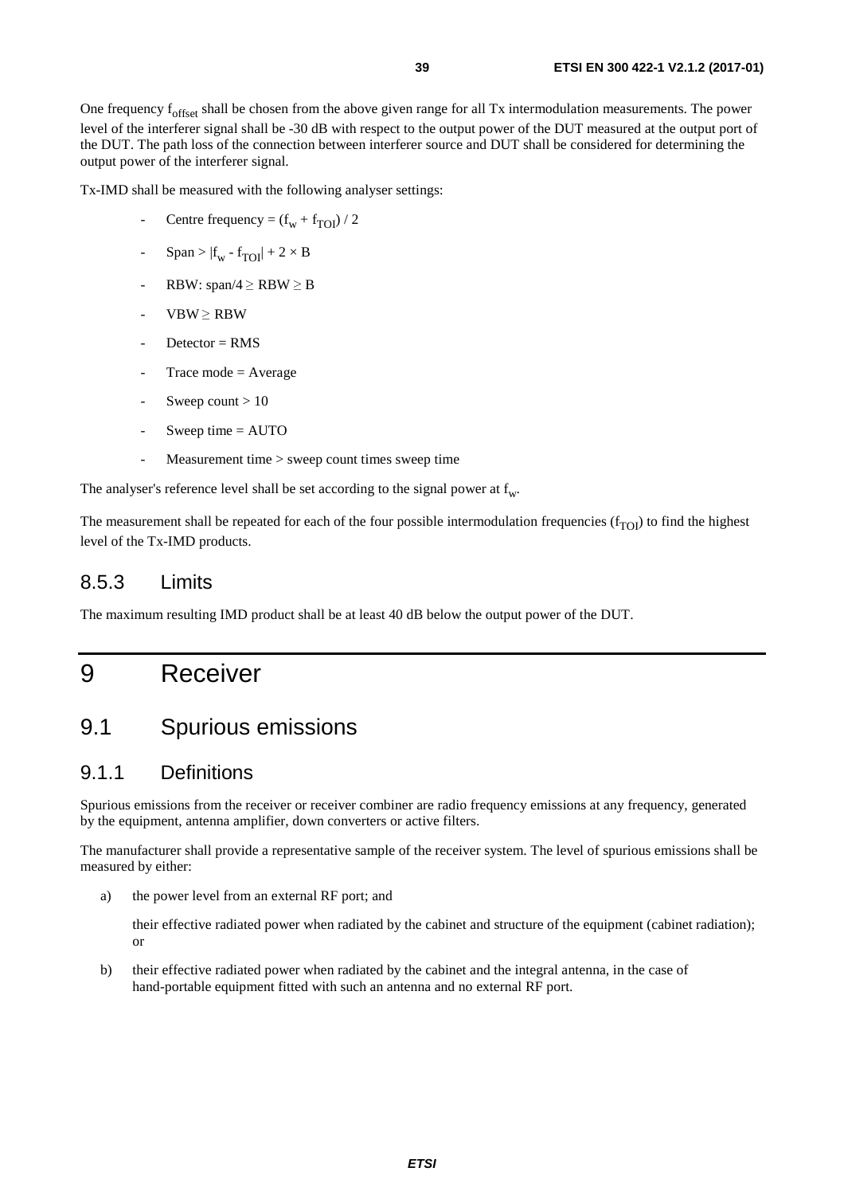One frequency $f_{offset}$ shall be chosen from the above given range for all Tx intermodulation measurements. The power level of the interferer signal shall be -30 dB with respect to the output power of the DUT measured at the output port of the DUT. The path loss of the connection between interferer source and DUT shall be considered for determining the output power of the interferer signal.

Tx-IMD shall be measured with the following analyser settings:

- Centre frequency = $(f_w + f_{TOI}) / 2$
- Span > $|f_w - f_{TOI}| + 2 \times B$
- RBW: span/4 ≥ RBW ≥ B
- VBW ≥ RBW
- Detector = RMS
- Trace mode = Average
- Sweep count > 10
- Sweep time = AUTO
- Measurement time > sweep count times sweep time

The analyser's reference level shall be set according to the signal power at $f_w$.

The measurement shall be repeated for each of the four possible intermodulation frequencies ($f_{TOI}$) to find the highest level of the Tx-IMD products.

### 8.5.3 Limits

The maximum resulting IMD product shall be at least 40 dB below the output power of the DUT.

# 9 Receiver

## 9.1 Spurious emissions

### 9.1.1 Definitions

Spurious emissions from the receiver or receiver combiner are radio frequency emissions at any frequency, generated by the equipment, antenna amplifier, down converters or active filters.

The manufacturer shall provide a representative sample of the receiver system. The level of spurious emissions shall be measured by either:

a) the power level from an external RF port; and

   their effective radiated power when radiated by the cabinet and structure of the equipment (cabinet radiation); or

b) their effective radiated power when radiated by the cabinet and the integral antenna, in the case of hand-portable equipment fitted with such an antenna and no external RF port.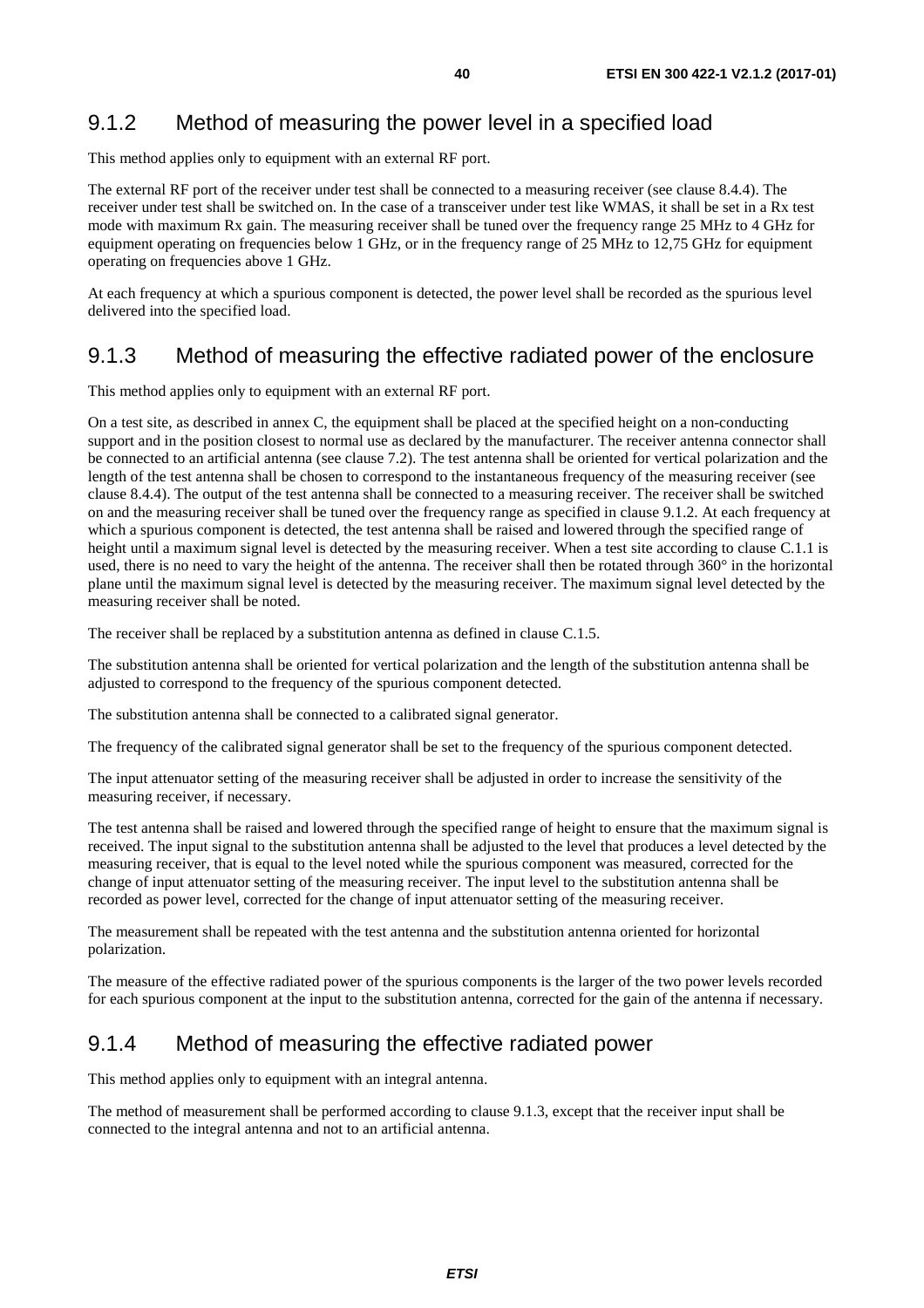### 9.1.2 Method of measuring the power level in a specified load

This method applies only to equipment with an external RF port.

The external RF port of the receiver under test shall be connected to a measuring receiver (see clause 8.4.4). The receiver under test shall be switched on. In the case of a transceiver under test like WMAS, it shall be set in a Rx test mode with maximum Rx gain. The measuring receiver shall be tuned over the frequency range 25 MHz to 4 GHz for equipment operating on frequencies below 1 GHz, or in the frequency range of 25 MHz to 12,75 GHz for equipment operating on frequencies above 1 GHz.

At each frequency at which a spurious component is detected, the power level shall be recorded as the spurious level delivered into the specified load.

### 9.1.3 Method of measuring the effective radiated power of the enclosure

This method applies only to equipment with an external RF port.

On a test site, as described in annex C, the equipment shall be placed at the specified height on a non-conducting support and in the position closest to normal use as declared by the manufacturer. The receiver antenna connector shall be connected to an artificial antenna (see clause 7.2). The test antenna shall be oriented for vertical polarization and the length of the test antenna shall be chosen to correspond to the instantaneous frequency of the measuring receiver (see clause 8.4.4). The output of the test antenna shall be connected to a measuring receiver. The receiver shall be switched on and the measuring receiver shall be tuned over the frequency range as specified in clause 9.1.2. At each frequency at which a spurious component is detected, the test antenna shall be raised and lowered through the specified range of height until a maximum signal level is detected by the measuring receiver. When a test site according to clause C.1.1 is used, there is no need to vary the height of the antenna. The receiver shall then be rotated through 360° in the horizontal plane until the maximum signal level is detected by the measuring receiver. The maximum signal level detected by the measuring receiver shall be noted.

The receiver shall be replaced by a substitution antenna as defined in clause C.1.5.

The substitution antenna shall be oriented for vertical polarization and the length of the substitution antenna shall be adjusted to correspond to the frequency of the spurious component detected.

The substitution antenna shall be connected to a calibrated signal generator.

The frequency of the calibrated signal generator shall be set to the frequency of the spurious component detected.

The input attenuator setting of the measuring receiver shall be adjusted in order to increase the sensitivity of the measuring receiver, if necessary.

The test antenna shall be raised and lowered through the specified range of height to ensure that the maximum signal is received. The input signal to the substitution antenna shall be adjusted to the level that produces a level detected by the measuring receiver, that is equal to the level noted while the spurious component was measured, corrected for the change of input attenuator setting of the measuring receiver. The input level to the substitution antenna shall be recorded as power level, corrected for the change of input attenuator setting of the measuring receiver.

The measurement shall be repeated with the test antenna and the substitution antenna oriented for horizontal polarization.

The measure of the effective radiated power of the spurious components is the larger of the two power levels recorded for each spurious component at the input to the substitution antenna, corrected for the gain of the antenna if necessary.

### 9.1.4 Method of measuring the effective radiated power

This method applies only to equipment with an integral antenna.

The method of measurement shall be performed according to clause 9.1.3, except that the receiver input shall be connected to the integral antenna and not to an artificial antenna.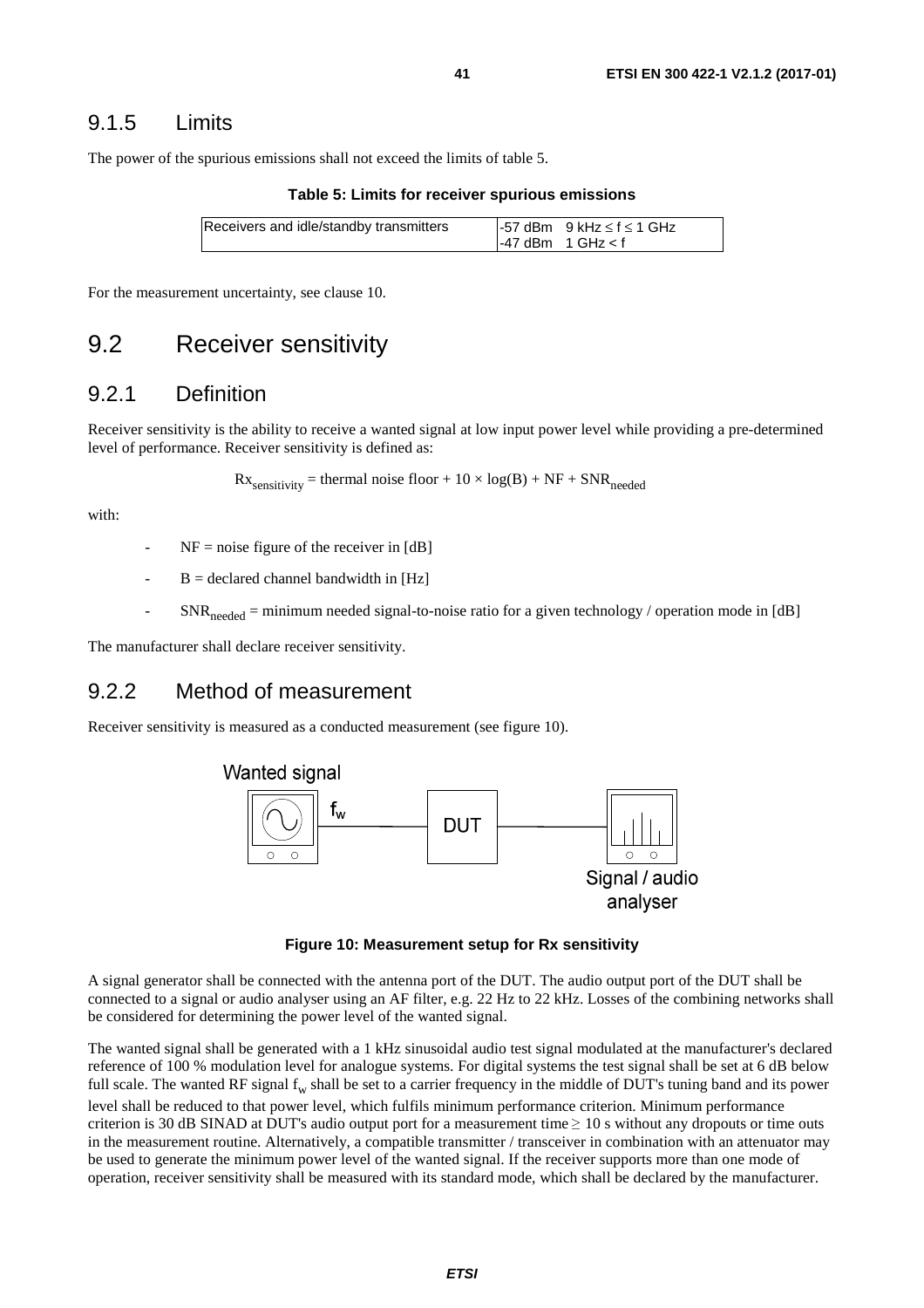### 9.1.5 Limits

The power of the spurious emissions shall not exceed the limits of table 5.

**Table 5: Limits for receiver spurious emissions**

| | |
|---|---|
| Receivers and idle/standby transmitters | -57 dBm 9 kHz ≤ f ≤ 1 GHz<br>-47 dBm 1 GHz < f |

For the measurement uncertainty, see clause 10.

## 9.2 Receiver sensitivity

### 9.2.1 Definition

Receiver sensitivity is the ability to receive a wanted signal at low input power level while providing a pre-determined level of performance. Receiver sensitivity is defined as:

$$Rx_{sensitivity} = \text{thermal noise floor} + 10 \times \log(B) + NF + SNR_{needed}$$

with:

- NF = noise figure of the receiver in [dB]
- B = declared channel bandwidth in [Hz]
- $SNR_{needed}$ = minimum needed signal-to-noise ratio for a given technology / operation mode in [dB]

The manufacturer shall declare receiver sensitivity.

### 9.2.2 Method of measurement

Receiver sensitivity is measured as a conducted measurement (see figure 10).

**Figure 10: Measurement setup for Rx sensitivity**

A signal generator shall be connected with the antenna port of the DUT. The audio output port of the DUT shall be connected to a signal or audio analyser using an AF filter, e.g. 22 Hz to 22 kHz. Losses of the combining networks shall be considered for determining the power level of the wanted signal.

The wanted signal shall be generated with a 1 kHz sinusoidal audio test signal modulated at the manufacturer's declared reference of 100 % modulation level for analogue systems. For digital systems the test signal shall be set at 6 dB below full scale. The wanted RF signal $f_w$ shall be set to a carrier frequency in the middle of DUT's tuning band and its power level shall be reduced to that power level, which fulfils minimum performance criterion. Minimum performance criterion is 30 dB SINAD at DUT's audio output port for a measurement time ≥ 10 s without any dropouts or time outs in the measurement routine. Alternatively, a compatible transmitter / transceiver in combination with an attenuator may be used to generate the minimum power level of the wanted signal. If the receiver supports more than one mode of operation, receiver sensitivity shall be measured with its standard mode, which shall be declared by the manufacturer.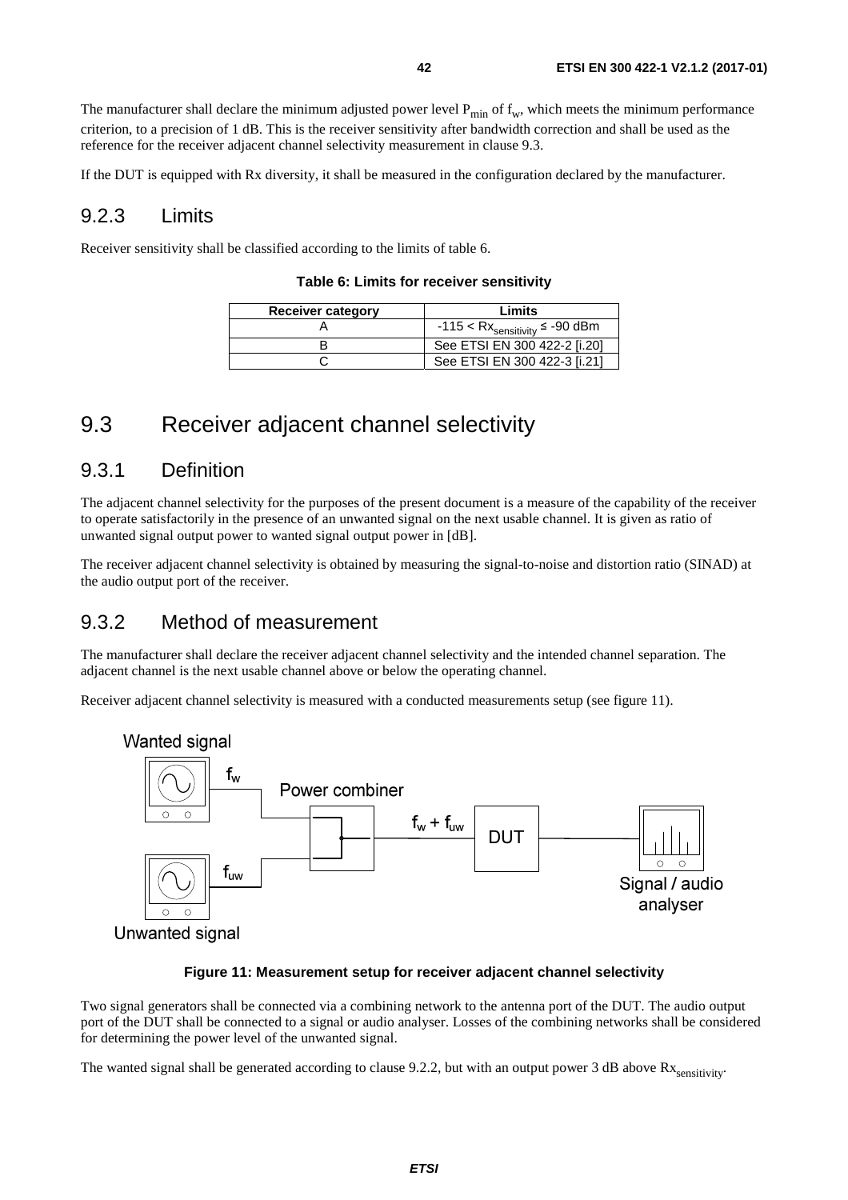The manufacturer shall declare the minimum adjusted power level $P_{min}$ of $f_w$, which meets the minimum performance criterion, to a precision of 1 dB. This is the receiver sensitivity after bandwidth correction and shall be used as the reference for the receiver adjacent channel selectivity measurement in clause 9.3.

If the DUT is equipped with Rx diversity, it shall be measured in the configuration declared by the manufacturer.

### 9.2.3 Limits

Receiver sensitivity shall be classified according to the limits of table 6.

**Table 6: Limits for receiver sensitivity**

| Receiver category | Limits |
|---|---|
| A | $-115 < Rx_{sensitivity} \leq -90$ dBm |
| B | See ETSI EN 300 422-2 [i.20] |
| C | See ETSI EN 300 422-3 [i.21] |

## 9.3 Receiver adjacent channel selectivity

### 9.3.1 Definition

The adjacent channel selectivity for the purposes of the present document is a measure of the capability of the receiver to operate satisfactorily in the presence of an unwanted signal on the next usable channel. It is given as ratio of unwanted signal output power to wanted signal output power in [dB].

The receiver adjacent channel selectivity is obtained by measuring the signal-to-noise and distortion ratio (SINAD) at the audio output port of the receiver.

### 9.3.2 Method of measurement

The manufacturer shall declare the receiver adjacent channel selectivity and the intended channel separation. The adjacent channel is the next usable channel above or below the operating channel.

Receiver adjacent channel selectivity is measured with a conducted measurements setup (see figure 11).

Wanted signal — $f_w$ — Power combiner — $f_w + f_{uw}$ — DUT — Signal / audio analyser

Unwanted signal — $f_{uw}$

**Figure 11: Measurement setup for receiver adjacent channel selectivity**

Two signal generators shall be connected via a combining network to the antenna port of the DUT. The audio output port of the DUT shall be connected to a signal or audio analyser. Losses of the combining networks shall be considered for determining the power level of the unwanted signal.

The wanted signal shall be generated according to clause 9.2.2, but with an output power 3 dB above $Rx_{sensitivity}$.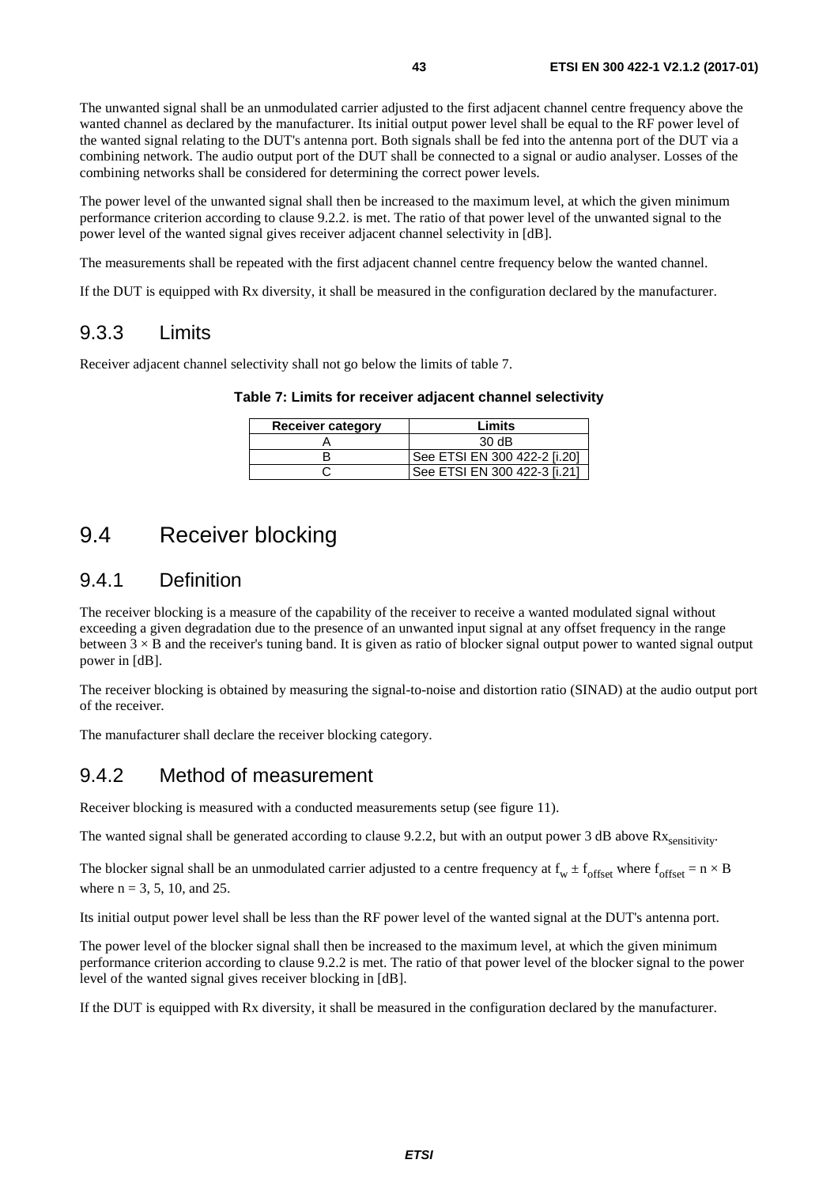The unwanted signal shall be an unmodulated carrier adjusted to the first adjacent channel centre frequency above the wanted channel as declared by the manufacturer. Its initial output power level shall be equal to the RF power level of the wanted signal relating to the DUT's antenna port. Both signals shall be fed into the antenna port of the DUT via a combining network. The audio output port of the DUT shall be connected to a signal or audio analyser. Losses of the combining networks shall be considered for determining the correct power levels.

The power level of the unwanted signal shall then be increased to the maximum level, at which the given minimum performance criterion according to clause 9.2.2. is met. The ratio of that power level of the unwanted signal to the power level of the wanted signal gives receiver adjacent channel selectivity in [dB].

The measurements shall be repeated with the first adjacent channel centre frequency below the wanted channel.

If the DUT is equipped with Rx diversity, it shall be measured in the configuration declared by the manufacturer.

### 9.3.3 Limits

Receiver adjacent channel selectivity shall not go below the limits of table 7.

**Table 7: Limits for receiver adjacent channel selectivity**

| Receiver category | Limits |
|---|---|
| A | 30 dB |
| B | See ETSI EN 300 422-2 [i.20] |
| C | See ETSI EN 300 422-3 [i.21] |

## 9.4 Receiver blocking

### 9.4.1 Definition

The receiver blocking is a measure of the capability of the receiver to receive a wanted modulated signal without exceeding a given degradation due to the presence of an unwanted input signal at any offset frequency in the range between $3 \times B$ and the receiver's tuning band. It is given as ratio of blocker signal output power to wanted signal output power in [dB].

The receiver blocking is obtained by measuring the signal-to-noise and distortion ratio (SINAD) at the audio output port of the receiver.

The manufacturer shall declare the receiver blocking category.

### 9.4.2 Method of measurement

Receiver blocking is measured with a conducted measurements setup (see figure 11).

The wanted signal shall be generated according to clause 9.2.2, but with an output power 3 dB above $Rx_{sensitivity}$.

The blocker signal shall be an unmodulated carrier adjusted to a centre frequency at $f_w \pm f_{offset}$ where $f_{offset} = n \times B$ where n = 3, 5, 10, and 25.

Its initial output power level shall be less than the RF power level of the wanted signal at the DUT's antenna port.

The power level of the blocker signal shall then be increased to the maximum level, at which the given minimum performance criterion according to clause 9.2.2 is met. The ratio of that power level of the blocker signal to the power level of the wanted signal gives receiver blocking in [dB].

If the DUT is equipped with Rx diversity, it shall be measured in the configuration declared by the manufacturer.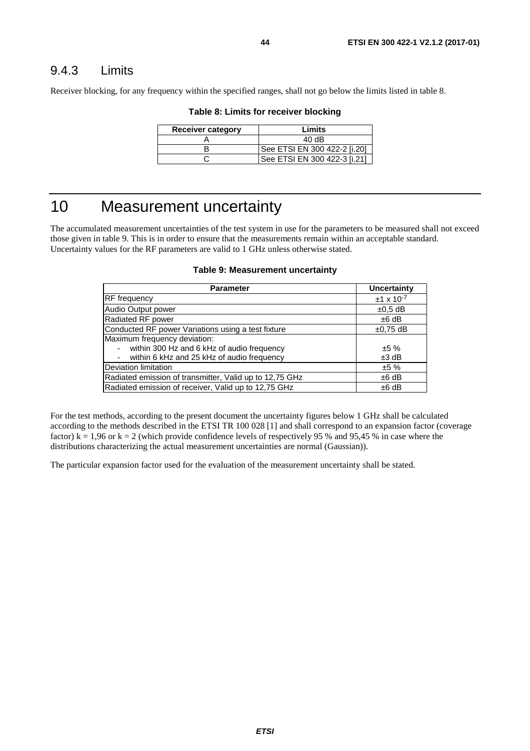### 9.4.3 Limits

Receiver blocking, for any frequency within the specified ranges, shall not go below the limits listed in table 8.

**Table 8: Limits for receiver blocking**

| Receiver category | Limits |
|---|---|
| A | 40 dB |
| B | See ETSI EN 300 422-2 [i.20] |
| C | See ETSI EN 300 422-3 [i.21] |

# 10 Measurement uncertainty

The accumulated measurement uncertainties of the test system in use for the parameters to be measured shall not exceed those given in table 9. This is in order to ensure that the measurements remain within an acceptable standard. Uncertainty values for the RF parameters are valid to 1 GHz unless otherwise stated.

**Table 9: Measurement uncertainty**

| Parameter | Uncertainty |
|---|---|
| RF frequency | $\pm 1 \times 10^{-7}$ |
| Audio Output power | ±0,5 dB |
| Radiated RF power | ±6 dB |
| Conducted RF power Variations using a test fixture | ±0,75 dB |
| Maximum frequency deviation:<br>- within 300 Hz and 6 kHz of audio frequency<br>- within 6 kHz and 25 kHz of audio frequency | <br>±5 %<br>±3 dB |
| Deviation limitation | ±5 % |
| Radiated emission of transmitter, Valid up to 12,75 GHz | ±6 dB |
| Radiated emission of receiver, Valid up to 12,75 GHz | ±6 dB |

For the test methods, according to the present document the uncertainty figures below 1 GHz shall be calculated according to the methods described in the ETSI TR 100 028 [1] and shall correspond to an expansion factor (coverage factor) $k = 1{,}96$ or $k = 2$ (which provide confidence levels of respectively 95 % and 95,45 % in case where the distributions characterizing the actual measurement uncertainties are normal (Gaussian)).

The particular expansion factor used for the evaluation of the measurement uncertainty shall be stated.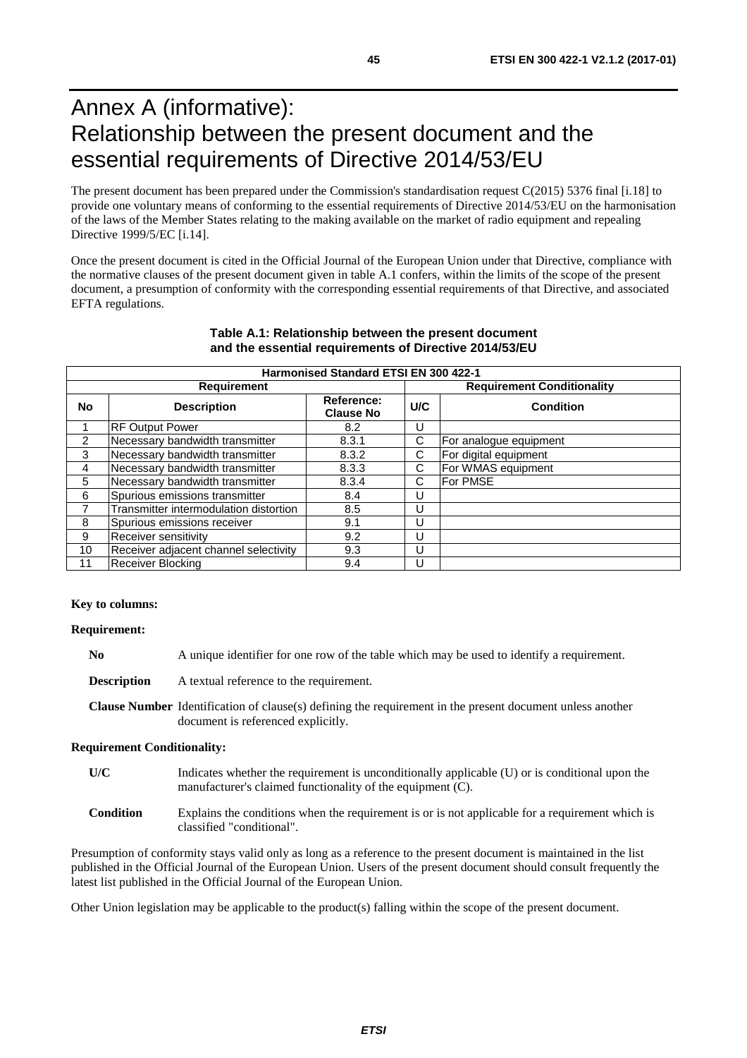# Annex A (informative): Relationship between the present document and the essential requirements of Directive 2014/53/EU

The present document has been prepared under the Commission's standardisation request C(2015) 5376 final [i.18] to provide one voluntary means of conforming to the essential requirements of Directive 2014/53/EU on the harmonisation of the laws of the Member States relating to the making available on the market of radio equipment and repealing Directive 1999/5/EC [i.14].

Once the present document is cited in the Official Journal of the European Union under that Directive, compliance with the normative clauses of the present document given in table A.1 confers, within the limits of the scope of the present document, a presumption of conformity with the corresponding essential requirements of that Directive, and associated EFTA regulations.

**Table A.1: Relationship between the present document and the essential requirements of Directive 2014/53/EU**

| Harmonised Standard ETSI EN 300 422-1 | | | | |
|---|---|---|---|---|
| **Requirement** | | | **Requirement Conditionality** | |
| **No** | **Description** | **Reference: Clause No** | **U/C** | **Condition** |
| 1 | RF Output Power | 8.2 | U | |
| 2 | Necessary bandwidth transmitter | 8.3.1 | C | For analogue equipment |
| 3 | Necessary bandwidth transmitter | 8.3.2 | C | For digital equipment |
| 4 | Necessary bandwidth transmitter | 8.3.3 | C | For WMAS equipment |
| 5 | Necessary bandwidth transmitter | 8.3.4 | C | For PMSE |
| 6 | Spurious emissions transmitter | 8.4 | U | |
| 7 | Transmitter intermodulation distortion | 8.5 | U | |
| 8 | Spurious emissions receiver | 9.1 | U | |
| 9 | Receiver sensitivity | 9.2 | U | |
| 10 | Receiver adjacent channel selectivity | 9.3 | U | |
| 11 | Receiver Blocking | 9.4 | U | |

**Key to columns:**

**Requirement:**

**No** A unique identifier for one row of the table which may be used to identify a requirement.

**Description** A textual reference to the requirement.

**Clause Number** Identification of clause(s) defining the requirement in the present document unless another document is referenced explicitly.

**Requirement Conditionality:**

**U/C** Indicates whether the requirement is unconditionally applicable (U) or is conditional upon the manufacturer's claimed functionality of the equipment (C).

**Condition** Explains the conditions when the requirement is or is not applicable for a requirement which is classified "conditional".

Presumption of conformity stays valid only as long as a reference to the present document is maintained in the list published in the Official Journal of the European Union. Users of the present document should consult frequently the latest list published in the Official Journal of the European Union.

Other Union legislation may be applicable to the product(s) falling within the scope of the present document.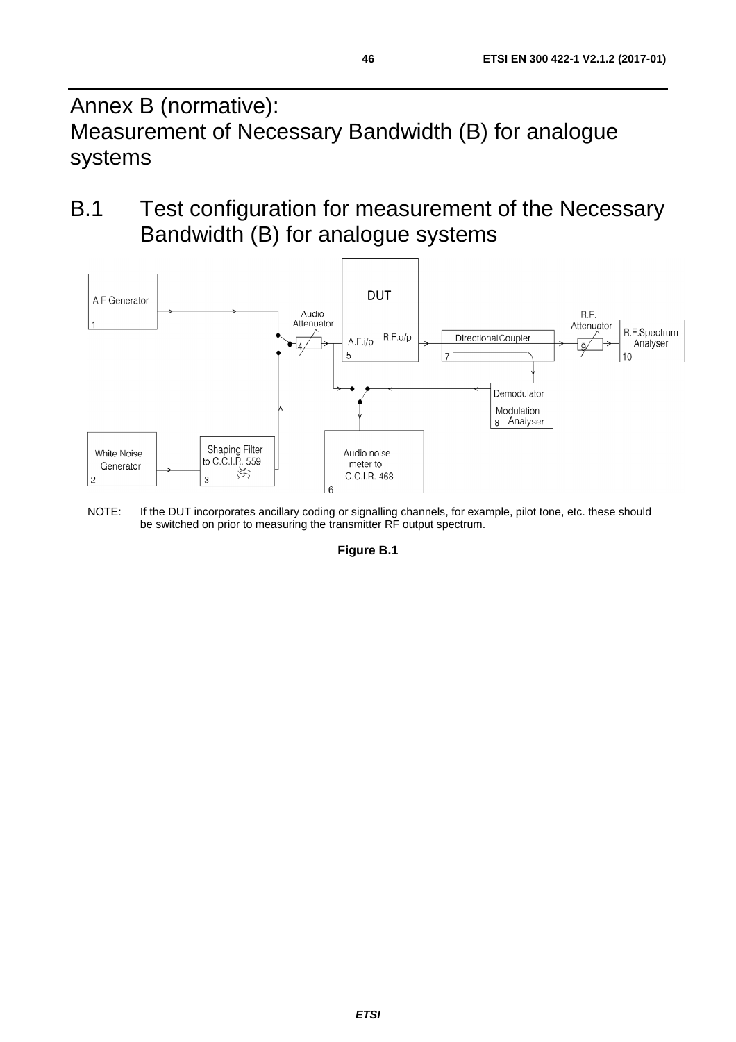# Annex B (normative): Measurement of Necessary Bandwidth (B) for analogue systems

## B.1 Test configuration for measurement of the Necessary Bandwidth (B) for analogue systems

NOTE: If the DUT incorporates ancillary coding or signalling channels, for example, pilot tone, etc. these should be switched on prior to measuring the transmitter RF output spectrum.

**Figure B.1**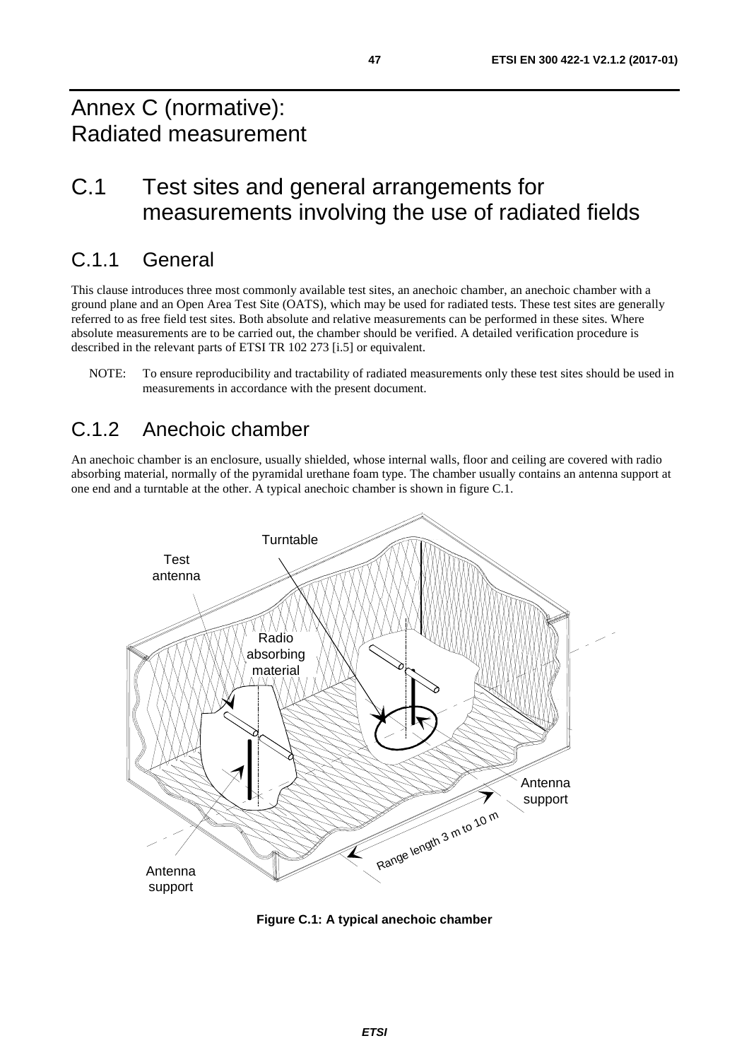# Annex C (normative): Radiated measurement

## C.1 Test sites and general arrangements for measurements involving the use of radiated fields

### C.1.1 General

This clause introduces three most commonly available test sites, an anechoic chamber, an anechoic chamber with a ground plane and an Open Area Test Site (OATS), which may be used for radiated tests. These test sites are generally referred to as free field test sites. Both absolute and relative measurements can be performed in these sites. Where absolute measurements are to be carried out, the chamber should be verified. A detailed verification procedure is described in the relevant parts of ETSI TR 102 273 [i.5] or equivalent.

NOTE: To ensure reproducibility and tractability of radiated measurements only these test sites should be used in measurements in accordance with the present document.

### C.1.2 Anechoic chamber

An anechoic chamber is an enclosure, usually shielded, whose internal walls, floor and ceiling are covered with radio absorbing material, normally of the pyramidal urethane foam type. The chamber usually contains an antenna support at one end and a turntable at the other. A typical anechoic chamber is shown in figure C.1.

**Figure C.1: A typical anechoic chamber**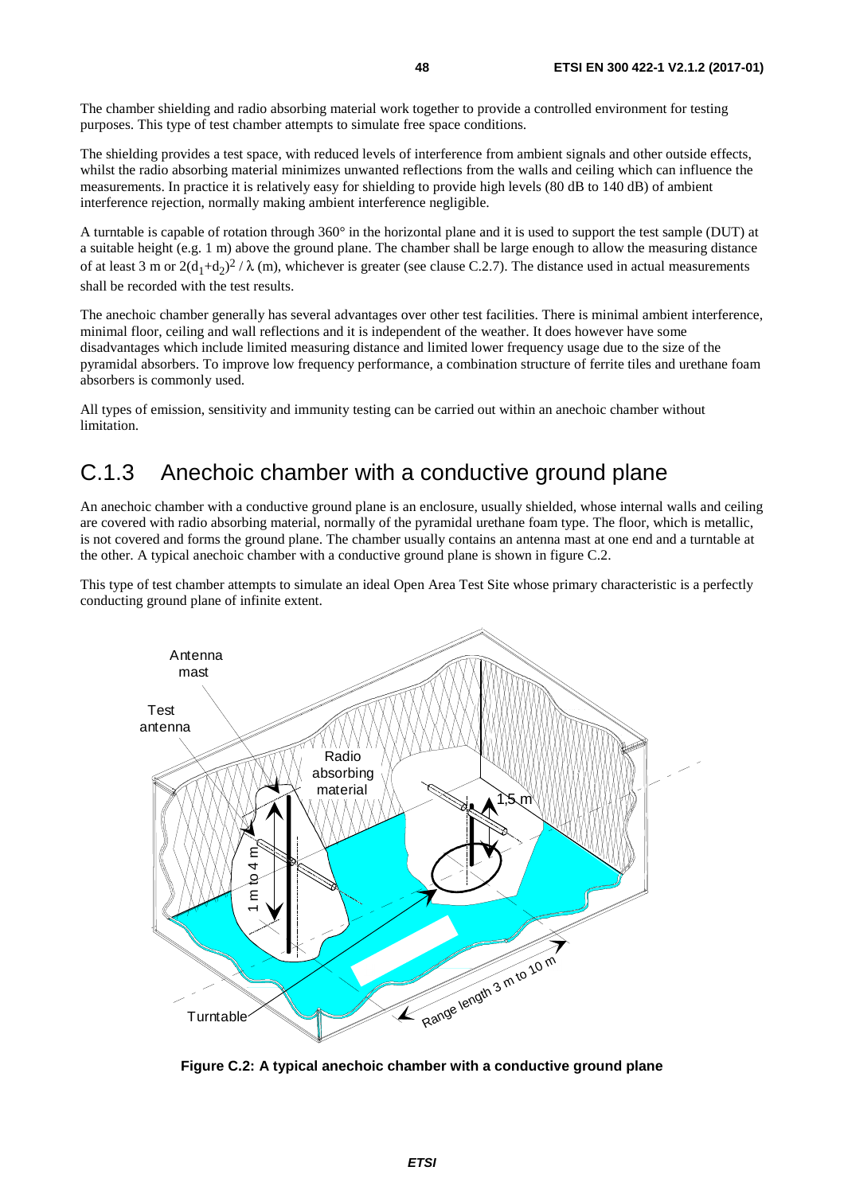The chamber shielding and radio absorbing material work together to provide a controlled environment for testing purposes. This type of test chamber attempts to simulate free space conditions.

The shielding provides a test space, with reduced levels of interference from ambient signals and other outside effects, whilst the radio absorbing material minimizes unwanted reflections from the walls and ceiling which can influence the measurements. In practice it is relatively easy for shielding to provide high levels (80 dB to 140 dB) of ambient interference rejection, normally making ambient interference negligible.

A turntable is capable of rotation through 360° in the horizontal plane and it is used to support the test sample (DUT) at a suitable height (e.g. 1 m) above the ground plane. The chamber shall be large enough to allow the measuring distance of at least 3 m or $2(d_1+d_2)^2 / \lambda$ (m), whichever is greater (see clause C.2.7). The distance used in actual measurements shall be recorded with the test results.

The anechoic chamber generally has several advantages over other test facilities. There is minimal ambient interference, minimal floor, ceiling and wall reflections and it is independent of the weather. It does however have some disadvantages which include limited measuring distance and limited lower frequency usage due to the size of the pyramidal absorbers. To improve low frequency performance, a combination structure of ferrite tiles and urethane foam absorbers is commonly used.

All types of emission, sensitivity and immunity testing can be carried out within an anechoic chamber without limitation.

## C.1.3 Anechoic chamber with a conductive ground plane

An anechoic chamber with a conductive ground plane is an enclosure, usually shielded, whose internal walls and ceiling are covered with radio absorbing material, normally of the pyramidal urethane foam type. The floor, which is metallic, is not covered and forms the ground plane. The chamber usually contains an antenna mast at one end and a turntable at the other. A typical anechoic chamber with a conductive ground plane is shown in figure C.2.

This type of test chamber attempts to simulate an ideal Open Area Test Site whose primary characteristic is a perfectly conducting ground plane of infinite extent.

**Figure C.2: A typical anechoic chamber with a conductive ground plane**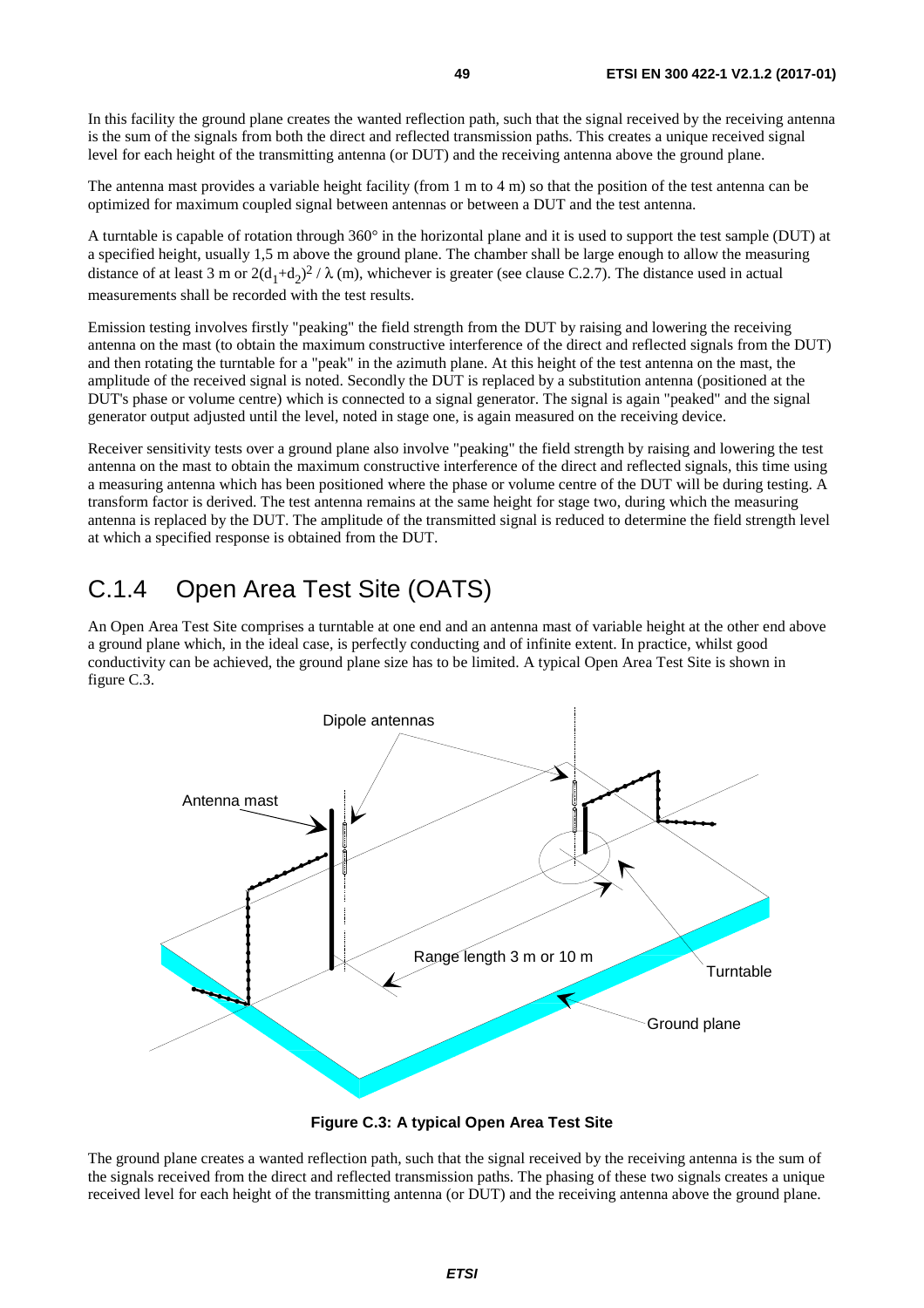In this facility the ground plane creates the wanted reflection path, such that the signal received by the receiving antenna is the sum of the signals from both the direct and reflected transmission paths. This creates a unique received signal level for each height of the transmitting antenna (or DUT) and the receiving antenna above the ground plane.

The antenna mast provides a variable height facility (from 1 m to 4 m) so that the position of the test antenna can be optimized for maximum coupled signal between antennas or between a DUT and the test antenna.

A turntable is capable of rotation through 360° in the horizontal plane and it is used to support the test sample (DUT) at a specified height, usually 1,5 m above the ground plane. The chamber shall be large enough to allow the measuring distance of at least 3 m or $2(d_1+d_2)^2 / \lambda$ (m), whichever is greater (see clause C.2.7). The distance used in actual measurements shall be recorded with the test results.

Emission testing involves firstly "peaking" the field strength from the DUT by raising and lowering the receiving antenna on the mast (to obtain the maximum constructive interference of the direct and reflected signals from the DUT) and then rotating the turntable for a "peak" in the azimuth plane. At this height of the test antenna on the mast, the amplitude of the received signal is noted. Secondly the DUT is replaced by a substitution antenna (positioned at the DUT's phase or volume centre) which is connected to a signal generator. The signal is again "peaked" and the signal generator output adjusted until the level, noted in stage one, is again measured on the receiving device.

Receiver sensitivity tests over a ground plane also involve "peaking" the field strength by raising and lowering the test antenna on the mast to obtain the maximum constructive interference of the direct and reflected signals, this time using a measuring antenna which has been positioned where the phase or volume centre of the DUT will be during testing. A transform factor is derived. The test antenna remains at the same height for stage two, during which the measuring antenna is replaced by the DUT. The amplitude of the transmitted signal is reduced to determine the field strength level at which a specified response is obtained from the DUT.

## C.1.4 Open Area Test Site (OATS)

An Open Area Test Site comprises a turntable at one end and an antenna mast of variable height at the other end above a ground plane which, in the ideal case, is perfectly conducting and of infinite extent. In practice, whilst good conductivity can be achieved, the ground plane size has to be limited. A typical Open Area Test Site is shown in figure C.3.

**Figure C.3: A typical Open Area Test Site**

The ground plane creates a wanted reflection path, such that the signal received by the receiving antenna is the sum of the signals received from the direct and reflected transmission paths. The phasing of these two signals creates a unique received level for each height of the transmitting antenna (or DUT) and the receiving antenna above the ground plane.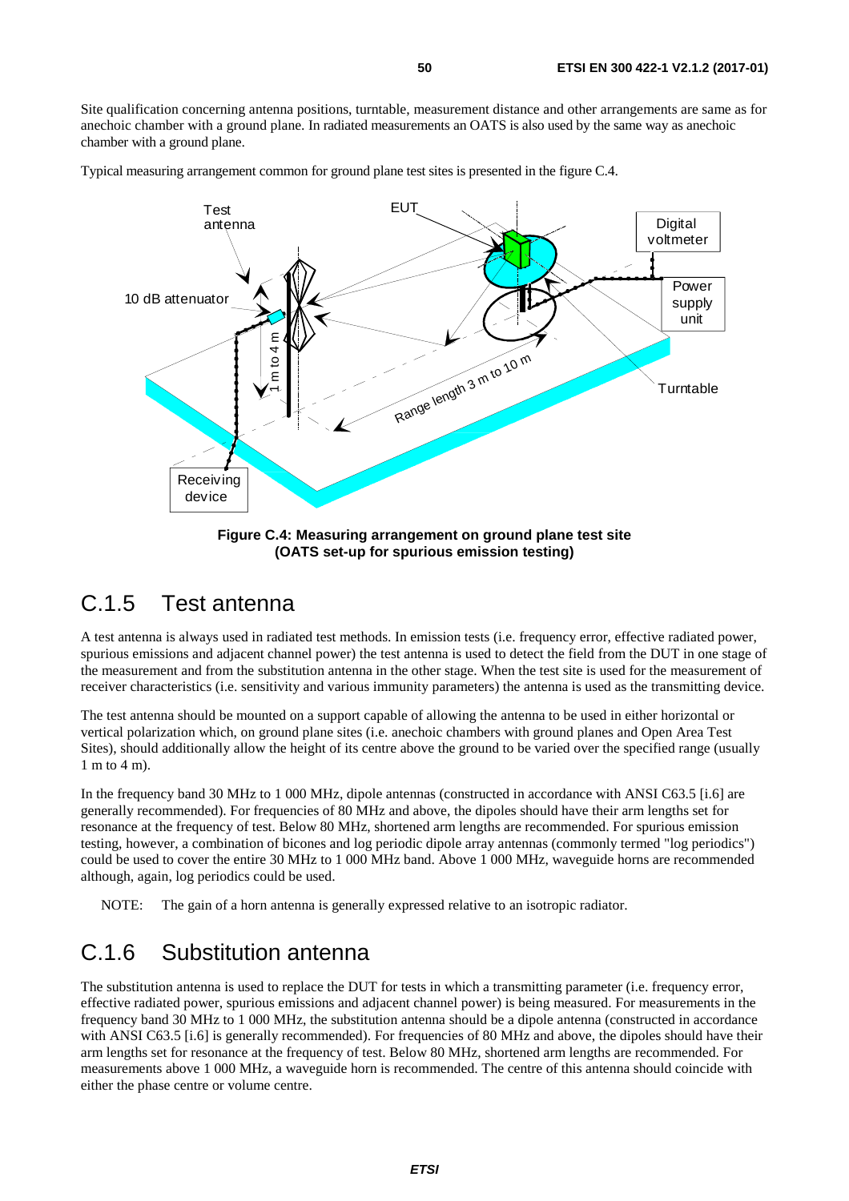Site qualification concerning antenna positions, turntable, measurement distance and other arrangements are same as for anechoic chamber with a ground plane. In radiated measurements an OATS is also used by the same way as anechoic chamber with a ground plane.

Typical measuring arrangement common for ground plane test sites is presented in the figure C.4.

**Figure C.4: Measuring arrangement on ground plane test site (OATS set-up for spurious emission testing)**

## C.1.5 Test antenna

A test antenna is always used in radiated test methods. In emission tests (i.e. frequency error, effective radiated power, spurious emissions and adjacent channel power) the test antenna is used to detect the field from the DUT in one stage of the measurement and from the substitution antenna in the other stage. When the test site is used for the measurement of receiver characteristics (i.e. sensitivity and various immunity parameters) the antenna is used as the transmitting device.

The test antenna should be mounted on a support capable of allowing the antenna to be used in either horizontal or vertical polarization which, on ground plane sites (i.e. anechoic chambers with ground planes and Open Area Test Sites), should additionally allow the height of its centre above the ground to be varied over the specified range (usually 1 m to 4 m).

In the frequency band 30 MHz to 1 000 MHz, dipole antennas (constructed in accordance with ANSI C63.5 [i.6] are generally recommended). For frequencies of 80 MHz and above, the dipoles should have their arm lengths set for resonance at the frequency of test. Below 80 MHz, shortened arm lengths are recommended. For spurious emission testing, however, a combination of bicones and log periodic dipole array antennas (commonly termed "log periodics") could be used to cover the entire 30 MHz to 1 000 MHz band. Above 1 000 MHz, waveguide horns are recommended although, again, log periodics could be used.

NOTE: The gain of a horn antenna is generally expressed relative to an isotropic radiator.

## C.1.6 Substitution antenna

The substitution antenna is used to replace the DUT for tests in which a transmitting parameter (i.e. frequency error, effective radiated power, spurious emissions and adjacent channel power) is being measured. For measurements in the frequency band 30 MHz to 1 000 MHz, the substitution antenna should be a dipole antenna (constructed in accordance with ANSI C63.5 [i.6] is generally recommended). For frequencies of 80 MHz and above, the dipoles should have their arm lengths set for resonance at the frequency of test. Below 80 MHz, shortened arm lengths are recommended. For measurements above 1 000 MHz, a waveguide horn is recommended. The centre of this antenna should coincide with either the phase centre or volume centre.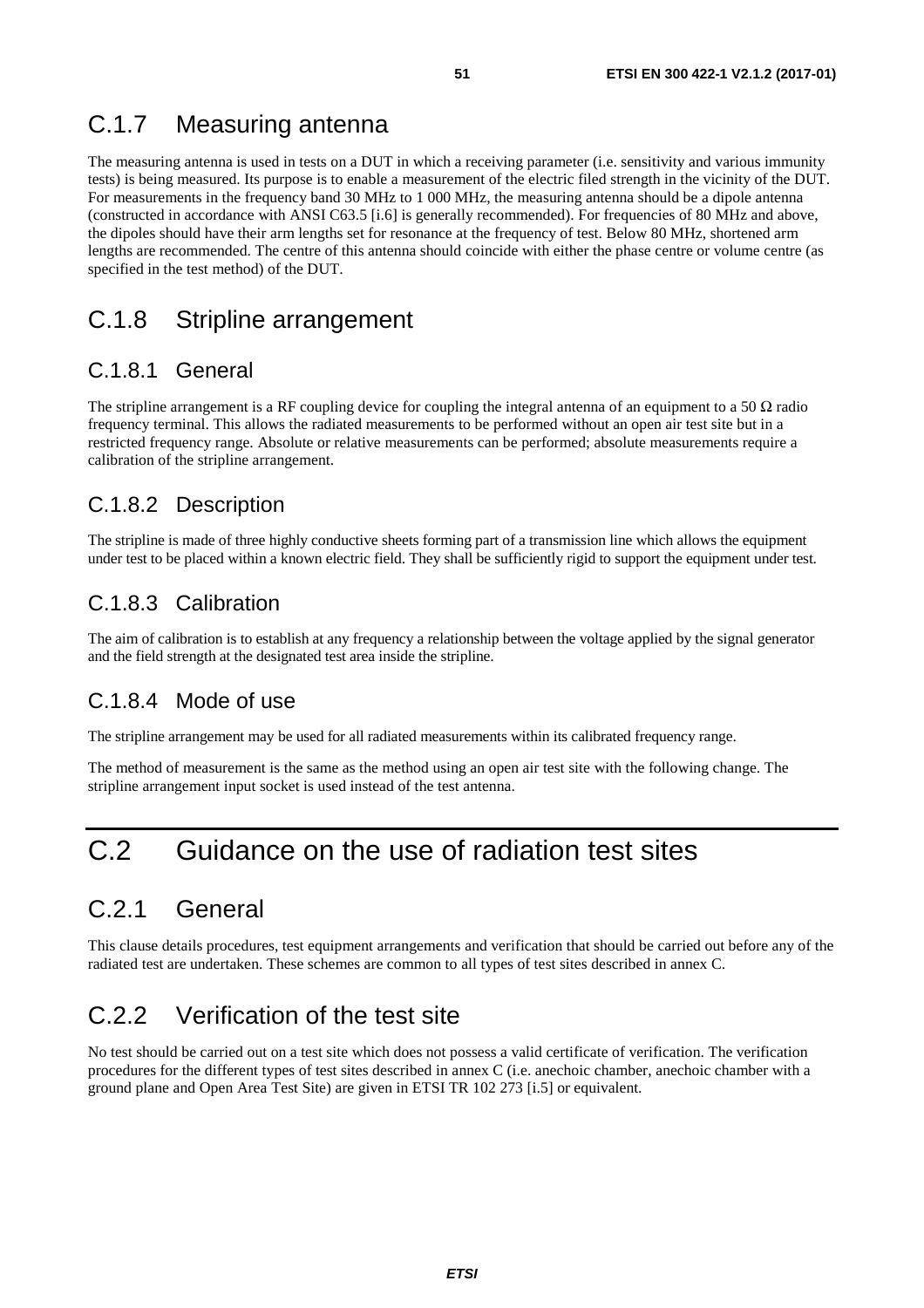## C.1.7 Measuring antenna

The measuring antenna is used in tests on a DUT in which a receiving parameter (i.e. sensitivity and various immunity tests) is being measured. Its purpose is to enable a measurement of the electric filed strength in the vicinity of the DUT. For measurements in the frequency band 30 MHz to 1 000 MHz, the measuring antenna should be a dipole antenna (constructed in accordance with ANSI C63.5 [i.6] is generally recommended). For frequencies of 80 MHz and above, the dipoles should have their arm lengths set for resonance at the frequency of test. Below 80 MHz, shortened arm lengths are recommended. The centre of this antenna should coincide with either the phase centre or volume centre (as specified in the test method) of the DUT.

## C.1.8 Stripline arrangement

### C.1.8.1 General

The stripline arrangement is a RF coupling device for coupling the integral antenna of an equipment to a 50 Ω radio frequency terminal. This allows the radiated measurements to be performed without an open air test site but in a restricted frequency range. Absolute or relative measurements can be performed; absolute measurements require a calibration of the stripline arrangement.

### C.1.8.2 Description

The stripline is made of three highly conductive sheets forming part of a transmission line which allows the equipment under test to be placed within a known electric field. They shall be sufficiently rigid to support the equipment under test.

### C.1.8.3 Calibration

The aim of calibration is to establish at any frequency a relationship between the voltage applied by the signal generator and the field strength at the designated test area inside the stripline.

### C.1.8.4 Mode of use

The stripline arrangement may be used for all radiated measurements within its calibrated frequency range.

The method of measurement is the same as the method using an open air test site with the following change. The stripline arrangement input socket is used instead of the test antenna.

# C.2 Guidance on the use of radiation test sites

## C.2.1 General

This clause details procedures, test equipment arrangements and verification that should be carried out before any of the radiated test are undertaken. These schemes are common to all types of test sites described in annex C.

## C.2.2 Verification of the test site

No test should be carried out on a test site which does not possess a valid certificate of verification. The verification procedures for the different types of test sites described in annex C (i.e. anechoic chamber, anechoic chamber with a ground plane and Open Area Test Site) are given in ETSI TR 102 273 [i.5] or equivalent.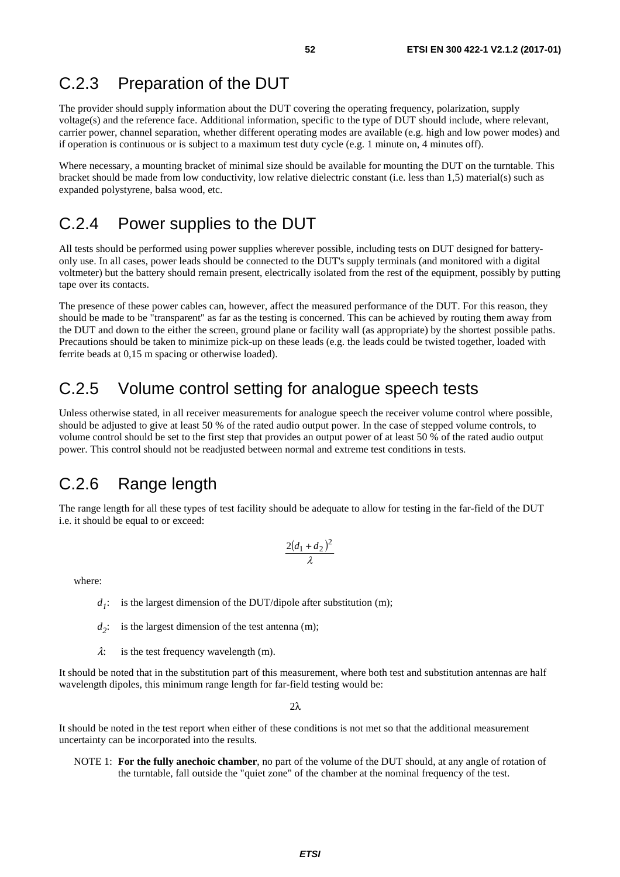## C.2.3 Preparation of the DUT

The provider should supply information about the DUT covering the operating frequency, polarization, supply voltage(s) and the reference face. Additional information, specific to the type of DUT should include, where relevant, carrier power, channel separation, whether different operating modes are available (e.g. high and low power modes) and if operation is continuous or is subject to a maximum test duty cycle (e.g. 1 minute on, 4 minutes off).

Where necessary, a mounting bracket of minimal size should be available for mounting the DUT on the turntable. This bracket should be made from low conductivity, low relative dielectric constant (i.e. less than 1,5) material(s) such as expanded polystyrene, balsa wood, etc.

## C.2.4 Power supplies to the DUT

All tests should be performed using power supplies wherever possible, including tests on DUT designed for battery-only use. In all cases, power leads should be connected to the DUT's supply terminals (and monitored with a digital voltmeter) but the battery should remain present, electrically isolated from the rest of the equipment, possibly by putting tape over its contacts.

The presence of these power cables can, however, affect the measured performance of the DUT. For this reason, they should be made to be "transparent" as far as the testing is concerned. This can be achieved by routing them away from the DUT and down to the either the screen, ground plane or facility wall (as appropriate) by the shortest possible paths. Precautions should be taken to minimize pick-up on these leads (e.g. the leads could be twisted together, loaded with ferrite beads at 0,15 m spacing or otherwise loaded).

## C.2.5 Volume control setting for analogue speech tests

Unless otherwise stated, in all receiver measurements for analogue speech the receiver volume control where possible, should be adjusted to give at least 50 % of the rated audio output power. In the case of stepped volume controls, to volume control should be set to the first step that provides an output power of at least 50 % of the rated audio output power. This control should not be readjusted between normal and extreme test conditions in tests.

## C.2.6 Range length

The range length for all these types of test facility should be adequate to allow for testing in the far-field of the DUT i.e. it should be equal to or exceed:

$$\frac{2(d_1 + d_2)^2}{\lambda}$$

where:

- $d_1$: is the largest dimension of the DUT/dipole after substitution (m);
- $d_2$: is the largest dimension of the test antenna (m);
- $\lambda$: is the test frequency wavelength (m).

It should be noted that in the substitution part of this measurement, where both test and substitution antennas are half wavelength dipoles, this minimum range length for far-field testing would be:

$$2\lambda$$

It should be noted in the test report when either of these conditions is not met so that the additional measurement uncertainty can be incorporated into the results.

NOTE 1: **For the fully anechoic chamber**, no part of the volume of the DUT should, at any angle of rotation of the turntable, fall outside the "quiet zone" of the chamber at the nominal frequency of the test.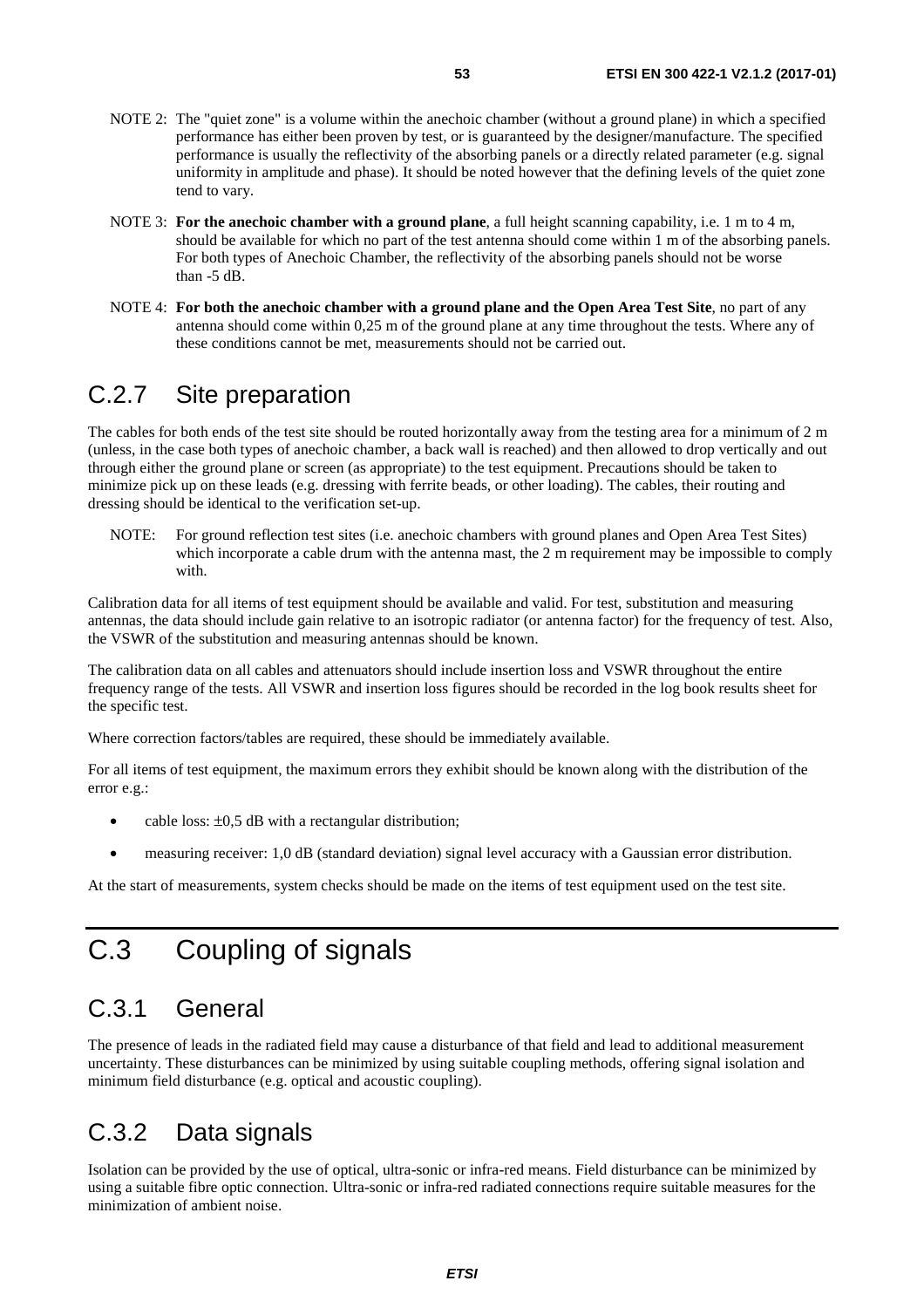NOTE 2: The "quiet zone" is a volume within the anechoic chamber (without a ground plane) in which a specified performance has either been proven by test, or is guaranteed by the designer/manufacture. The specified performance is usually the reflectivity of the absorbing panels or a directly related parameter (e.g. signal uniformity in amplitude and phase). It should be noted however that the defining levels of the quiet zone tend to vary.

NOTE 3: **For the anechoic chamber with a ground plane**, a full height scanning capability, i.e. 1 m to 4 m, should be available for which no part of the test antenna should come within 1 m of the absorbing panels. For both types of Anechoic Chamber, the reflectivity of the absorbing panels should not be worse than -5 dB.

NOTE 4: **For both the anechoic chamber with a ground plane and the Open Area Test Site**, no part of any antenna should come within 0,25 m of the ground plane at any time throughout the tests. Where any of these conditions cannot be met, measurements should not be carried out.

## C.2.7 Site preparation

The cables for both ends of the test site should be routed horizontally away from the testing area for a minimum of 2 m (unless, in the case both types of anechoic chamber, a back wall is reached) and then allowed to drop vertically and out through either the ground plane or screen (as appropriate) to the test equipment. Precautions should be taken to minimize pick up on these leads (e.g. dressing with ferrite beads, or other loading). The cables, their routing and dressing should be identical to the verification set-up.

NOTE: For ground reflection test sites (i.e. anechoic chambers with ground planes and Open Area Test Sites) which incorporate a cable drum with the antenna mast, the 2 m requirement may be impossible to comply with.

Calibration data for all items of test equipment should be available and valid. For test, substitution and measuring antennas, the data should include gain relative to an isotropic radiator (or antenna factor) for the frequency of test. Also, the VSWR of the substitution and measuring antennas should be known.

The calibration data on all cables and attenuators should include insertion loss and VSWR throughout the entire frequency range of the tests. All VSWR and insertion loss figures should be recorded in the log book results sheet for the specific test.

Where correction factors/tables are required, these should be immediately available.

For all items of test equipment, the maximum errors they exhibit should be known along with the distribution of the error e.g.:

- cable loss: ±0,5 dB with a rectangular distribution;
- measuring receiver: 1,0 dB (standard deviation) signal level accuracy with a Gaussian error distribution.

At the start of measurements, system checks should be made on the items of test equipment used on the test site.

# C.3 Coupling of signals

## C.3.1 General

The presence of leads in the radiated field may cause a disturbance of that field and lead to additional measurement uncertainty. These disturbances can be minimized by using suitable coupling methods, offering signal isolation and minimum field disturbance (e.g. optical and acoustic coupling).

## C.3.2 Data signals

Isolation can be provided by the use of optical, ultra-sonic or infra-red means. Field disturbance can be minimized by using a suitable fibre optic connection. Ultra-sonic or infra-red radiated connections require suitable measures for the minimization of ambient noise.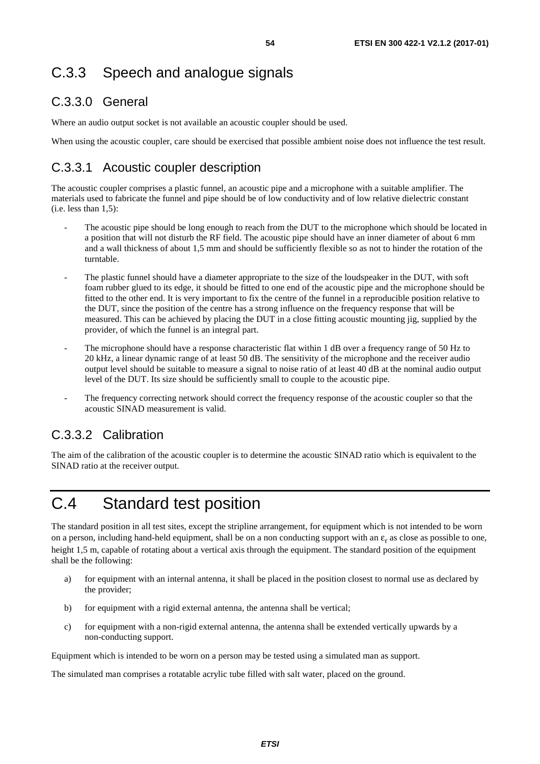## C.3.3 Speech and analogue signals

### C.3.3.0 General

Where an audio output socket is not available an acoustic coupler should be used.

When using the acoustic coupler, care should be exercised that possible ambient noise does not influence the test result.

### C.3.3.1 Acoustic coupler description

The acoustic coupler comprises a plastic funnel, an acoustic pipe and a microphone with a suitable amplifier. The materials used to fabricate the funnel and pipe should be of low conductivity and of low relative dielectric constant (i.e. less than 1,5):

- The acoustic pipe should be long enough to reach from the DUT to the microphone which should be located in a position that will not disturb the RF field. The acoustic pipe should have an inner diameter of about 6 mm and a wall thickness of about 1,5 mm and should be sufficiently flexible so as not to hinder the rotation of the turntable.
- The plastic funnel should have a diameter appropriate to the size of the loudspeaker in the DUT, with soft foam rubber glued to its edge, it should be fitted to one end of the acoustic pipe and the microphone should be fitted to the other end. It is very important to fix the centre of the funnel in a reproducible position relative to the DUT, since the position of the centre has a strong influence on the frequency response that will be measured. This can be achieved by placing the DUT in a close fitting acoustic mounting jig, supplied by the provider, of which the funnel is an integral part.
- The microphone should have a response characteristic flat within 1 dB over a frequency range of 50 Hz to 20 kHz, a linear dynamic range of at least 50 dB. The sensitivity of the microphone and the receiver audio output level should be suitable to measure a signal to noise ratio of at least 40 dB at the nominal audio output level of the DUT. Its size should be sufficiently small to couple to the acoustic pipe.
- The frequency correcting network should correct the frequency response of the acoustic coupler so that the acoustic SINAD measurement is valid.

### C.3.3.2 Calibration

The aim of the calibration of the acoustic coupler is to determine the acoustic SINAD ratio which is equivalent to the SINAD ratio at the receiver output.

# C.4 Standard test position

The standard position in all test sites, except the stripline arrangement, for equipment which is not intended to be worn on a person, including hand-held equipment, shall be on a non conducting support with an $\varepsilon_r$ as close as possible to one, height 1,5 m, capable of rotating about a vertical axis through the equipment. The standard position of the equipment shall be the following:

a) for equipment with an internal antenna, it shall be placed in the position closest to normal use as declared by the provider;

b) for equipment with a rigid external antenna, the antenna shall be vertical;

c) for equipment with a non-rigid external antenna, the antenna shall be extended vertically upwards by a non-conducting support.

Equipment which is intended to be worn on a person may be tested using a simulated man as support.

The simulated man comprises a rotatable acrylic tube filled with salt water, placed on the ground.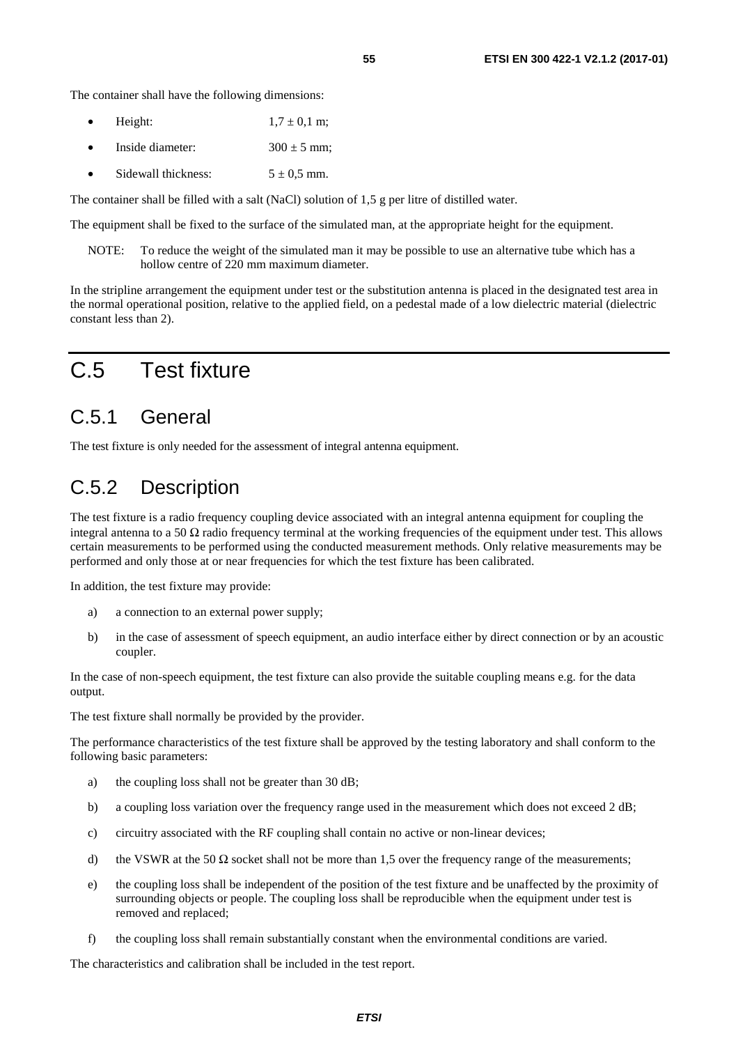The container shall have the following dimensions:

- Height: 1,7 ± 0,1 m;
- Inside diameter: 300 ± 5 mm;
- Sidewall thickness: 5 ± 0,5 mm.

The container shall be filled with a salt (NaCl) solution of 1,5 g per litre of distilled water.

The equipment shall be fixed to the surface of the simulated man, at the appropriate height for the equipment.

NOTE: To reduce the weight of the simulated man it may be possible to use an alternative tube which has a hollow centre of 220 mm maximum diameter.

In the stripline arrangement the equipment under test or the substitution antenna is placed in the designated test area in the normal operational position, relative to the applied field, on a pedestal made of a low dielectric material (dielectric constant less than 2).

# C.5 Test fixture

## C.5.1 General

The test fixture is only needed for the assessment of integral antenna equipment.

## C.5.2 Description

The test fixture is a radio frequency coupling device associated with an integral antenna equipment for coupling the integral antenna to a 50 Ω radio frequency terminal at the working frequencies of the equipment under test. This allows certain measurements to be performed using the conducted measurement methods. Only relative measurements may be performed and only those at or near frequencies for which the test fixture has been calibrated.

In addition, the test fixture may provide:

a) a connection to an external power supply;

b) in the case of assessment of speech equipment, an audio interface either by direct connection or by an acoustic coupler.

In the case of non-speech equipment, the test fixture can also provide the suitable coupling means e.g. for the data output.

The test fixture shall normally be provided by the provider.

The performance characteristics of the test fixture shall be approved by the testing laboratory and shall conform to the following basic parameters:

a) the coupling loss shall not be greater than 30 dB;

b) a coupling loss variation over the frequency range used in the measurement which does not exceed 2 dB;

c) circuitry associated with the RF coupling shall contain no active or non-linear devices;

d) the VSWR at the 50 Ω socket shall not be more than 1,5 over the frequency range of the measurements;

e) the coupling loss shall be independent of the position of the test fixture and be unaffected by the proximity of surrounding objects or people. The coupling loss shall be reproducible when the equipment under test is removed and replaced;

f) the coupling loss shall remain substantially constant when the environmental conditions are varied.

The characteristics and calibration shall be included in the test report.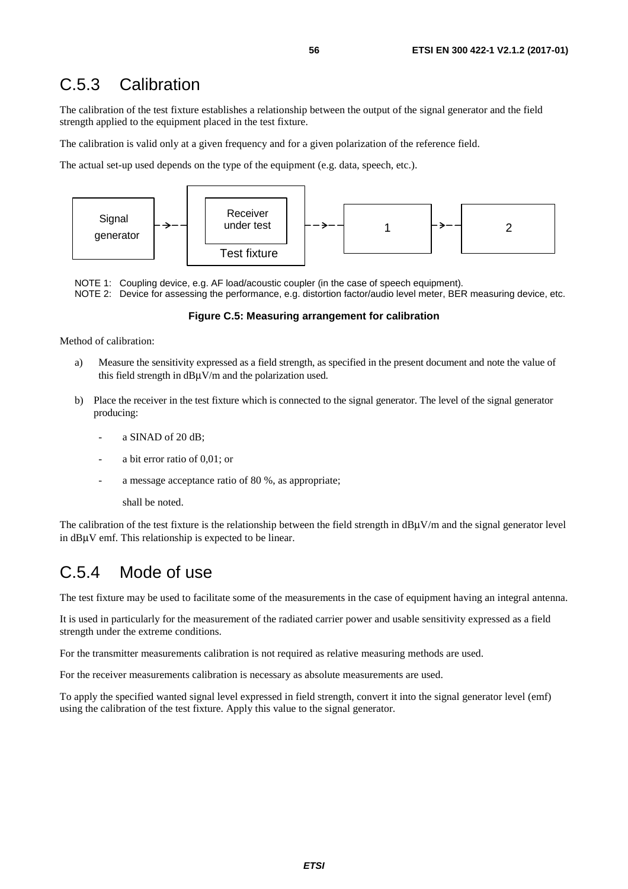## C.5.3 Calibration

The calibration of the test fixture establishes a relationship between the output of the signal generator and the field strength applied to the equipment placed in the test fixture.

The calibration is valid only at a given frequency and for a given polarization of the reference field.

The actual set-up used depends on the type of the equipment (e.g. data, speech, etc.).

Signal generator → Receiver under test / Test fixture → 1 → 2

NOTE 1: Coupling device, e.g. AF load/acoustic coupler (in the case of speech equipment).
NOTE 2: Device for assessing the performance, e.g. distortion factor/audio level meter, BER measuring device, etc.

**Figure C.5: Measuring arrangement for calibration**

Method of calibration:

a) Measure the sensitivity expressed as a field strength, as specified in the present document and note the value of this field strength in dBμV/m and the polarization used.

b) Place the receiver in the test fixture which is connected to the signal generator. The level of the signal generator producing:

- a SINAD of 20 dB;
- a bit error ratio of 0,01; or
- a message acceptance ratio of 80 %, as appropriate;

  shall be noted.

The calibration of the test fixture is the relationship between the field strength in dBμV/m and the signal generator level in dBμV emf. This relationship is expected to be linear.

## C.5.4 Mode of use

The test fixture may be used to facilitate some of the measurements in the case of equipment having an integral antenna.

It is used in particularly for the measurement of the radiated carrier power and usable sensitivity expressed as a field strength under the extreme conditions.

For the transmitter measurements calibration is not required as relative measuring methods are used.

For the receiver measurements calibration is necessary as absolute measurements are used.

To apply the specified wanted signal level expressed in field strength, convert it into the signal generator level (emf) using the calibration of the test fixture. Apply this value to the signal generator.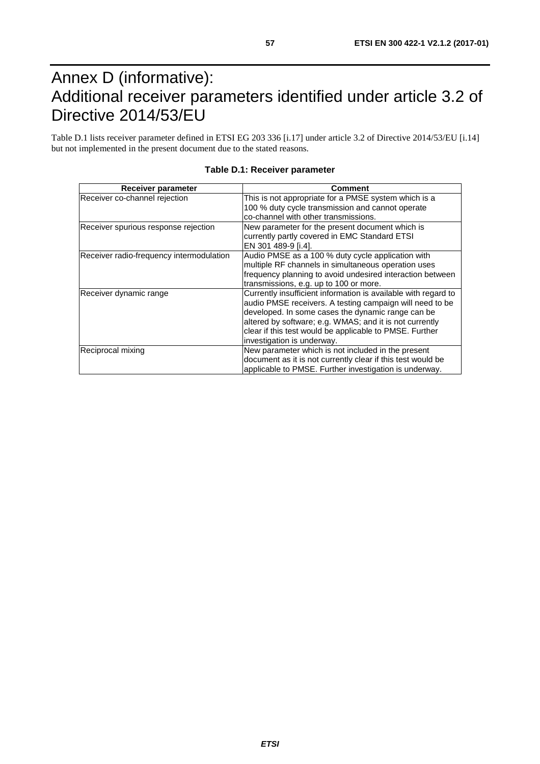# Annex D (informative): Additional receiver parameters identified under article 3.2 of Directive 2014/53/EU

Table D.1 lists receiver parameter defined in ETSI EG 203 336 [i.17] under article 3.2 of Directive 2014/53/EU [i.14] but not implemented in the present document due to the stated reasons.

**Table D.1: Receiver parameter**

| Receiver parameter | Comment |
|---|---|
| Receiver co-channel rejection | This is not appropriate for a PMSE system which is a 100 % duty cycle transmission and cannot operate co-channel with other transmissions. |
| Receiver spurious response rejection | New parameter for the present document which is currently partly covered in EMC Standard ETSI EN 301 489-9 [i.4]. |
| Receiver radio-frequency intermodulation | Audio PMSE as a 100 % duty cycle application with multiple RF channels in simultaneous operation uses frequency planning to avoid undesired interaction between transmissions, e.g. up to 100 or more. |
| Receiver dynamic range | Currently insufficient information is available with regard to audio PMSE receivers. A testing campaign will need to be developed. In some cases the dynamic range can be altered by software; e.g. WMAS; and it is not currently clear if this test would be applicable to PMSE. Further investigation is underway. |
| Reciprocal mixing | New parameter which is not included in the present document as it is not currently clear if this test would be applicable to PMSE. Further investigation is underway. |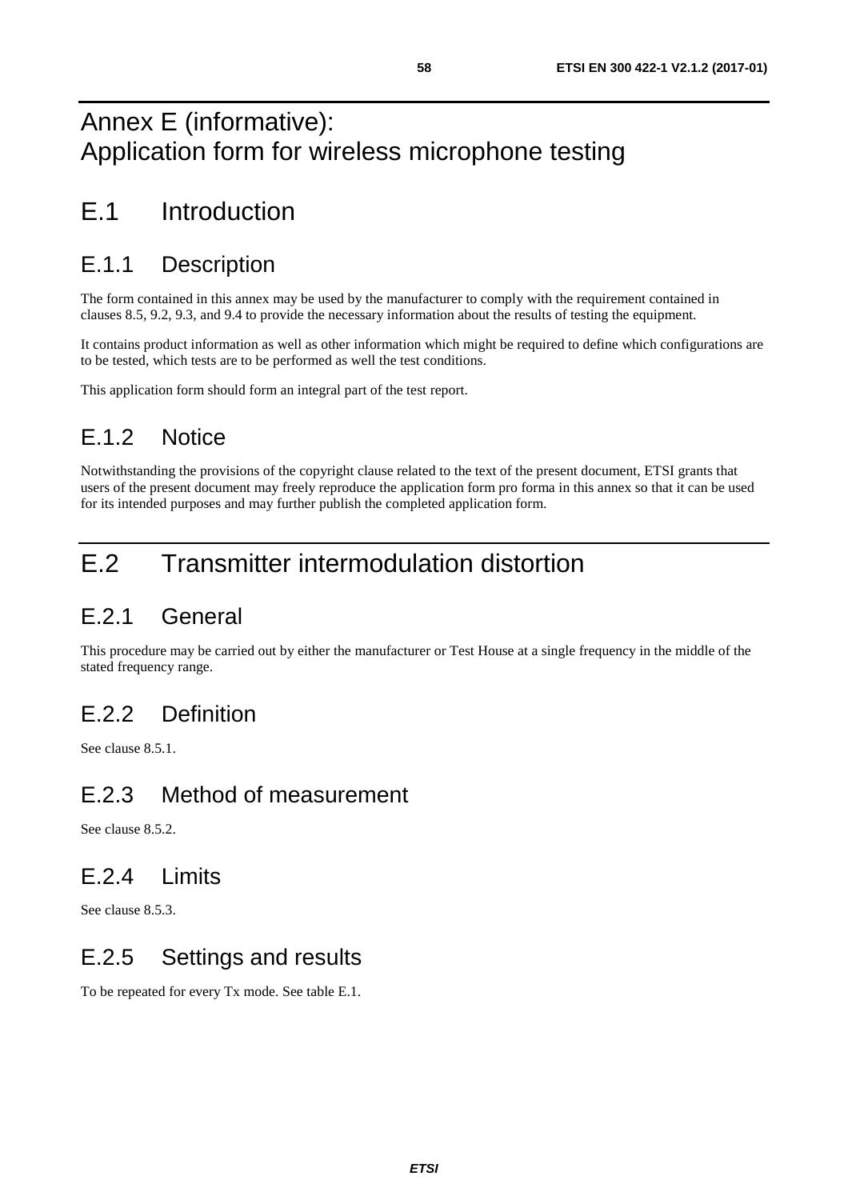# Annex E (informative): Application form for wireless microphone testing

## E.1 Introduction

### E.1.1 Description

The form contained in this annex may be used by the manufacturer to comply with the requirement contained in clauses 8.5, 9.2, 9.3, and 9.4 to provide the necessary information about the results of testing the equipment.

It contains product information as well as other information which might be required to define which configurations are to be tested, which tests are to be performed as well the test conditions.

This application form should form an integral part of the test report.

### E.1.2 Notice

Notwithstanding the provisions of the copyright clause related to the text of the present document, ETSI grants that users of the present document may freely reproduce the application form pro forma in this annex so that it can be used for its intended purposes and may further publish the completed application form.

## E.2 Transmitter intermodulation distortion

### E.2.1 General

This procedure may be carried out by either the manufacturer or Test House at a single frequency in the middle of the stated frequency range.

### E.2.2 Definition

See clause 8.5.1.

### E.2.3 Method of measurement

See clause 8.5.2.

### E.2.4 Limits

See clause 8.5.3.

### E.2.5 Settings and results

To be repeated for every Tx mode. See table E.1.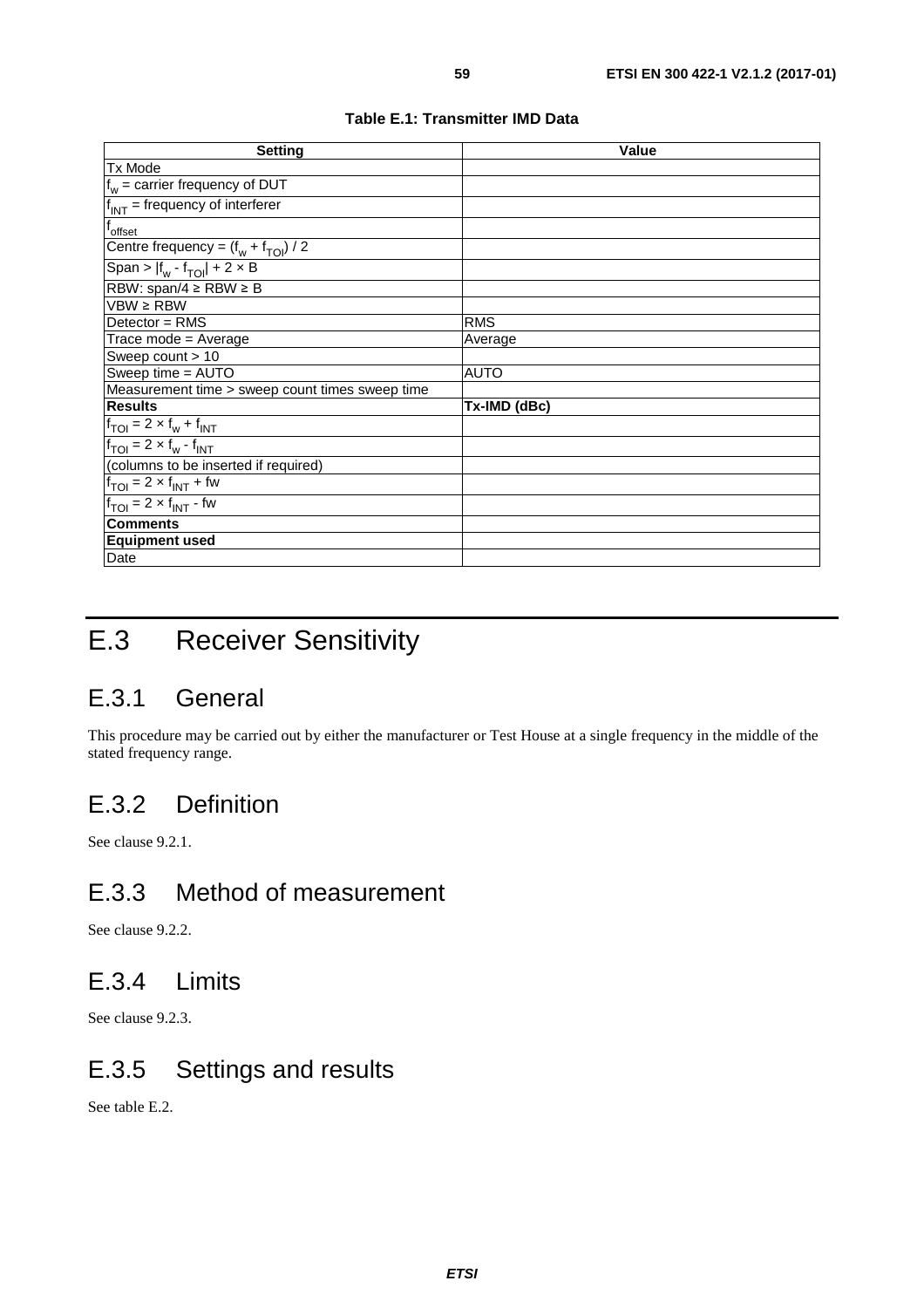**Table E.1: Transmitter IMD Data**

| Setting | Value |
|---|---|
| Tx Mode | |
| $f_w$ = carrier frequency of DUT | |
| $f_{INT}$ = frequency of interferer | |
| $f_{offset}$ | |
| Centre frequency = $(f_w + f_{TOI}) / 2$ | |
| Span > $\|f_w - f_{TOI}\| + 2 \times B$ | |
| RBW: span/4 ≥ RBW ≥ B | |
| VBW ≥ RBW | |
| Detector = RMS | RMS |
| Trace mode = Average | Average |
| Sweep count > 10 | |
| Sweep time = AUTO | AUTO |
| Measurement time > sweep count times sweep time | |
| **Results** | **Tx-IMD (dBc)** |
| $f_{TOI} = 2 \times f_w + f_{INT}$ | |
| $f_{TOI} = 2 \times f_w - f_{INT}$ | |
| (columns to be inserted if required) | |
| $f_{TOI} = 2 \times f_{INT} + fw$ | |
| $f_{TOI} = 2 \times f_{INT} - fw$ | |
| **Comments** | |
| **Equipment used** | |
| Date | |

# E.3 Receiver Sensitivity

## E.3.1 General

This procedure may be carried out by either the manufacturer or Test House at a single frequency in the middle of the stated frequency range.

## E.3.2 Definition

See clause 9.2.1.

## E.3.3 Method of measurement

See clause 9.2.2.

## E.3.4 Limits

See clause 9.2.3.

## E.3.5 Settings and results

See table E.2.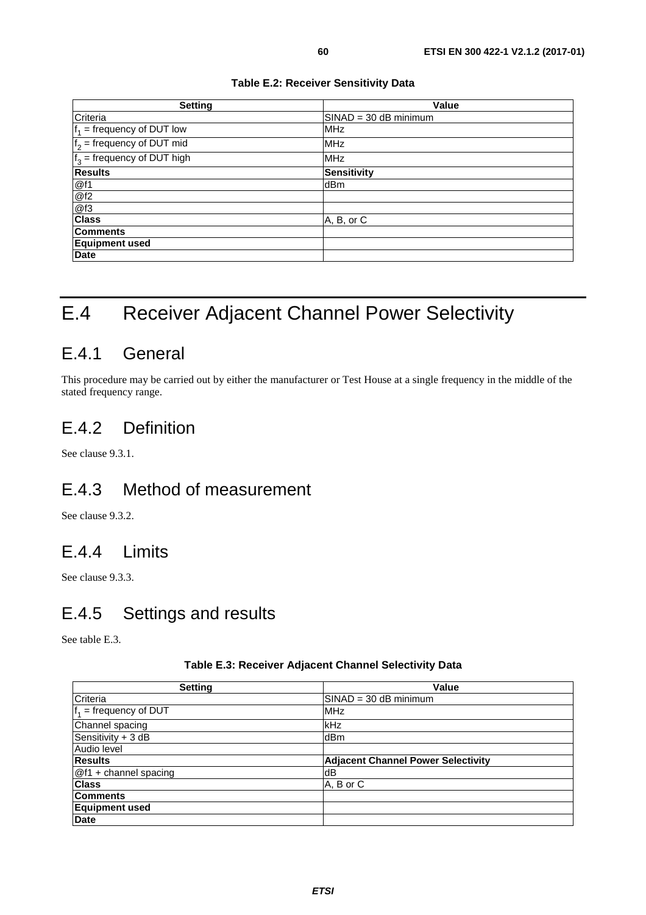**Table E.2: Receiver Sensitivity Data**

| Setting | Value |
|---|---|
| Criteria | SINAD = 30 dB minimum |
| $f_1$ = frequency of DUT low | MHz |
| $f_2$ = frequency of DUT mid | MHz |
| $f_3$ = frequency of DUT high | MHz |
| **Results** | **Sensitivity** |
| @f1 | dBm |
| @f2 | |
| @f3 | |
| **Class** | A, B, or C |
| **Comments** | |
| **Equipment used** | |
| **Date** | |

# E.4 Receiver Adjacent Channel Power Selectivity

## E.4.1 General

This procedure may be carried out by either the manufacturer or Test House at a single frequency in the middle of the stated frequency range.

## E.4.2 Definition

See clause 9.3.1.

## E.4.3 Method of measurement

See clause 9.3.2.

## E.4.4 Limits

See clause 9.3.3.

## E.4.5 Settings and results

See table E.3.

**Table E.3: Receiver Adjacent Channel Selectivity Data**

| Setting | Value |
|---|---|
| Criteria | SINAD = 30 dB minimum |
| $f_1$ = frequency of DUT | MHz |
| Channel spacing | kHz |
| Sensitivity + 3 dB | dBm |
| Audio level | |
| **Results** | **Adjacent Channel Power Selectivity** |
| @f1 + channel spacing | dB |
| **Class** | A, B or C |
| **Comments** | |
| **Equipment used** | |
| **Date** | |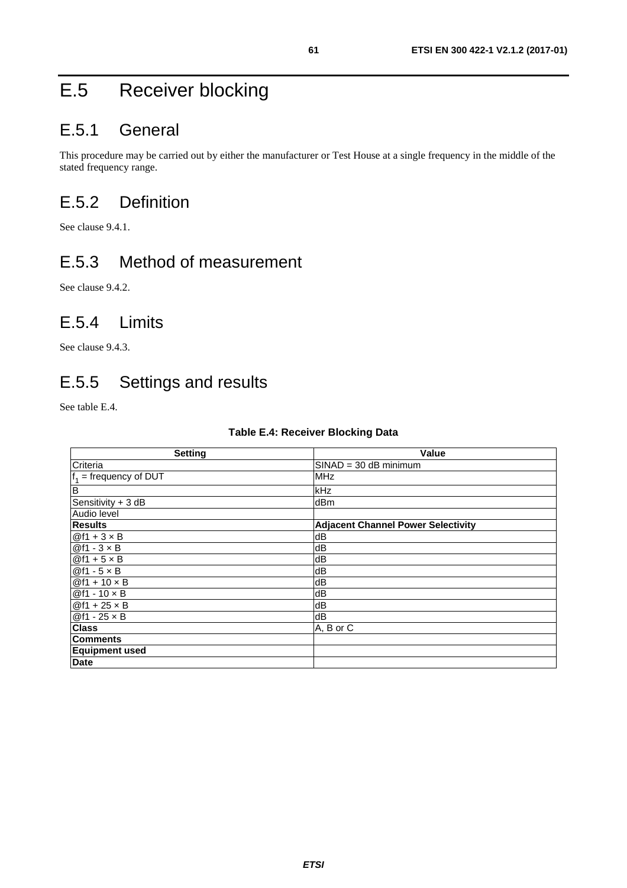# E.5 Receiver blocking

## E.5.1 General

This procedure may be carried out by either the manufacturer or Test House at a single frequency in the middle of the stated frequency range.

## E.5.2 Definition

See clause 9.4.1.

## E.5.3 Method of measurement

See clause 9.4.2.

## E.5.4 Limits

See clause 9.4.3.

## E.5.5 Settings and results

See table E.4.

**Table E.4: Receiver Blocking Data**

| Setting | Value |
|---|---|
| Criteria | SINAD = 30 dB minimum |
| $f_1$ = frequency of DUT | MHz |
| B | kHz |
| Sensitivity + 3 dB | dBm |
| Audio level | |
| **Results** | **Adjacent Channel Power Selectivity** |
| @f1 + 3 × B | dB |
| @f1 - 3 × B | dB |
| @f1 + 5 × B | dB |
| @f1 - 5 × B | dB |
| @f1 + 10 × B | dB |
| @f1 - 10 × B | dB |
| @f1 + 25 × B | dB |
| @f1 - 25 × B | dB |
| **Class** | A, B or C |
| **Comments** | |
| **Equipment used** | |
| **Date** | |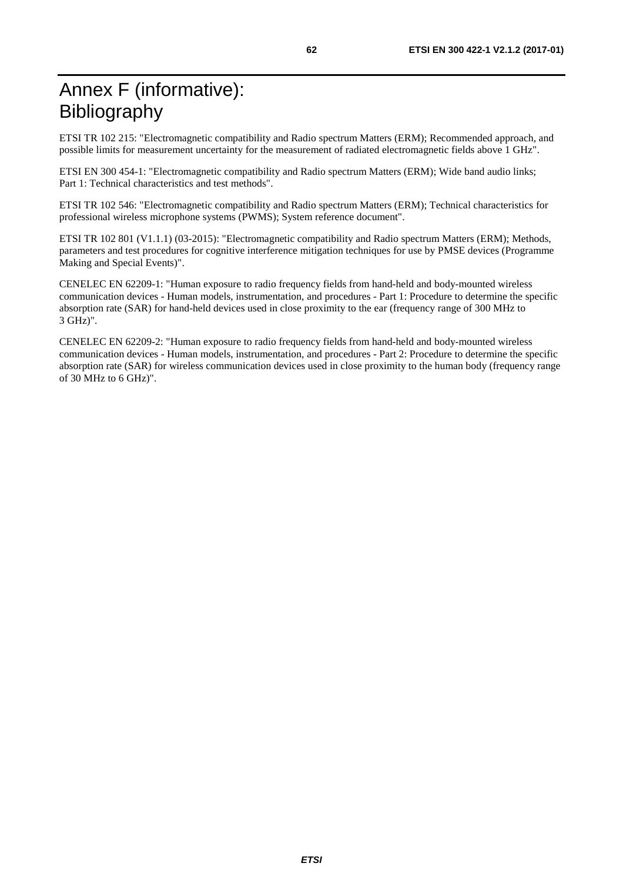# Annex F (informative): Bibliography

ETSI TR 102 215: "Electromagnetic compatibility and Radio spectrum Matters (ERM); Recommended approach, and possible limits for measurement uncertainty for the measurement of radiated electromagnetic fields above 1 GHz".

ETSI EN 300 454-1: "Electromagnetic compatibility and Radio spectrum Matters (ERM); Wide band audio links; Part 1: Technical characteristics and test methods".

ETSI TR 102 546: "Electromagnetic compatibility and Radio spectrum Matters (ERM); Technical characteristics for professional wireless microphone systems (PWMS); System reference document".

ETSI TR 102 801 (V1.1.1) (03-2015): "Electromagnetic compatibility and Radio spectrum Matters (ERM); Methods, parameters and test procedures for cognitive interference mitigation techniques for use by PMSE devices (Programme Making and Special Events)".

CENELEC EN 62209-1: "Human exposure to radio frequency fields from hand-held and body-mounted wireless communication devices - Human models, instrumentation, and procedures - Part 1: Procedure to determine the specific absorption rate (SAR) for hand-held devices used in close proximity to the ear (frequency range of 300 MHz to 3 GHz)".

CENELEC EN 62209-2: "Human exposure to radio frequency fields from hand-held and body-mounted wireless communication devices - Human models, instrumentation, and procedures - Part 2: Procedure to determine the specific absorption rate (SAR) for wireless communication devices used in close proximity to the human body (frequency range of 30 MHz to 6 GHz)".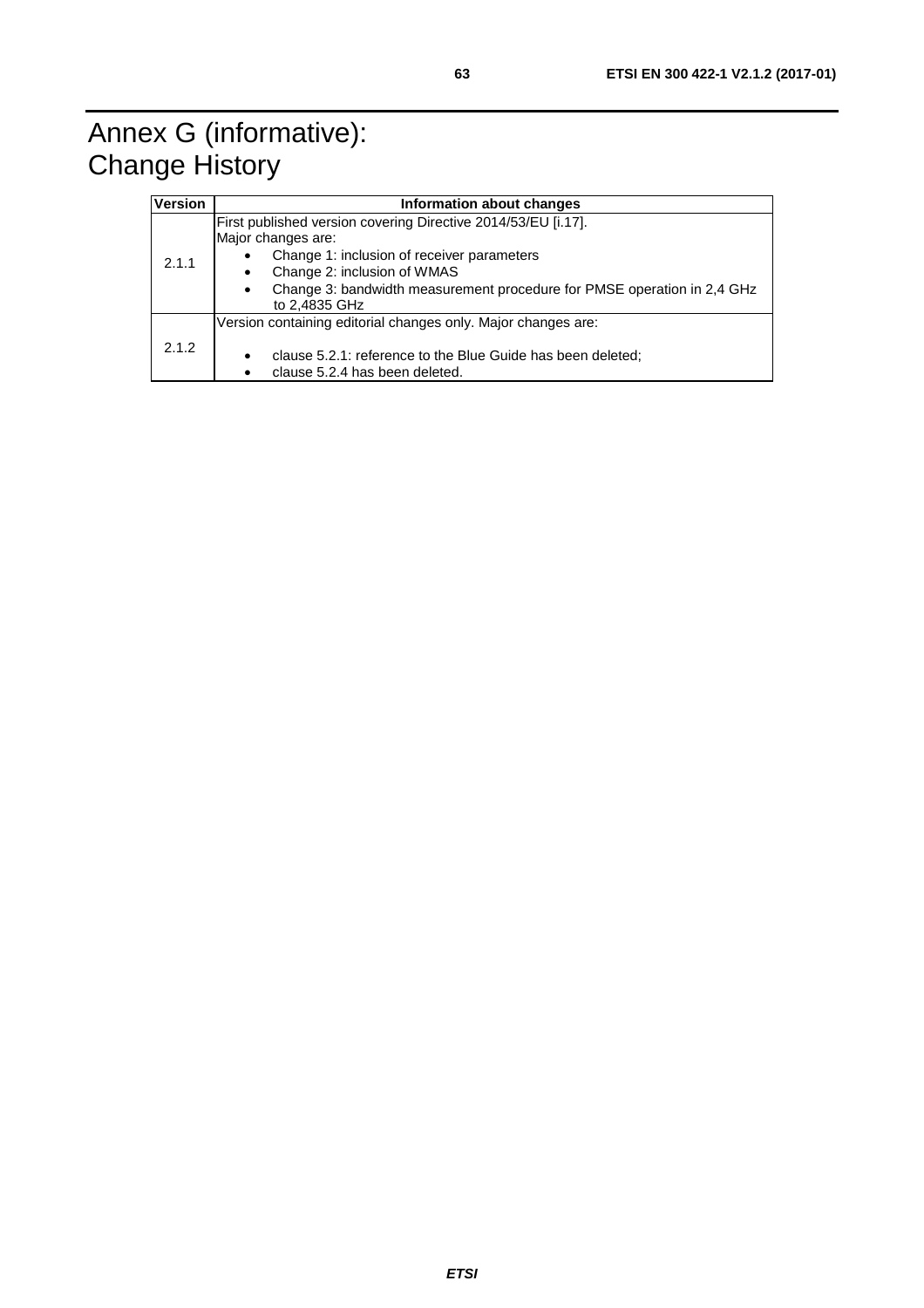# Annex G (informative): Change History

| Version | Information about changes |
|---|---|
| 2.1.1 | First published version covering Directive 2014/53/EU [i.17].<br>Major changes are:<br>• Change 1: inclusion of receiver parameters<br>• Change 2: inclusion of WMAS<br>• Change 3: bandwidth measurement procedure for PMSE operation in 2,4 GHz to 2,4835 GHz |
| 2.1.2 | Version containing editorial changes only. Major changes are:<br>• clause 5.2.1: reference to the Blue Guide has been deleted;<br>• clause 5.2.4 has been deleted. |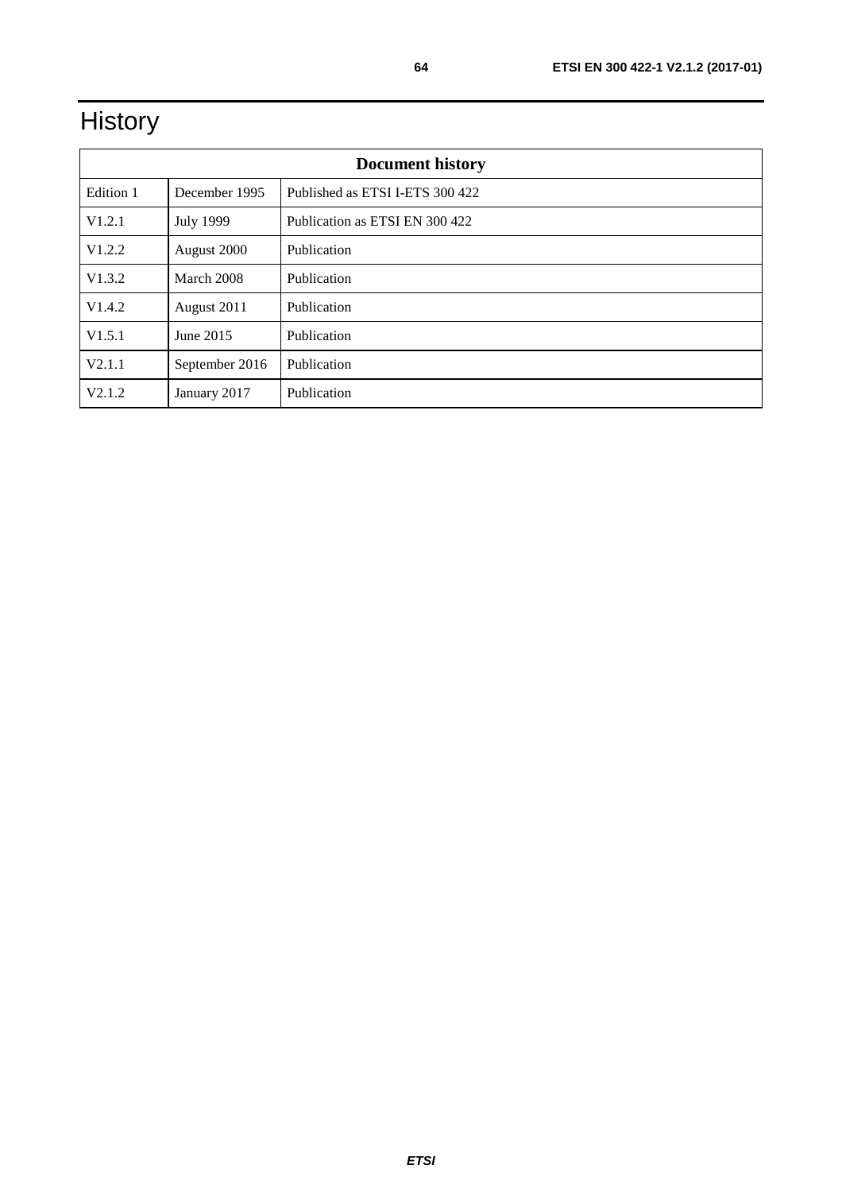# History

| Document history | | |
|---|---|---|
| Edition 1 | December 1995 | Published as ETSI I-ETS 300 422 |
| V1.2.1 | July 1999 | Publication as ETSI EN 300 422 |
| V1.2.2 | August 2000 | Publication |
| V1.3.2 | March 2008 | Publication |
| V1.4.2 | August 2011 | Publication |
| V1.5.1 | June 2015 | Publication |
| V2.1.1 | September 2016 | Publication |
| V2.1.2 | January 2017 | Publication |